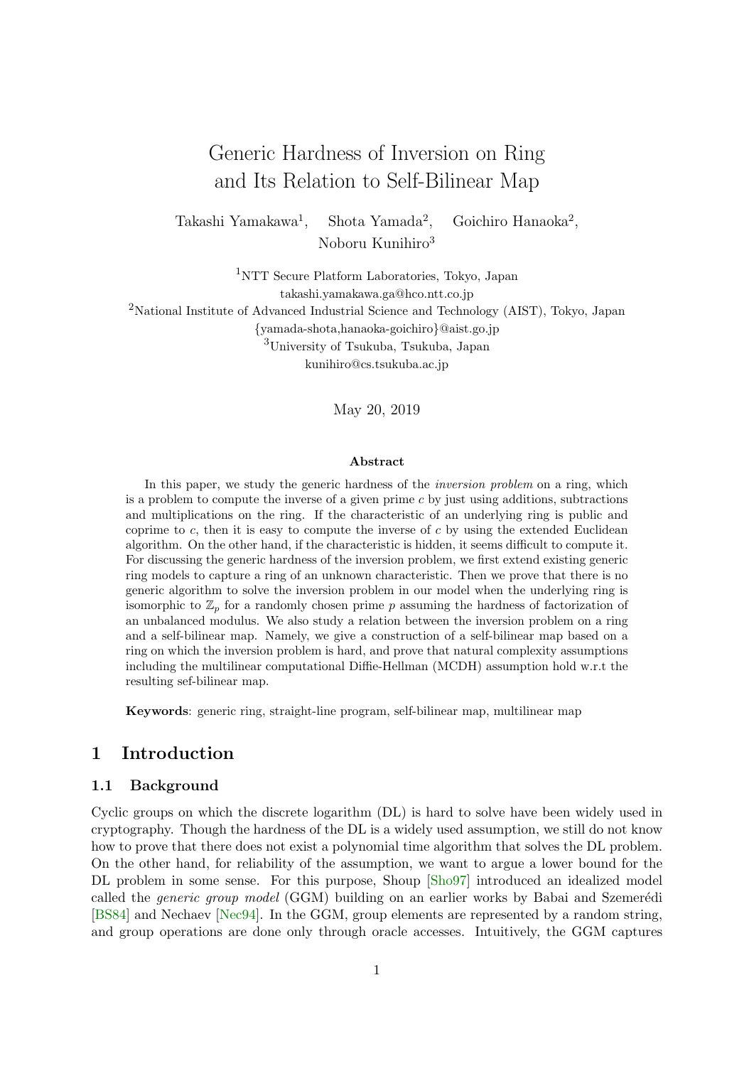# Generic Hardness of Inversion on Ring and Its Relation to Self-Bilinear Map

Takashi Yamakawa[1], Shota Yamada[2], Goichiro Hanaoka[2], Noboru Kunihiro[3]

[1]NTT Secure Platform Laboratories, Tokyo, Japan
takashi.yamakawa.ga@hco.ntt.co.jp

[2]National Institute of Advanced Industrial Science and Technology (AIST), Tokyo, Japan
{yamada-shota,hanaoka-goichiro}@aist.go.jp

[3]University of Tsukuba, Tsukuba, Japan
kunihiro@cs.tsukuba.ac.jp

May 20, 2019

**Abstract**

In this paper, we study the generic hardness of the *inversion problem* on a ring, which is a problem to compute the inverse of a given prime $c$ by just using additions, subtractions and multiplications on the ring. If the characteristic of an underlying ring is public and coprime to $c$, then it is easy to compute the inverse of $c$ by using the extended Euclidean algorithm. On the other hand, if the characteristic is hidden, it seems difficult to compute it. For discussing the generic hardness of the inversion problem, we first extend existing generic ring models to capture a ring of an unknown characteristic. Then we prove that there is no generic algorithm to solve the inversion problem in our model when the underlying ring is isomorphic to $\mathbb{Z}_p$ for a randomly chosen prime $p$ assuming the hardness of factorization of an unbalanced modulus. We also study a relation between the inversion problem on a ring and a self-bilinear map. Namely, we give a construction of a self-bilinear map based on a ring on which the inversion problem is hard, and prove that natural complexity assumptions including the multilinear computational Diffie-Hellman (MCDH) assumption hold w.r.t the resulting sef-bilinear map.

**Keywords**: generic ring, straight-line program, self-bilinear map, multilinear map

## 1 Introduction

### 1.1 Background

Cyclic groups on which the discrete logarithm (DL) is hard to solve have been widely used in cryptography. Though the hardness of the DL is a widely used assumption, we still do not know how to prove that there does not exist a polynomial time algorithm that solves the DL problem. On the other hand, for reliability of the assumption, we want to argue a lower bound for the DL problem in some sense. For this purpose, Shoup [Sho97] introduced an idealized model called the *generic group model* (GGM) building on an earlier works by Babai and Szemerédi [BS84] and Nechaev [Nec94]. In the GGM, group elements are represented by a random string, and group operations are done only through oracle accesses. Intuitively, the GGM captures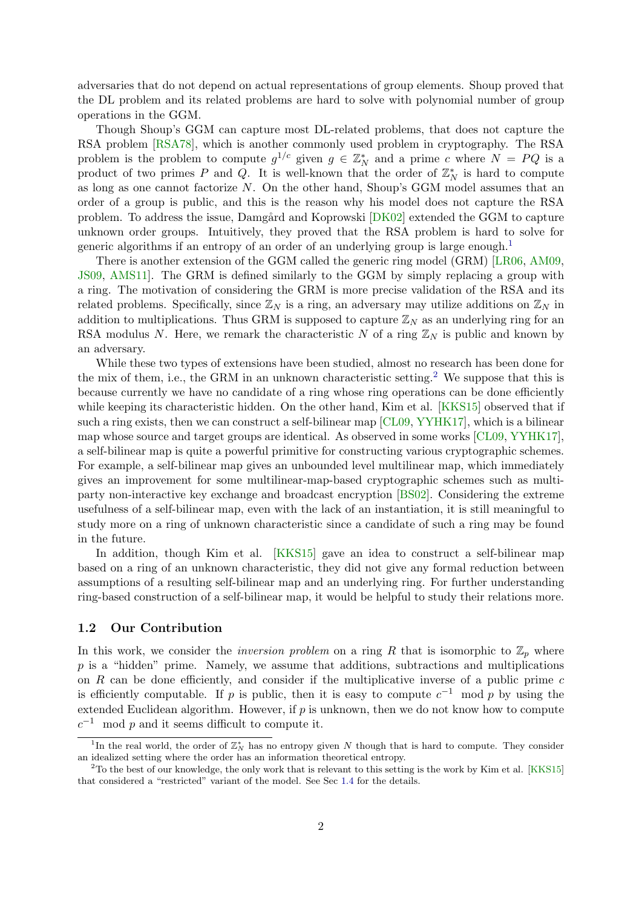adversaries that do not depend on actual representations of group elements. Shoup proved that the DL problem and its related problems are hard to solve with polynomial number of group operations in the GGM.

Though Shoup's GGM can capture most DL-related problems, that does not capture the RSA problem [RSA78], which is another commonly used problem in cryptography. The RSA problem is the problem to compute $g^{1/c}$ given $g \in \mathbb{Z}_N^*$ and a prime $c$ where $N = PQ$ is a product of two primes $P$ and $Q$. It is well-known that the order of $\mathbb{Z}_N^*$ is hard to compute as long as one cannot factorize $N$. On the other hand, Shoup's GGM model assumes that an order of a group is public, and this is the reason why his model does not capture the RSA problem. To address the issue, Damgård and Koprowski [DK02] extended the GGM to capture unknown order groups. Intuitively, they proved that the RSA problem is hard to solve for generic algorithms if an entropy of an order of an underlying group is large enough.[1]

There is another extension of the GGM called the generic ring model (GRM) [LR06, AM09, JS09, AMS11]. The GRM is defined similarly to the GGM by simply replacing a group with a ring. The motivation of considering the GRM is more precise validation of the RSA and its related problems. Specifically, since $\mathbb{Z}_N$ is a ring, an adversary may utilize additions on $\mathbb{Z}_N$ in addition to multiplications. Thus GRM is supposed to capture $\mathbb{Z}_N$ as an underlying ring for an RSA modulus $N$. Here, we remark the characteristic $N$ of a ring $\mathbb{Z}_N$ is public and known by an adversary.

While these two types of extensions have been studied, almost no research has been done for the mix of them, i.e., the GRM in an unknown characteristic setting.[2] We suppose that this is because currently we have no candidate of a ring whose ring operations can be done efficiently while keeping its characteristic hidden. On the other hand, Kim et al. [KKS15] observed that if such a ring exists, then we can construct a self-bilinear map [CL09, YYHK17], which is a bilinear map whose source and target groups are identical. As observed in some works [CL09, YYHK17], a self-bilinear map is quite a powerful primitive for constructing various cryptographic schemes. For example, a self-bilinear map gives an unbounded level multilinear map, which immediately gives an improvement for some multilinear-map-based cryptographic schemes such as multiparty non-interactive key exchange and broadcast encryption [BS02]. Considering the extreme usefulness of a self-bilinear map, even with the lack of an instantiation, it is still meaningful to study more on a ring of unknown characteristic since a candidate of such a ring may be found in the future.

In addition, though Kim et al. [KKS15] gave an idea to construct a self-bilinear map based on a ring of an unknown characteristic, they did not give any formal reduction between assumptions of a resulting self-bilinear map and an underlying ring. For further understanding ring-based construction of a self-bilinear map, it would be helpful to study their relations more.

### 1.2 Our Contribution

In this work, we consider the *inversion problem* on a ring $R$ that is isomorphic to $\mathbb{Z}_p$ where $p$ is a "hidden" prime. Namely, we assume that additions, subtractions and multiplications on $R$ can be done efficiently, and consider if the multiplicative inverse of a public prime $c$ is efficiently computable. If $p$ is public, then it is easy to compute $c^{-1} \mod p$ by using the extended Euclidean algorithm. However, if $p$ is unknown, then we do not know how to compute $c^{-1} \mod p$ and it seems difficult to compute it.

---

[1] In the real world, the order of $\mathbb{Z}_N^*$ has no entropy given $N$ though that is hard to compute. They consider an idealized setting where the order has an information theoretical entropy.

[2] To the best of our knowledge, the only work that is relevant to this setting is the work by Kim et al. [KKS15] that considered a "restricted" variant of the model. See Sec 1.4 for the details.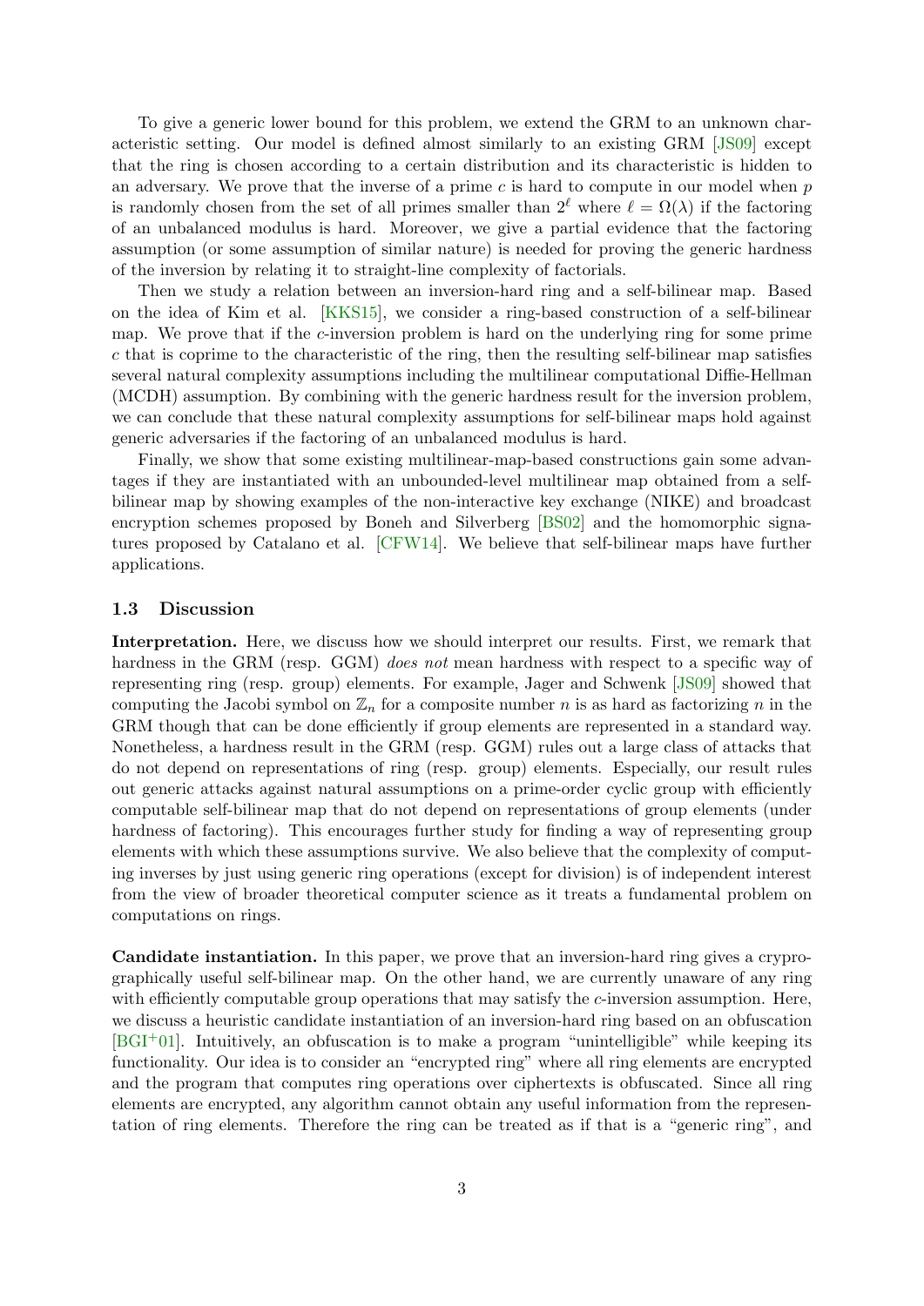To give a generic lower bound for this problem, we extend the GRM to an unknown characteristic setting. Our model is defined almost similarly to an existing GRM [JS09] except that the ring is chosen according to a certain distribution and its characteristic is hidden to an adversary. We prove that the inverse of a prime $c$ is hard to compute in our model when $p$ is randomly chosen from the set of all primes smaller than $2^\ell$ where $\ell = \Omega(\lambda)$ if the factoring of an unbalanced modulus is hard. Moreover, we give a partial evidence that the factoring assumption (or some assumption of similar nature) is needed for proving the generic hardness of the inversion by relating it to straight-line complexity of factorials.

Then we study a relation between an inversion-hard ring and a self-bilinear map. Based on the idea of Kim et al. [KKS15], we consider a ring-based construction of a self-bilinear map. We prove that if the $c$-inversion problem is hard on the underlying ring for some prime $c$ that is coprime to the characteristic of the ring, then the resulting self-bilinear map satisfies several natural complexity assumptions including the multilinear computational Diffie-Hellman (MCDH) assumption. By combining with the generic hardness result for the inversion problem, we can conclude that these natural complexity assumptions for self-bilinear maps hold against generic adversaries if the factoring of an unbalanced modulus is hard.

Finally, we show that some existing multilinear-map-based constructions gain some advantages if they are instantiated with an unbounded-level multilinear map obtained from a self-bilinear map by showing examples of the non-interactive key exchange (NIKE) and broadcast encryption schemes proposed by Boneh and Silverberg [BS02] and the homomorphic signatures proposed by Catalano et al. [CFW14]. We believe that self-bilinear maps have further applications.

### 1.3 Discussion

**Interpretation.** Here, we discuss how we should interpret our results. First, we remark that hardness in the GRM (resp. GGM) *does not* mean hardness with respect to a specific way of representing ring (resp. group) elements. For example, Jager and Schwenk [JS09] showed that computing the Jacobi symbol on $\mathbb{Z}_n$ for a composite number $n$ is as hard as factorizing $n$ in the GRM though that can be done efficiently if group elements are represented in a standard way. Nonetheless, a hardness result in the GRM (resp. GGM) rules out a large class of attacks that do not depend on representations of ring (resp. group) elements. Especially, our result rules out generic attacks against natural assumptions on a prime-order cyclic group with efficiently computable self-bilinear map that do not depend on representations of group elements (under hardness of factoring). This encourages further study for finding a way of representing group elements with which these assumptions survive. We also believe that the complexity of computing inverses by just using generic ring operations (except for division) is of independent interest from the view of broader theoretical computer science as it treats a fundamental problem on computations on rings.

**Candidate instantiation.** In this paper, we prove that an inversion-hard ring gives a cryprographically useful self-bilinear map. On the other hand, we are currently unaware of any ring with efficiently computable group operations that may satisfy the $c$-inversion assumption. Here, we discuss a heuristic candidate instantiation of an inversion-hard ring based on an obfuscation [BGI+01]. Intuitively, an obfuscation is to make a program "unintelligible" while keeping its functionality. Our idea is to consider an "encrypted ring" where all ring elements are encrypted and the program that computes ring operations over ciphertexts is obfuscated. Since all ring elements are encrypted, any algorithm cannot obtain any useful information from the representation of ring elements. Therefore the ring can be treated as if that is a "generic ring", and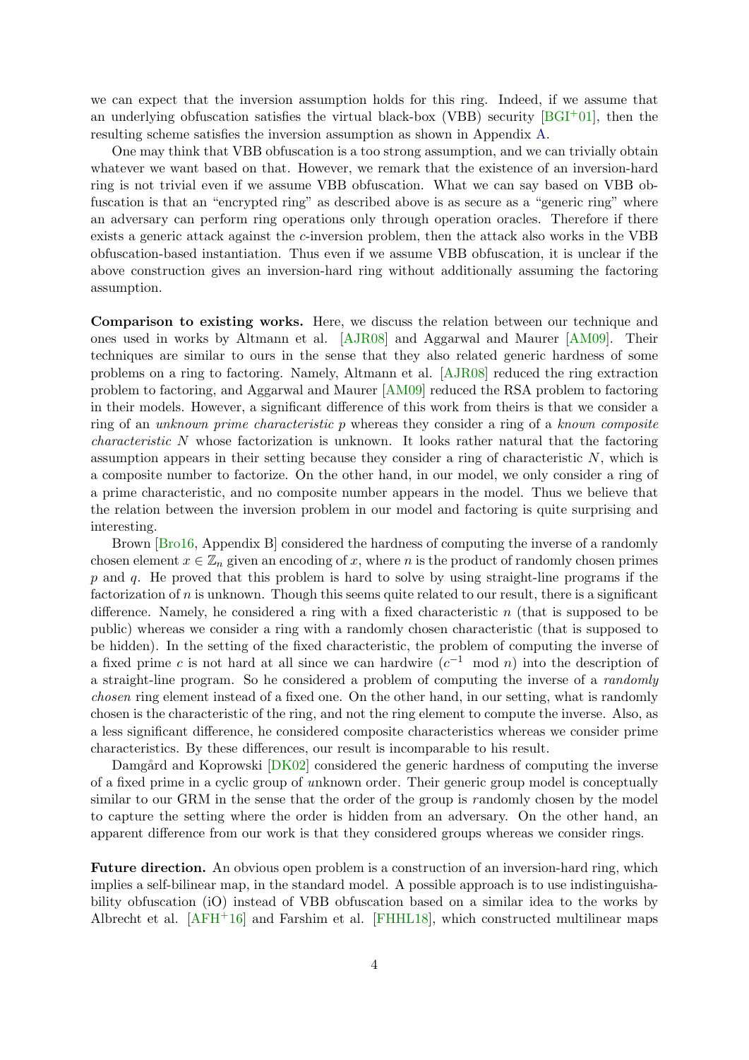we can expect that the inversion assumption holds for this ring. Indeed, if we assume that an underlying obfuscation satisfies the virtual black-box (VBB) security [BGI+01], then the resulting scheme satisfies the inversion assumption as shown in Appendix A.

One may think that VBB obfuscation is a too strong assumption, and we can trivially obtain whatever we want based on that. However, we remark that the existence of an inversion-hard ring is not trivial even if we assume VBB obfuscation. What we can say based on VBB obfuscation is that an "encrypted ring" as described above is as secure as a "generic ring" where an adversary can perform ring operations only through operation oracles. Therefore if there exists a generic attack against the $c$-inversion problem, then the attack also works in the VBB obfuscation-based instantiation. Thus even if we assume VBB obfuscation, it is unclear if the above construction gives an inversion-hard ring without additionally assuming the factoring assumption.

**Comparison to existing works.** Here, we discuss the relation between our technique and ones used in works by Altmann et al. [AJR08] and Aggarwal and Maurer [AM09]. Their techniques are similar to ours in the sense that they also related generic hardness of some problems on a ring to factoring. Namely, Altmann et al. [AJR08] reduced the ring extraction problem to factoring, and Aggarwal and Maurer [AM09] reduced the RSA problem to factoring in their models. However, a significant difference of this work from theirs is that we consider a ring of an *unknown prime characteristic* $p$ whereas they consider a ring of a *known composite characteristic* $N$ whose factorization is unknown. It looks rather natural that the factoring assumption appears in their setting because they consider a ring of characteristic $N$, which is a composite number to factorize. On the other hand, in our model, we only consider a ring of a prime characteristic, and no composite number appears in the model. Thus we believe that the relation between the inversion problem in our model and factoring is quite surprising and interesting.

Brown [Bro16, Appendix B] considered the hardness of computing the inverse of a randomly chosen element $x \in \mathbb{Z}_n$ given an encoding of $x$, where $n$ is the product of randomly chosen primes $p$ and $q$. He proved that this problem is hard to solve by using straight-line programs if the factorization of $n$ is unknown. Though this seems quite related to our result, there is a significant difference. Namely, he considered a ring with a fixed characteristic $n$ (that is supposed to be public) whereas we consider a ring with a randomly chosen characteristic (that is supposed to be hidden). In the setting of the fixed characteristic, the problem of computing the inverse of a fixed prime $c$ is not hard at all since we can hardwire $(c^{-1} \mod n)$ into the description of a straight-line program. So he considered a problem of computing the inverse of a *randomly chosen* ring element instead of a fixed one. On the other hand, in our setting, what is randomly chosen is the characteristic of the ring, and not the ring element to compute the inverse. Also, as a less significant difference, he considered composite characteristics whereas we consider prime characteristics. By these differences, our result is incomparable to his result.

Damgård and Koprowski [DK02] considered the generic hardness of computing the inverse of a fixed prime in a cyclic group of unknown order. Their generic group model is conceptually similar to our GRM in the sense that the order of the group is randomly chosen by the model to capture the setting where the order is hidden from an adversary. On the other hand, an apparent difference from our work is that they considered groups whereas we consider rings.

**Future direction.** An obvious open problem is a construction of an inversion-hard ring, which implies a self-bilinear map, in the standard model. A possible approach is to use indistinguishability obfuscation (iO) instead of VBB obfuscation based on a similar idea to the works by Albrecht et al. [AFH+16] and Farshim et al. [FHHL18], which constructed multilinear maps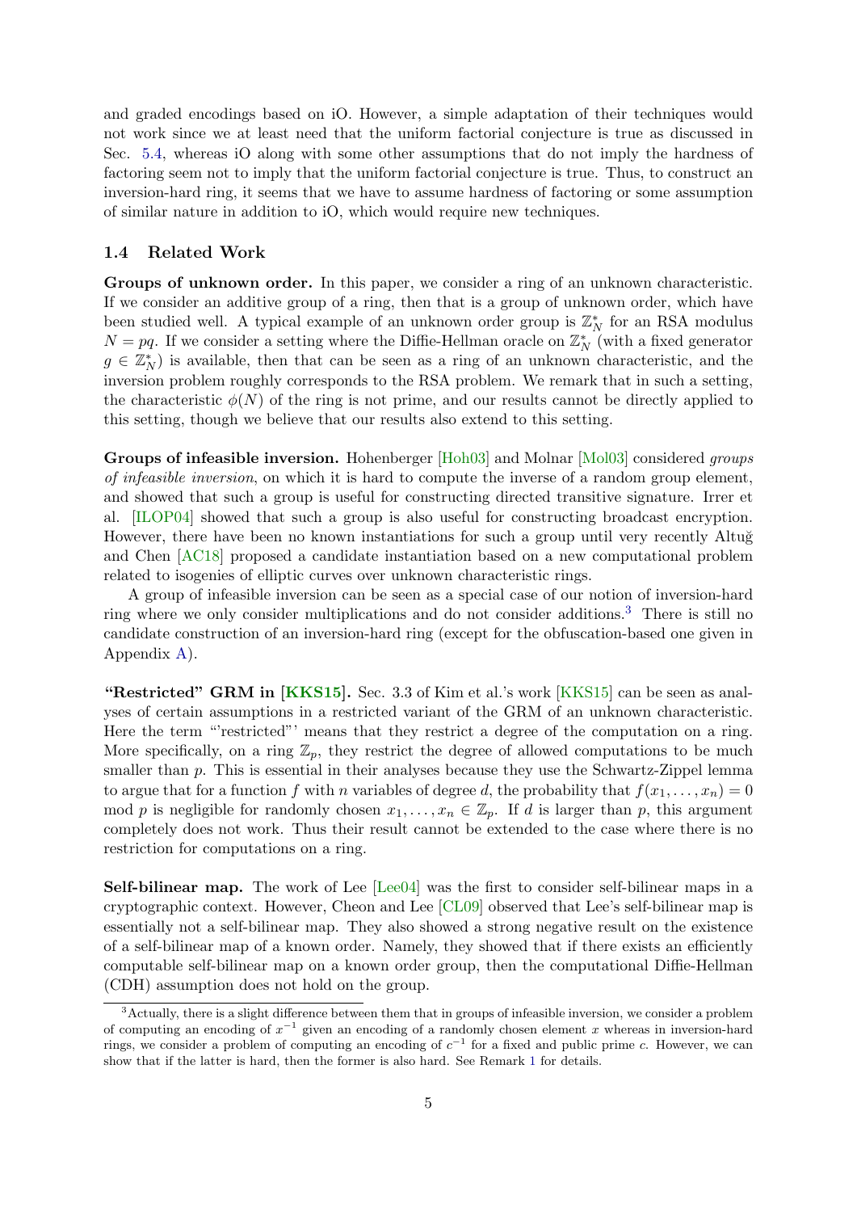and graded encodings based on iO. However, a simple adaptation of their techniques would not work since we at least need that the uniform factorial conjecture is true as discussed in Sec. 5.4, whereas iO along with some other assumptions that do not imply the hardness of factoring seem not to imply that the uniform factorial conjecture is true. Thus, to construct an inversion-hard ring, it seems that we have to assume hardness of factoring or some assumption of similar nature in addition to iO, which would require new techniques.

### 1.4 Related Work

**Groups of unknown order.** In this paper, we consider a ring of an unknown characteristic. If we consider an additive group of a ring, then that is a group of unknown order, which have been studied well. A typical example of an unknown order group is $\mathbb{Z}_N^*$ for an RSA modulus $N = pq$. If we consider a setting where the Diffie-Hellman oracle on $\mathbb{Z}_N^*$ (with a fixed generator $g \in \mathbb{Z}_N^*$) is available, then that can be seen as a ring of an unknown characteristic, and the inversion problem roughly corresponds to the RSA problem. We remark that in such a setting, the characteristic $\phi(N)$ of the ring is not prime, and our results cannot be directly applied to this setting, though we believe that our results also extend to this setting.

**Groups of infeasible inversion.** Hohenberger [Hoh03] and Molnar [Mol03] considered *groups of infeasible inversion*, on which it is hard to compute the inverse of a random group element, and showed that such a group is useful for constructing directed transitive signature. Irrer et al. [ILOP04] showed that such a group is also useful for constructing broadcast encryption. However, there have been no known instantiations for such a group until very recently Altuğ and Chen [AC18] proposed a candidate instantiation based on a new computational problem related to isogenies of elliptic curves over unknown characteristic rings.

A group of infeasible inversion can be seen as a special case of our notion of inversion-hard ring where we only consider multiplications and do not consider additions.[3] There is still no candidate construction of an inversion-hard ring (except for the obfuscation-based one given in Appendix A).

**"Restricted" GRM in [KKS15].** Sec. 3.3 of Kim et al.'s work [KKS15] can be seen as analyses of certain assumptions in a restricted variant of the GRM of an unknown characteristic. Here the term "'restricted"' means that they restrict a degree of the computation on a ring. More specifically, on a ring $\mathbb{Z}_p$, they restrict the degree of allowed computations to be much smaller than $p$. This is essential in their analyses because they use the Schwartz-Zippel lemma to argue that for a function $f$ with $n$ variables of degree $d$, the probability that $f(x_1, \ldots, x_n) = 0 \mod p$ is negligible for randomly chosen $x_1, \ldots, x_n \in \mathbb{Z}_p$. If $d$ is larger than $p$, this argument completely does not work. Thus their result cannot be extended to the case where there is no restriction for computations on a ring.

**Self-bilinear map.** The work of Lee [Lee04] was the first to consider self-bilinear maps in a cryptographic context. However, Cheon and Lee [CL09] observed that Lee's self-bilinear map is essentially not a self-bilinear map. They also showed a strong negative result on the existence of a self-bilinear map of a known order. Namely, they showed that if there exists an efficiently computable self-bilinear map on a known order group, then the computational Diffie-Hellman (CDH) assumption does not hold on the group.

[3] Actually, there is a slight difference between them that in groups of infeasible inversion, we consider a problem of computing an encoding of $x^{-1}$ given an encoding of a randomly chosen element $x$ whereas in inversion-hard rings, we consider a problem of computing an encoding of $c^{-1}$ for a fixed and public prime $c$. However, we can show that if the latter is hard, then the former is also hard. See Remark 1 for details.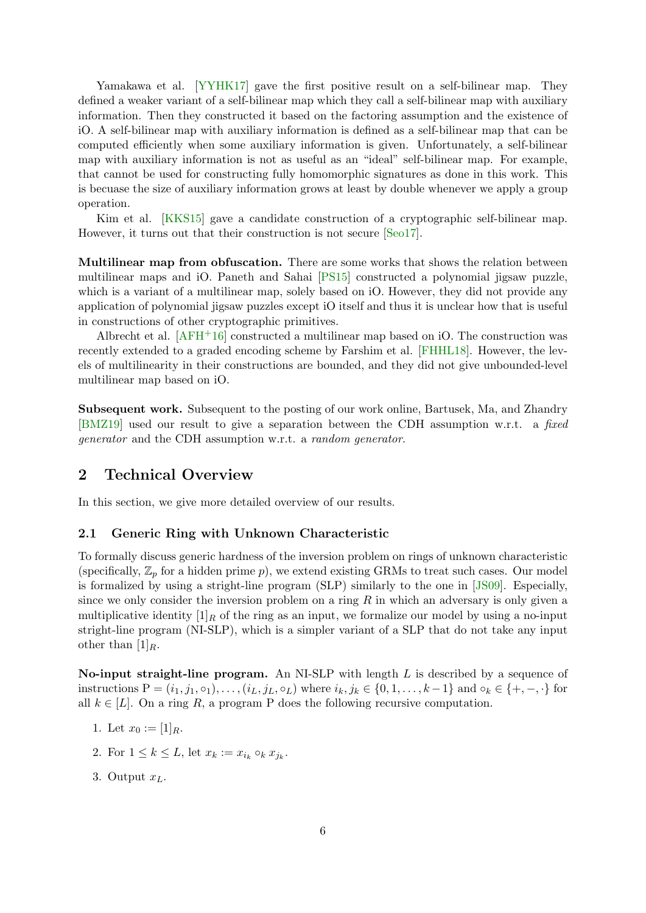Yamakawa et al. [YYHK17] gave the first positive result on a self-bilinear map. They defined a weaker variant of a self-bilinear map which they call a self-bilinear map with auxiliary information. Then they constructed it based on the factoring assumption and the existence of iO. A self-bilinear map with auxiliary information is defined as a self-bilinear map that can be computed efficiently when some auxiliary information is given. Unfortunately, a self-bilinear map with auxiliary information is not as useful as an "ideal" self-bilinear map. For example, that cannot be used for constructing fully homomorphic signatures as done in this work. This is becuase the size of auxiliary information grows at least by double whenever we apply a group operation.

Kim et al. [KKS15] gave a candidate construction of a cryptographic self-bilinear map. However, it turns out that their construction is not secure [Seo17].

**Multilinear map from obfuscation.** There are some works that shows the relation between multilinear maps and iO. Paneth and Sahai [PS15] constructed a polynomial jigsaw puzzle, which is a variant of a multilinear map, solely based on iO. However, they did not provide any application of polynomial jigsaw puzzles except iO itself and thus it is unclear how that is useful in constructions of other cryptographic primitives.

Albrecht et al. [AFH+16] constructed a multilinear map based on iO. The construction was recently extended to a graded encoding scheme by Farshim et al. [FHHL18]. However, the levels of multilinearity in their constructions are bounded, and they did not give unbounded-level multilinear map based on iO.

**Subsequent work.** Subsequent to the posting of our work online, Bartusek, Ma, and Zhandry [BMZ19] used our result to give a separation between the CDH assumption w.r.t. a *fixed generator* and the CDH assumption w.r.t. a *random generator*.

## 2 Technical Overview

In this section, we give more detailed overview of our results.

### 2.1 Generic Ring with Unknown Characteristic

To formally discuss generic hardness of the inversion problem on rings of unknown characteristic (specifically, $\mathbb{Z}_p$ for a hidden prime $p$), we extend existing GRMs to treat such cases. Our model is formalized by using a stright-line program (SLP) similarly to the one in [JS09]. Especially, since we only consider the inversion problem on a ring $R$ in which an adversary is only given a multiplicative identity $[1]_R$ of the ring as an input, we formalize our model by using a no-input stright-line program (NI-SLP), which is a simpler variant of a SLP that do not take any input other than $[1]_R$.

**No-input straight-line program.** An NI-SLP with length $L$ is described by a sequence of instructions $\mathrm{P} = (i_1, j_1, \circ_1), \ldots, (i_L, j_L, \circ_L)$ where $i_k, j_k \in \{0, 1, \ldots, k-1\}$ and $\circ_k \in \{+, -, \cdot\}$ for all $k \in [L]$. On a ring $R$, a program $\mathrm{P}$ does the following recursive computation.

1. Let $x_0 := [1]_R$.
2. For $1 \leq k \leq L$, let $x_k := x_{i_k} \circ_k x_{j_k}$.
3. Output $x_L$.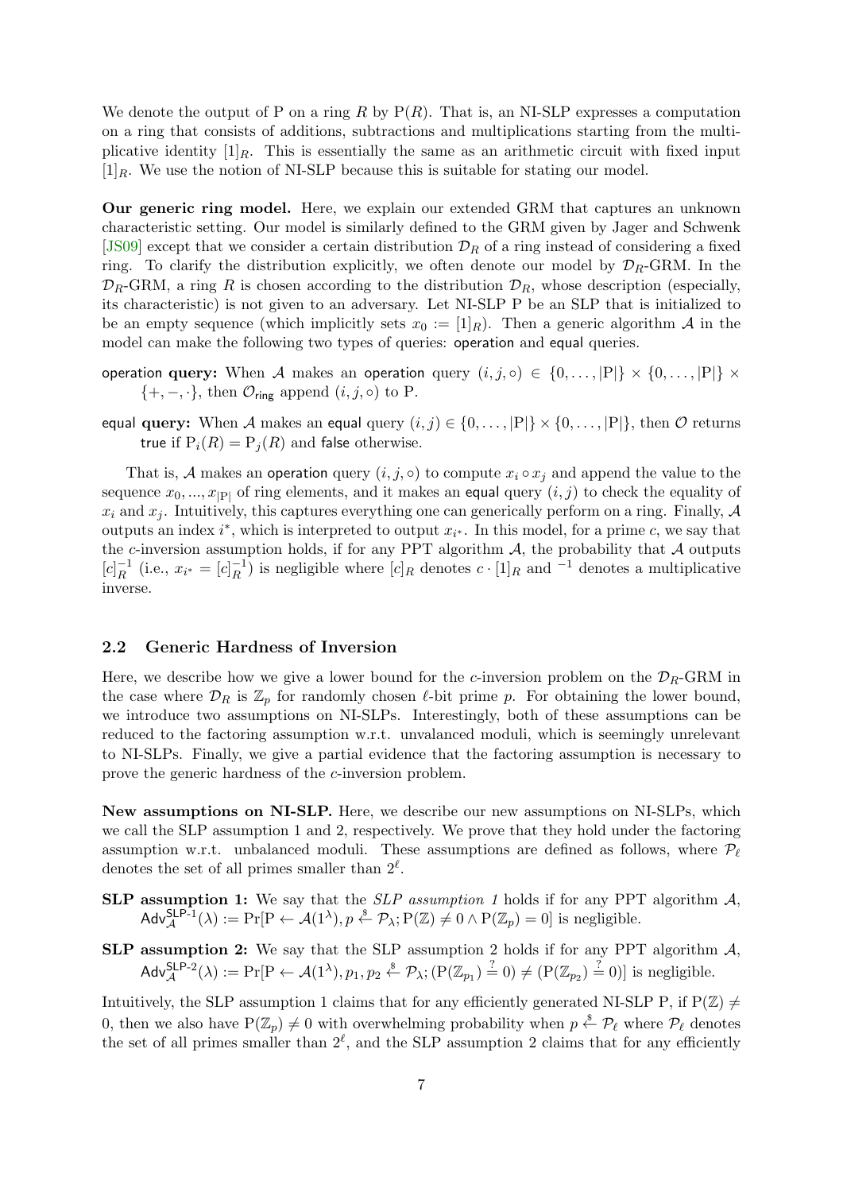We denote the output of P on a ring $R$ by $\mathrm{P}(R)$. That is, an NI-SLP expresses a computation on a ring that consists of additions, subtractions and multiplications starting from the multiplicative identity $[1]_R$. This is essentially the same as an arithmetic circuit with fixed input $[1]_R$. We use the notion of NI-SLP because this is suitable for stating our model.

**Our generic ring model.** Here, we explain our extended GRM that captures an unknown characteristic setting. Our model is similarly defined to the GRM given by Jager and Schwenk [JS09] except that we consider a certain distribution $\mathcal{D}_R$ of a ring instead of considering a fixed ring. To clarify the distribution explicitly, we often denote our model by $\mathcal{D}_R$-GRM. In the $\mathcal{D}_R$-GRM, a ring $R$ is chosen according to the distribution $\mathcal{D}_R$, whose description (especially, its characteristic) is not given to an adversary. Let NI-SLP P be an SLP that is initialized to be an empty sequence (which implicitly sets $x_0 := [1]_R$). Then a generic algorithm $\mathcal{A}$ in the model can make the following two types of queries: operation and equal queries.

- operation **query:** When $\mathcal{A}$ makes an operation query $(i, j, \circ) \in \{0, \ldots, |\mathrm{P}|\} \times \{0, \ldots, |\mathrm{P}|\} \times \{+, -, \cdot\}$, then $\mathcal{O}_{\mathsf{ring}}$ append $(i, j, \circ)$ to P.

- equal **query:** When $\mathcal{A}$ makes an equal query $(i, j) \in \{0, \ldots, |\mathrm{P}|\} \times \{0, \ldots, |\mathrm{P}|\}$, then $\mathcal{O}$ returns true if $\mathrm{P}_i(R) = \mathrm{P}_j(R)$ and false otherwise.

That is, $\mathcal{A}$ makes an operation query $(i, j, \circ)$ to compute $x_i \circ x_j$ and append the value to the sequence $x_0, ..., x_{|\mathrm{P}|}$ of ring elements, and it makes an equal query $(i, j)$ to check the equality of $x_i$ and $x_j$. Intuitively, this captures everything one can generically perform on a ring. Finally, $\mathcal{A}$ outputs an index $i^*$, which is interpreted to output $x_{i^*}$. In this model, for a prime $c$, we say that the $c$-inversion assumption holds, if for any PPT algorithm $\mathcal{A}$, the probability that $\mathcal{A}$ outputs $[c]_R^{-1}$ (i.e., $x_{i^*} = [c]_R^{-1}$) is negligible where $[c]_R$ denotes $c \cdot [1]_R$ and $^{-1}$ denotes a multiplicative inverse.

## 2.2 Generic Hardness of Inversion

Here, we describe how we give a lower bound for the $c$-inversion problem on the $\mathcal{D}_R$-GRM in the case where $\mathcal{D}_R$ is $\mathbb{Z}_p$ for randomly chosen $\ell$-bit prime $p$. For obtaining the lower bound, we introduce two assumptions on NI-SLPs. Interestingly, both of these assumptions can be reduced to the factoring assumption w.r.t. unvalanced moduli, which is seemingly unrelevant to NI-SLPs. Finally, we give a partial evidence that the factoring assumption is necessary to prove the generic hardness of the $c$-inversion problem.

**New assumptions on NI-SLP.** Here, we describe our new assumptions on NI-SLPs, which we call the SLP assumption 1 and 2, respectively. We prove that they hold under the factoring assumption w.r.t. unbalanced moduli. These assumptions are defined as follows, where $\mathcal{P}_\ell$ denotes the set of all primes smaller than $2^\ell$.

**SLP assumption 1:** We say that the *SLP assumption 1* holds if for any PPT algorithm $\mathcal{A}$, $\mathsf{Adv}_{\mathcal{A}}^{\mathsf{SLP}\text{-}1}(\lambda) := \Pr[\mathrm{P} \leftarrow \mathcal{A}(1^\lambda), p \xleftarrow{\$} \mathcal{P}_\lambda; \mathrm{P}(\mathbb{Z}) \neq 0 \wedge \mathrm{P}(\mathbb{Z}_p) = 0]$ is negligible.

**SLP assumption 2:** We say that the SLP assumption 2 holds if for any PPT algorithm $\mathcal{A}$, $\mathsf{Adv}_{\mathcal{A}}^{\mathsf{SLP}\text{-}2}(\lambda) := \Pr[\mathrm{P} \leftarrow \mathcal{A}(1^\lambda), p_1, p_2 \xleftarrow{\$} \mathcal{P}_\lambda; (\mathrm{P}(\mathbb{Z}_{p_1}) \stackrel{?}{=} 0) \neq (\mathrm{P}(\mathbb{Z}_{p_2}) \stackrel{?}{=} 0)]$ is negligible.

Intuitively, the SLP assumption 1 claims that for any efficiently generated NI-SLP P, if $\mathrm{P}(\mathbb{Z}) \neq 0$, then we also have $\mathrm{P}(\mathbb{Z}_p) \neq 0$ with overwhelming probability when $p \xleftarrow{\$} \mathcal{P}_\ell$ where $\mathcal{P}_\ell$ denotes the set of all primes smaller than $2^\ell$, and the SLP assumption 2 claims that for any efficiently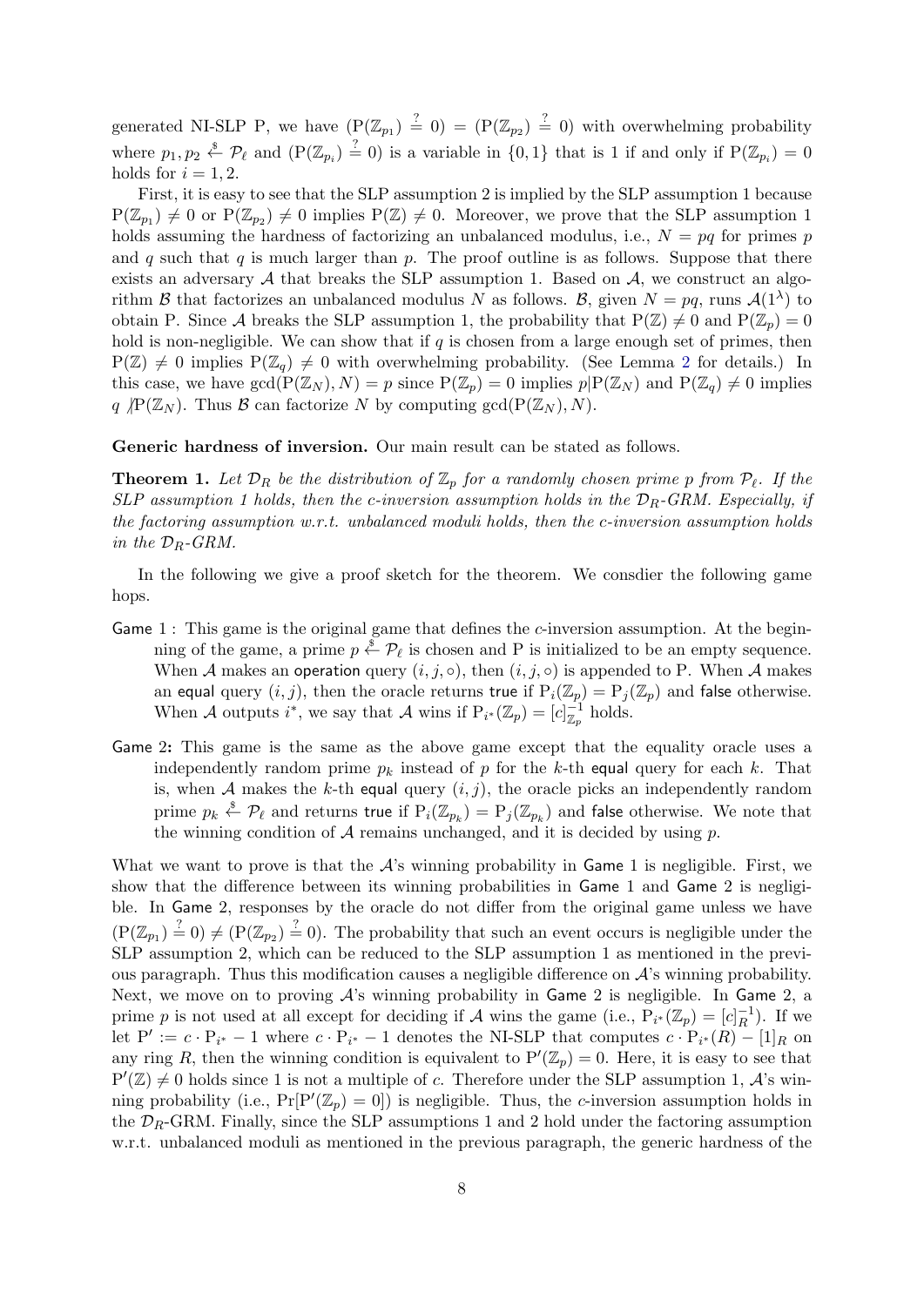generated NI-SLP P, we have $(\mathrm{P}(\mathbb{Z}_{p_1}) \stackrel{?}{=} 0) = (\mathrm{P}(\mathbb{Z}_{p_2}) \stackrel{?}{=} 0)$ with overwhelming probability where $p_1, p_2 \stackrel{\$}{\leftarrow} \mathcal{P}_\ell$ and $(\mathrm{P}(\mathbb{Z}_{p_i}) \stackrel{?}{=} 0)$ is a variable in $\{0,1\}$ that is 1 if and only if $\mathrm{P}(\mathbb{Z}_{p_i}) = 0$ holds for $i = 1, 2$.

First, it is easy to see that the SLP assumption 2 is implied by the SLP assumption 1 because $\mathrm{P}(\mathbb{Z}_{p_1}) \neq 0$ or $\mathrm{P}(\mathbb{Z}_{p_2}) \neq 0$ implies $\mathrm{P}(\mathbb{Z}) \neq 0$. Moreover, we prove that the SLP assumption 1 holds assuming the hardness of factorizing an unbalanced modulus, i.e., $N = pq$ for primes $p$ and $q$ such that $q$ is much larger than $p$. The proof outline is as follows. Suppose that there exists an adversary $\mathcal{A}$ that breaks the SLP assumption 1. Based on $\mathcal{A}$, we construct an algorithm $\mathcal{B}$ that factorizes an unbalanced modulus $N$ as follows. $\mathcal{B}$, given $N = pq$, runs $\mathcal{A}(1^\lambda)$ to obtain P. Since $\mathcal{A}$ breaks the SLP assumption 1, the probability that $\mathrm{P}(\mathbb{Z}) \neq 0$ and $\mathrm{P}(\mathbb{Z}_p) = 0$ hold is non-negligible. We can show that if $q$ is chosen from a large enough set of primes, then $\mathrm{P}(\mathbb{Z}) \neq 0$ implies $\mathrm{P}(\mathbb{Z}_q) \neq 0$ with overwhelming probability. (See Lemma 2 for details.) In this case, we have $\gcd(\mathrm{P}(\mathbb{Z}_N), N) = p$ since $\mathrm{P}(\mathbb{Z}_p) = 0$ implies $p | \mathrm{P}(\mathbb{Z}_N)$ and $\mathrm{P}(\mathbb{Z}_q) \neq 0$ implies $q \nmid \mathrm{P}(\mathbb{Z}_N)$. Thus $\mathcal{B}$ can factorize $N$ by computing $\gcd(\mathrm{P}(\mathbb{Z}_N), N)$.

**Generic hardness of inversion.** Our main result can be stated as follows.

**Theorem 1.** *Let $\mathcal{D}_R$ be the distribution of $\mathbb{Z}_p$ for a randomly chosen prime $p$ from $\mathcal{P}_\ell$. If the SLP assumption 1 holds, then the $c$-inversion assumption holds in the $\mathcal{D}_R$-GRM. Especially, if the factoring assumption w.r.t. unbalanced moduli holds, then the $c$-inversion assumption holds in the $\mathcal{D}_R$-GRM.*

In the following we give a proof sketch for the theorem. We consdier the following game hops.

- Game 1 : This game is the original game that defines the $c$-inversion assumption. At the beginning of the game, a prime $p \stackrel{\$}{\leftarrow} \mathcal{P}_\ell$ is chosen and P is initialized to be an empty sequence. When $\mathcal{A}$ makes an operation query $(i, j, \circ)$, then $(i, j, \circ)$ is appended to P. When $\mathcal{A}$ makes an equal query $(i, j)$, then the oracle returns true if $\mathrm{P}_i(\mathbb{Z}_p) = \mathrm{P}_j(\mathbb{Z}_p)$ and false otherwise. When $\mathcal{A}$ outputs $i^*$, we say that $\mathcal{A}$ wins if $\mathrm{P}_{i^*}(\mathbb{Z}_p) = [c]_{\mathbb{Z}_p}^{-1}$ holds.
- Game 2: This game is the same as the above game except that the equality oracle uses a independently random prime $p_k$ instead of $p$ for the $k$-th equal query for each $k$. That is, when $\mathcal{A}$ makes the $k$-th equal query $(i, j)$, the oracle picks an independently random prime $p_k \stackrel{\$}{\leftarrow} \mathcal{P}_\ell$ and returns true if $\mathrm{P}_i(\mathbb{Z}_{p_k}) = \mathrm{P}_j(\mathbb{Z}_{p_k})$ and false otherwise. We note that the winning condition of $\mathcal{A}$ remains unchanged, and it is decided by using $p$.

What we want to prove is that the $\mathcal{A}$'s winning probability in Game 1 is negligible. First, we show that the difference between its winning probabilities in Game 1 and Game 2 is negligible. In Game 2, responses by the oracle do not differ from the original game unless we have $(\mathrm{P}(\mathbb{Z}_{p_1}) \stackrel{?}{=} 0) \neq (\mathrm{P}(\mathbb{Z}_{p_2}) \stackrel{?}{=} 0)$. The probability that such an event occurs is negligible under the SLP assumption 2, which can be reduced to the SLP assumption 1 as mentioned in the previous paragraph. Thus this modification causes a negligible difference on $\mathcal{A}$'s winning probability. Next, we move on to proving $\mathcal{A}$'s winning probability in Game 2 is negligible. In Game 2, a prime $p$ is not used at all except for deciding if $\mathcal{A}$ wins the game (i.e., $\mathrm{P}_{i^*}(\mathbb{Z}_p) = [c]_R^{-1}$). If we let $\mathrm{P}' := c \cdot \mathrm{P}_{i^*} - 1$ where $c \cdot \mathrm{P}_{i^*} - 1$ denotes the NI-SLP that computes $c \cdot \mathrm{P}_{i^*}(R) - [1]_R$ on any ring $R$, then the winning condition is equivalent to $\mathrm{P}'(\mathbb{Z}_p) = 0$. Here, it is easy to see that $\mathrm{P}'(\mathbb{Z}) \neq 0$ holds since 1 is not a multiple of $c$. Therefore under the SLP assumption 1, $\mathcal{A}$'s winning probability (i.e., $\Pr[\mathrm{P}'(\mathbb{Z}_p) = 0]$) is negligible. Thus, the $c$-inversion assumption holds in the $\mathcal{D}_R$-GRM. Finally, since the SLP assumptions 1 and 2 hold under the factoring assumption w.r.t. unbalanced moduli as mentioned in the previous paragraph, the generic hardness of the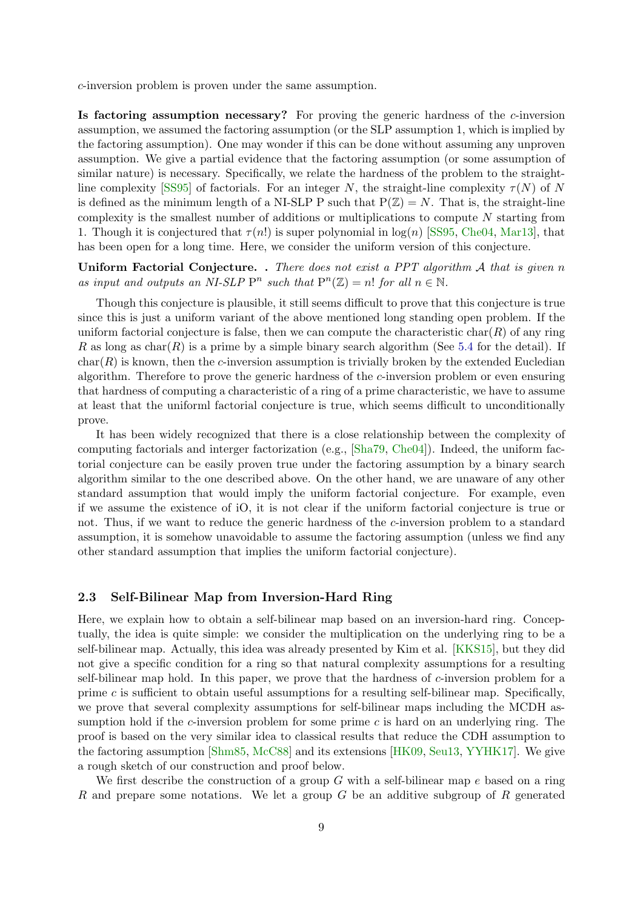$c$-inversion problem is proven under the same assumption.

**Is factoring assumption necessary?** For proving the generic hardness of the $c$-inversion assumption, we assumed the factoring assumption (or the SLP assumption 1, which is implied by the factoring assumption). One may wonder if this can be done without assuming any unproven assumption. We give a partial evidence that the factoring assumption (or some assumption of similar nature) is necessary. Specifically, we relate the hardness of the problem to the straight-line complexity [SS95] of factorials. For an integer $N$, the straight-line complexity $\tau(N)$ of $N$ is defined as the minimum length of a NI-SLP P such that $\mathrm{P}(\mathbb{Z}) = N$. That is, the straight-line complexity is the smallest number of additions or multiplications to compute $N$ starting from 1. Though it is conjectured that $\tau(n!)$ is super polynomial in $\log(n)$ [SS95, Che04, Mar13], that has been open for a long time. Here, we consider the uniform version of this conjecture.

**Uniform Factorial Conjecture. .** *There does not exist a PPT algorithm $\mathcal{A}$ that is given $n$ as input and outputs an NI-SLP $\mathrm{P}^n$ such that $\mathrm{P}^n(\mathbb{Z}) = n!$ for all $n \in \mathbb{N}$.*

Though this conjecture is plausible, it still seems difficult to prove that this conjecture is true since this is just a uniform variant of the above mentioned long standing open problem. If the uniform factorial conjecture is false, then we can compute the characteristic $\mathrm{char}(R)$ of any ring $R$ as long as $\mathrm{char}(R)$ is a prime by a simple binary search algorithm (See 5.4 for the detail). If $\mathrm{char}(R)$ is known, then the $c$-inversion assumption is trivially broken by the extended Eucledian algorithm. Therefore to prove the generic hardness of the $c$-inversion problem or even ensuring that hardness of computing a characteristic of a ring of a prime characteristic, we have to assume at least that the uniforml factorial conjecture is true, which seems difficult to unconditionally prove.

It has been widely recognized that there is a close relationship between the complexity of computing factorials and interger factorization (e.g., [Sha79, Che04]). Indeed, the uniform factorial conjecture can be easily proven true under the factoring assumption by a binary search algorithm similar to the one described above. On the other hand, we are unaware of any other standard assumption that would imply the uniform factorial conjecture. For example, even if we assume the existence of iO, it is not clear if the uniform factorial conjecture is true or not. Thus, if we want to reduce the generic hardness of the $c$-inversion problem to a standard assumption, it is somehow unavoidable to assume the factoring assumption (unless we find any other standard assumption that implies the uniform factorial conjecture).

### 2.3 Self-Bilinear Map from Inversion-Hard Ring

Here, we explain how to obtain a self-bilinear map based on an inversion-hard ring. Conceptually, the idea is quite simple: we consider the multiplication on the underlying ring to be a self-bilinear map. Actually, this idea was already presented by Kim et al. [KKS15], but they did not give a specific condition for a ring so that natural complexity assumptions for a resulting self-bilinear map hold. In this paper, we prove that the hardness of $c$-inversion problem for a prime $c$ is sufficient to obtain useful assumptions for a resulting self-bilinear map. Specifically, we prove that several complexity assumptions for self-bilinear maps including the MCDH assumption hold if the $c$-inversion problem for some prime $c$ is hard on an underlying ring. The proof is based on the very similar idea to classical results that reduce the CDH assumption to the factoring assumption [Shm85, McC88] and its extensions [HK09, Seu13, YYHK17]. We give a rough sketch of our construction and proof below.

We first describe the construction of a group $G$ with a self-bilinear map $e$ based on a ring $R$ and prepare some notations. We let a group $G$ be an additive subgroup of $R$ generated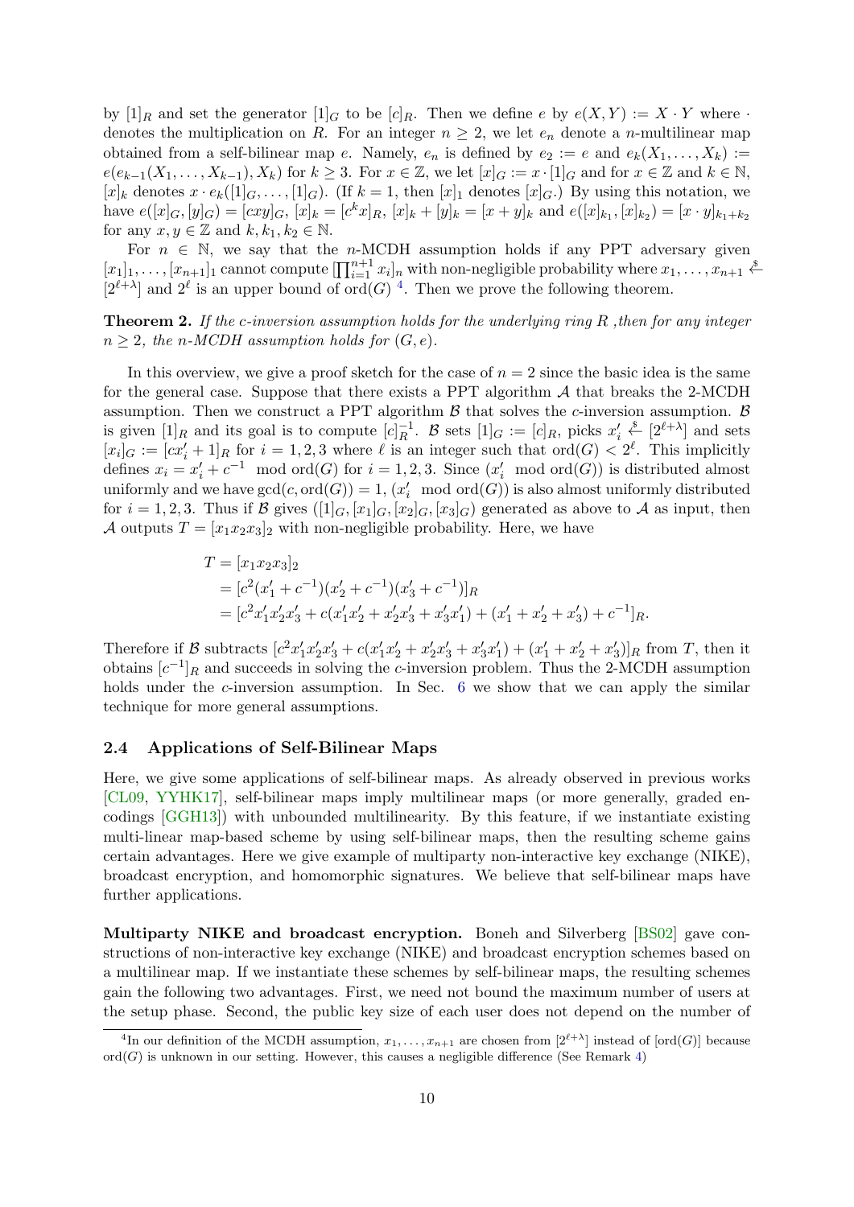by $[1]_R$ and set the generator $[1]_G$ to be $[c]_R$. Then we define $e$ by $e(X, Y) := X \cdot Y$ where $\cdot$ denotes the multiplication on $R$. For an integer $n \geq 2$, we let $e_n$ denote a $n$-multilinear map obtained from a self-bilinear map $e$. Namely, $e_n$ is defined by $e_2 := e$ and $e_k(X_1, \ldots, X_k) := e(e_{k-1}(X_1, \ldots, X_{k-1}), X_k)$ for $k \geq 3$. For $x \in \mathbb{Z}$, we let $[x]_G := x \cdot [1]_G$ and for $x \in \mathbb{Z}$ and $k \in \mathbb{N}$, $[x]_k$ denotes $x \cdot e_k([1]_G, \ldots, [1]_G)$. (If $k = 1$, then $[x]_1$ denotes $[x]_G$.) By using this notation, we have $e([x]_G, [y]_G) = [cxy]_G$, $[x]_k = [c^k x]_R$, $[x]_k + [y]_k = [x + y]_k$ and $e([x]_{k_1}, [x]_{k_2}) = [x \cdot y]_{k_1+k_2}$ for any $x, y \in \mathbb{Z}$ and $k, k_1, k_2 \in \mathbb{N}$.

For $n \in \mathbb{N}$, we say that the $n$-MCDH assumption holds if any PPT adversary given $[x_1]_1, \ldots, [x_{n+1}]_1$ cannot compute $[\prod_{i=1}^{n+1} x_i]_n$ with non-negligible probability where $x_1, \ldots, x_{n+1} \xleftarrow{\$} [2^{\ell+\lambda}]$ and $2^\ell$ is an upper bound of $\mathrm{ord}(G)$ [4]. Then we prove the following theorem.

**Theorem 2.** *If the $c$-inversion assumption holds for the underlying ring $R$ ,then for any integer $n \geq 2$, the $n$-MCDH assumption holds for $(G, e)$.*

In this overview, we give a proof sketch for the case of $n = 2$ since the basic idea is the same for the general case. Suppose that there exists a PPT algorithm $\mathcal{A}$ that breaks the 2-MCDH assumption. Then we construct a PPT algorithm $\mathcal{B}$ that solves the $c$-inversion assumption. $\mathcal{B}$ is given $[1]_R$ and its goal is to compute $[c]_R^{-1}$. $\mathcal{B}$ sets $[1]_G := [c]_R$, picks $x'_i \xleftarrow{\$} [2^{\ell+\lambda}]$ and sets $[x_i]_G := [cx'_i + 1]_R$ for $i = 1, 2, 3$ where $\ell$ is an integer such that $\mathrm{ord}(G) < 2^\ell$. This implicitly defines $x_i = x'_i + c^{-1} \mod \mathrm{ord}(G)$ for $i = 1, 2, 3$. Since $(x'_i \mod \mathrm{ord}(G))$ is distributed almost uniformly and we have $\gcd(c, \mathrm{ord}(G)) = 1$, $(x'_i \mod \mathrm{ord}(G))$ is also almost uniformly distributed for $i = 1, 2, 3$. Thus if $\mathcal{B}$ gives $([1]_G, [x_1]_G, [x_2]_G, [x_3]_G)$ generated as above to $\mathcal{A}$ as input, then $\mathcal{A}$ outputs $T = [x_1 x_2 x_3]_2$ with non-negligible probability. Here, we have

$$
\begin{aligned}
T &= [x_1 x_2 x_3]_2 \\
&= [c^2(x'_1 + c^{-1})(x'_2 + c^{-1})(x'_3 + c^{-1})]_R \\
&= [c^2 x'_1 x'_2 x'_3 + c(x'_1 x'_2 + x'_2 x'_3 + x'_3 x'_1) + (x'_1 + x'_2 + x'_3) + c^{-1}]_R.
\end{aligned}
$$

Therefore if $\mathcal{B}$ subtracts $[c^2 x'_1 x'_2 x'_3 + c(x'_1 x'_2 + x'_2 x'_3 + x'_3 x'_1) + (x'_1 + x'_2 + x'_3)]_R$ from $T$, then it obtains $[c^{-1}]_R$ and succeeds in solving the $c$-inversion problem. Thus the 2-MCDH assumption holds under the $c$-inversion assumption. In Sec. 6 we show that we can apply the similar technique for more general assumptions.

### 2.4 Applications of Self-Bilinear Maps

Here, we give some applications of self-bilinear maps. As already observed in previous works [CL09, YYHK17], self-bilinear maps imply multilinear maps (or more generally, graded encodings [GGH13]) with unbounded multilinearity. By this feature, if we instantiate existing multi-linear map-based scheme by using self-bilinear maps, then the resulting scheme gains certain advantages. Here we give example of multiparty non-interactive key exchange (NIKE), broadcast encryption, and homomorphic signatures. We believe that self-bilinear maps have further applications.

**Multiparty NIKE and broadcast encryption.** Boneh and Silverberg [BS02] gave constructions of non-interactive key exchange (NIKE) and broadcast encryption schemes based on a multilinear map. If we instantiate these schemes by self-bilinear maps, the resulting schemes gain the following two advantages. First, we need not bound the maximum number of users at the setup phase. Second, the public key size of each user does not depend on the number of

[4] In our definition of the MCDH assumption, $x_1, \ldots, x_{n+1}$ are chosen from $[2^{\ell+\lambda}]$ instead of $[\mathrm{ord}(G)]$ because $\mathrm{ord}(G)$ is unknown in our setting. However, this causes a negligible difference (See Remark 4)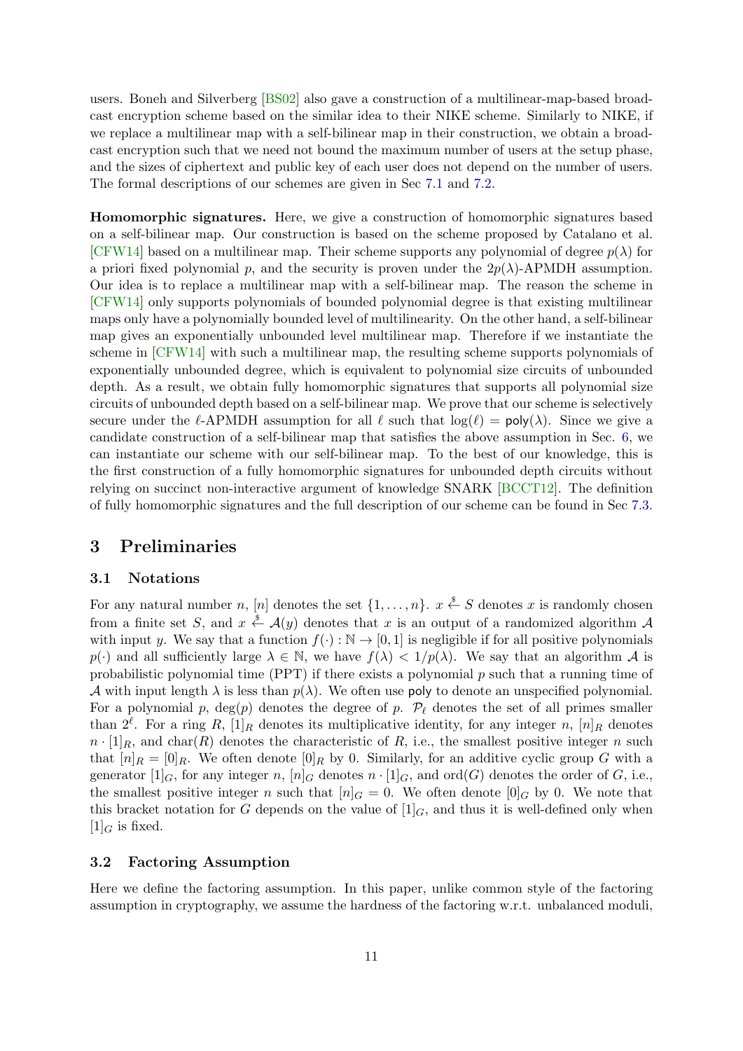users. Boneh and Silverberg [BS02] also gave a construction of a multilinear-map-based broadcast encryption scheme based on the similar idea to their NIKE scheme. Similarly to NIKE, if we replace a multilinear map with a self-bilinear map in their construction, we obtain a broadcast encryption such that we need not bound the maximum number of users at the setup phase, and the sizes of ciphertext and public key of each user does not depend on the number of users. The formal descriptions of our schemes are given in Sec 7.1 and 7.2.

**Homomorphic signatures.** Here, we give a construction of homomorphic signatures based on a self-bilinear map. Our construction is based on the scheme proposed by Catalano et al. [CFW14] based on a multilinear map. Their scheme supports any polynomial of degree $p(\lambda)$ for a priori fixed polynomial $p$, and the security is proven under the $2p(\lambda)$-APMDH assumption. Our idea is to replace a multilinear map with a self-bilinear map. The reason the scheme in [CFW14] only supports polynomials of bounded polynomial degree is that existing multilinear maps only have a polynomially bounded level of multilinearity. On the other hand, a self-bilinear map gives an exponentially unbounded level multilinear map. Therefore if we instantiate the scheme in [CFW14] with such a multilinear map, the resulting scheme supports polynomials of exponentially unbounded degree, which is equivalent to polynomial size circuits of unbounded depth. As a result, we obtain fully homomorphic signatures that supports all polynomial size circuits of unbounded depth based on a self-bilinear map. We prove that our scheme is selectively secure under the $\ell$-APMDH assumption for all $\ell$ such that $\log(\ell) = \mathsf{poly}(\lambda)$. Since we give a candidate construction of a self-bilinear map that satisfies the above assumption in Sec. 6, we can instantiate our scheme with our self-bilinear map. To the best of our knowledge, this is the first construction of a fully homomorphic signatures for unbounded depth circuits without relying on succinct non-interactive argument of knowledge SNARK [BCCT12]. The definition of fully homomorphic signatures and the full description of our scheme can be found in Sec 7.3.

## 3 Preliminaries

### 3.1 Notations

For any natural number $n$, $[n]$ denotes the set $\{1, \ldots, n\}$. $x \xleftarrow{\$} S$ denotes $x$ is randomly chosen from a finite set $S$, and $x \xleftarrow{\$} \mathcal{A}(y)$ denotes that $x$ is an output of a randomized algorithm $\mathcal{A}$ with input $y$. We say that a function $f(\cdot) : \mathbb{N} \to [0, 1]$ is negligible if for all positive polynomials $p(\cdot)$ and all sufficiently large $\lambda \in \mathbb{N}$, we have $f(\lambda) < 1/p(\lambda)$. We say that an algorithm $\mathcal{A}$ is probabilistic polynomial time (PPT) if there exists a polynomial $p$ such that a running time of $\mathcal{A}$ with input length $\lambda$ is less than $p(\lambda)$. We often use $\mathsf{poly}$ to denote an unspecified polynomial. For a polynomial $p$, $\deg(p)$ denotes the degree of $p$. $\mathcal{P}_\ell$ denotes the set of all primes smaller than $2^\ell$. For a ring $R$, $[1]_R$ denotes its multiplicative identity, for any integer $n$, $[n]_R$ denotes $n \cdot [1]_R$, and $\mathrm{char}(R)$ denotes the characteristic of $R$, i.e., the smallest positive integer $n$ such that $[n]_R = [0]_R$. We often denote $[0]_R$ by 0. Similarly, for an additive cyclic group $G$ with a generator $[1]_G$, for any integer $n$, $[n]_G$ denotes $n \cdot [1]_G$, and $\mathrm{ord}(G)$ denotes the order of $G$, i.e., the smallest positive integer $n$ such that $[n]_G = 0$. We often denote $[0]_G$ by 0. We note that this bracket notation for $G$ depends on the value of $[1]_G$, and thus it is well-defined only when $[1]_G$ is fixed.

### 3.2 Factoring Assumption

Here we define the factoring assumption. In this paper, unlike common style of the factoring assumption in cryptography, we assume the hardness of the factoring w.r.t. unbalanced moduli,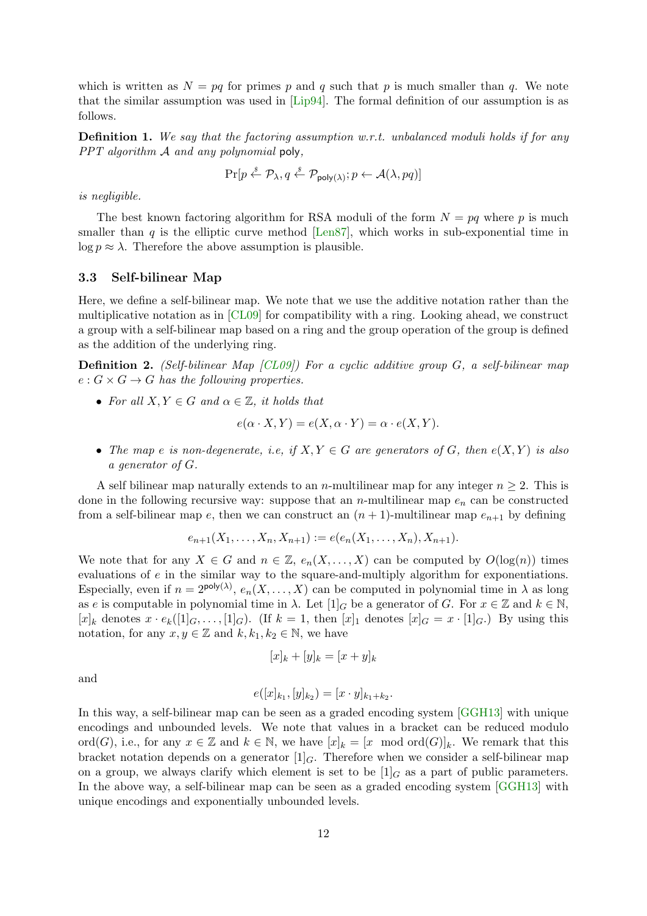which is written as $N = pq$ for primes $p$ and $q$ such that $p$ is much smaller than $q$. We note that the similar assumption was used in [Lip94]. The formal definition of our assumption is as follows.

**Definition 1.** *We say that the factoring assumption w.r.t. unbalanced moduli holds if for any PPT algorithm $\mathcal{A}$ and any polynomial* $\mathsf{poly}$*,*

$$\Pr[p \xleftarrow{\$} \mathcal{P}_\lambda, q \xleftarrow{\$} \mathcal{P}_{\mathsf{poly}(\lambda)}; p \leftarrow \mathcal{A}(\lambda, pq)]$$

*is negligible.*

The best known factoring algorithm for RSA moduli of the form $N = pq$ where $p$ is much smaller than $q$ is the elliptic curve method [Len87], which works in sub-exponential time in $\log p \approx \lambda$. Therefore the above assumption is plausible.

### 3.3 Self-bilinear Map

Here, we define a self-bilinear map. We note that we use the additive notation rather than the multiplicative notation as in [CL09] for compatibility with a ring. Looking ahead, we construct a group with a self-bilinear map based on a ring and the group operation of the group is defined as the addition of the underlying ring.

**Definition 2.** *(Self-bilinear Map [CL09]) For a cyclic additive group $G$, a self-bilinear map $e : G \times G \to G$ has the following properties.*

- *For all $X, Y \in G$ and $\alpha \in \mathbb{Z}$, it holds that*

$$e(\alpha \cdot X, Y) = e(X, \alpha \cdot Y) = \alpha \cdot e(X, Y).$$

- *The map $e$ is non-degenerate, i.e, if $X, Y \in G$ are generators of $G$, then $e(X, Y)$ is also a generator of $G$.*

A self bilinear map naturally extends to an $n$-multilinear map for any integer $n \geq 2$. This is done in the following recursive way: suppose that an $n$-multilinear map $e_n$ can be constructed from a self-bilinear map $e$, then we can construct an $(n+1)$-multilinear map $e_{n+1}$ by defining

$$e_{n+1}(X_1, \ldots, X_n, X_{n+1}) := e(e_n(X_1, \ldots, X_n), X_{n+1}).$$

We note that for any $X \in G$ and $n \in \mathbb{Z}$, $e_n(X, \ldots, X)$ can be computed by $O(\log(n))$ times evaluations of $e$ in the similar way to the square-and-multiply algorithm for exponentiations. Especially, even if $n = 2^{\mathsf{poly}(\lambda)}$, $e_n(X, \ldots, X)$ can be computed in polynomial time in $\lambda$ as long as $e$ is computable in polynomial time in $\lambda$. Let $[1]_G$ be a generator of $G$. For $x \in \mathbb{Z}$ and $k \in \mathbb{N}$, $[x]_k$ denotes $x \cdot e_k([1]_G, \ldots, [1]_G)$. (If $k = 1$, then $[x]_1$ denotes $[x]_G = x \cdot [1]_G$.) By using this notation, for any $x, y \in \mathbb{Z}$ and $k, k_1, k_2 \in \mathbb{N}$, we have

$$[x]_k + [y]_k = [x + y]_k$$

and

$$e([x]_{k_1}, [y]_{k_2}) = [x \cdot y]_{k_1 + k_2}.$$

In this way, a self-bilinear map can be seen as a graded encoding system [GGH13] with unique encodings and unbounded levels. We note that values in a bracket can be reduced modulo $\mathrm{ord}(G)$, i.e., for any $x \in \mathbb{Z}$ and $k \in \mathbb{N}$, we have $[x]_k = [x \mod \mathrm{ord}(G)]_k$. We remark that this bracket notation depends on a generator $[1]_G$. Therefore when we consider a self-bilinear map on a group, we always clarify which element is set to be $[1]_G$ as a part of public parameters. In the above way, a self-bilinear map can be seen as a graded encoding system [GGH13] with unique encodings and exponentially unbounded levels.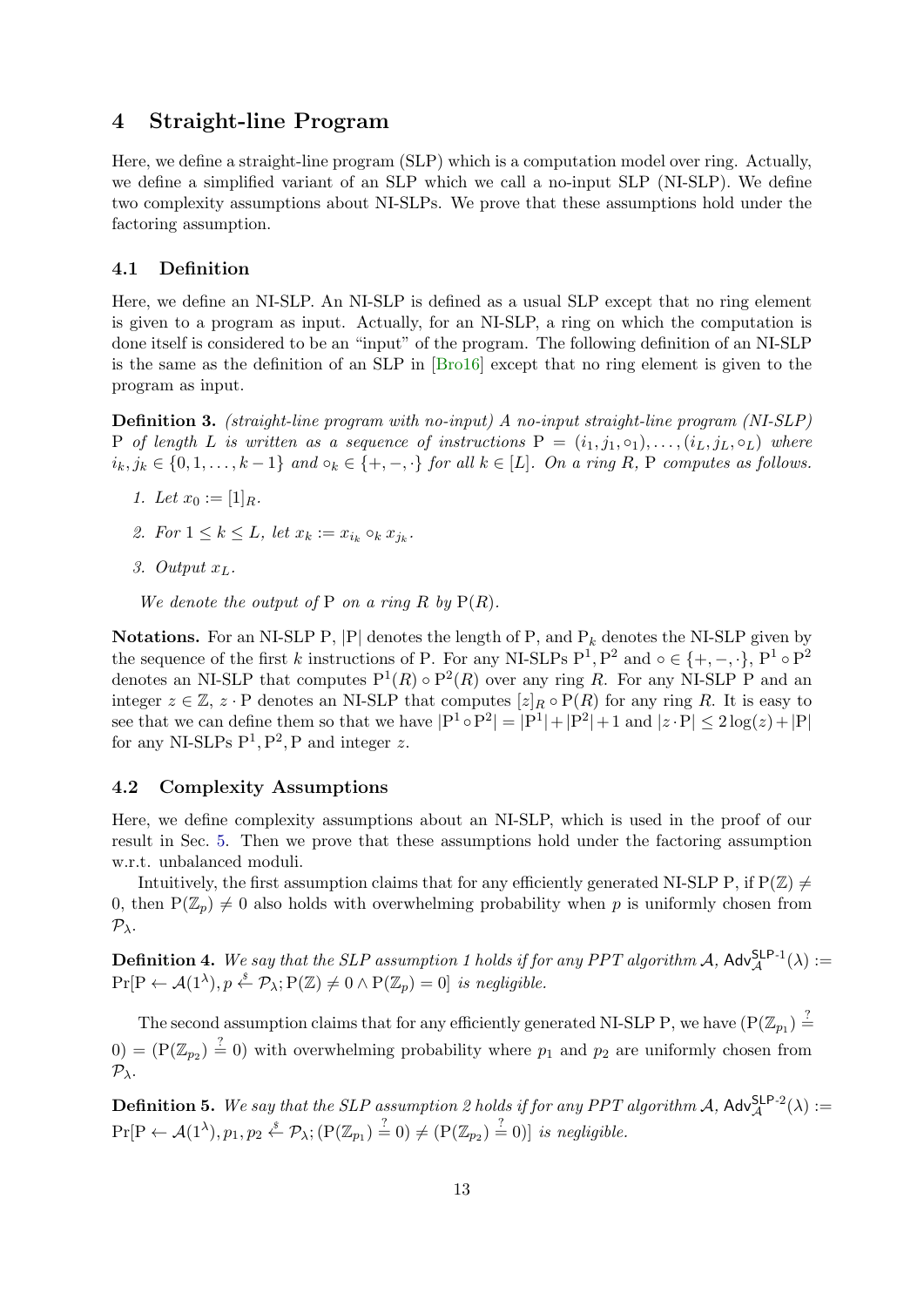# 4 Straight-line Program

Here, we define a straight-line program (SLP) which is a computation model over ring. Actually, we define a simplified variant of an SLP which we call a no-input SLP (NI-SLP). We define two complexity assumptions about NI-SLPs. We prove that these assumptions hold under the factoring assumption.

## 4.1 Definition

Here, we define an NI-SLP. An NI-SLP is defined as a usual SLP except that no ring element is given to a program as input. Actually, for an NI-SLP, a ring on which the computation is done itself is considered to be an "input" of the program. The following definition of an NI-SLP is the same as the definition of an SLP in [Bro16] except that no ring element is given to the program as input.

**Definition 3.** *(straight-line program with no-input) A no-input straight-line program (NI-SLP)* $\mathrm{P}$ *of length* $L$ *is written as a sequence of instructions* $\mathrm{P} = (i_1, j_1, \circ_1), \ldots, (i_L, j_L, \circ_L)$ *where* $i_k, j_k \in \{0, 1, \ldots, k-1\}$ *and* $\circ_k \in \{+, -, \cdot\}$ *for all* $k \in [L]$*. On a ring* $R$*,* $\mathrm{P}$ *computes as follows.*

1. *Let* $x_0 := [1]_R$*.*
2. *For* $1 \leq k \leq L$*, let* $x_k := x_{i_k} \circ_k x_{j_k}$*.*
3. *Output* $x_L$*.*

*We denote the output of* $\mathrm{P}$ *on a ring* $R$ *by* $\mathrm{P}(R)$*.*

**Notations.** For an NI-SLP $\mathrm{P}$, $|\mathrm{P}|$ denotes the length of $\mathrm{P}$, and $\mathrm{P}_k$ denotes the NI-SLP given by the sequence of the first $k$ instructions of $\mathrm{P}$. For any NI-SLPs $\mathrm{P}^1, \mathrm{P}^2$ and $\circ \in \{+, -, \cdot\}$, $\mathrm{P}^1 \circ \mathrm{P}^2$ denotes an NI-SLP that computes $\mathrm{P}^1(R) \circ \mathrm{P}^2(R)$ over any ring $R$. For any NI-SLP $\mathrm{P}$ and an integer $z \in \mathbb{Z}$, $z \cdot \mathrm{P}$ denotes an NI-SLP that computes $[z]_R \circ \mathrm{P}(R)$ for any ring $R$. It is easy to see that we can define them so that we have $|\mathrm{P}^1 \circ \mathrm{P}^2| = |\mathrm{P}^1| + |\mathrm{P}^2| + 1$ and $|z \cdot \mathrm{P}| \leq 2\log(z) + |\mathrm{P}|$ for any NI-SLPs $\mathrm{P}^1, \mathrm{P}^2, \mathrm{P}$ and integer $z$.

## 4.2 Complexity Assumptions

Here, we define complexity assumptions about an NI-SLP, which is used in the proof of our result in Sec. 5. Then we prove that these assumptions hold under the factoring assumption w.r.t. unbalanced moduli.

Intuitively, the first assumption claims that for any efficiently generated NI-SLP $\mathrm{P}$, if $\mathrm{P}(\mathbb{Z}) \neq 0$, then $\mathrm{P}(\mathbb{Z}_p) \neq 0$ also holds with overwhelming probability when $p$ is uniformly chosen from $\mathcal{P}_\lambda$.

**Definition 4.** *We say that the SLP assumption 1 holds if for any PPT algorithm* $\mathcal{A}$*,* $\mathsf{Adv}^{\mathsf{SLP}\text{-}1}_{\mathcal{A}}(\lambda) := \Pr[\mathrm{P} \leftarrow \mathcal{A}(1^\lambda), p \xleftarrow{\$} \mathcal{P}_\lambda; \mathrm{P}(\mathbb{Z}) \neq 0 \wedge \mathrm{P}(\mathbb{Z}_p) = 0]$ *is negligible.*

The second assumption claims that for any efficiently generated NI-SLP $\mathrm{P}$, we have $(\mathrm{P}(\mathbb{Z}_{p_1}) \stackrel{?}{=} 0) = (\mathrm{P}(\mathbb{Z}_{p_2}) \stackrel{?}{=} 0)$ with overwhelming probability where $p_1$ and $p_2$ are uniformly chosen from $\mathcal{P}_\lambda$.

**Definition 5.** *We say that the SLP assumption 2 holds if for any PPT algorithm* $\mathcal{A}$*,* $\mathsf{Adv}^{\mathsf{SLP}\text{-}2}_{\mathcal{A}}(\lambda) := \Pr[\mathrm{P} \leftarrow \mathcal{A}(1^\lambda), p_1, p_2 \xleftarrow{\$} \mathcal{P}_\lambda; (\mathrm{P}(\mathbb{Z}_{p_1}) \stackrel{?}{=} 0) \neq (\mathrm{P}(\mathbb{Z}_{p_2}) \stackrel{?}{=} 0)]$ *is negligible.*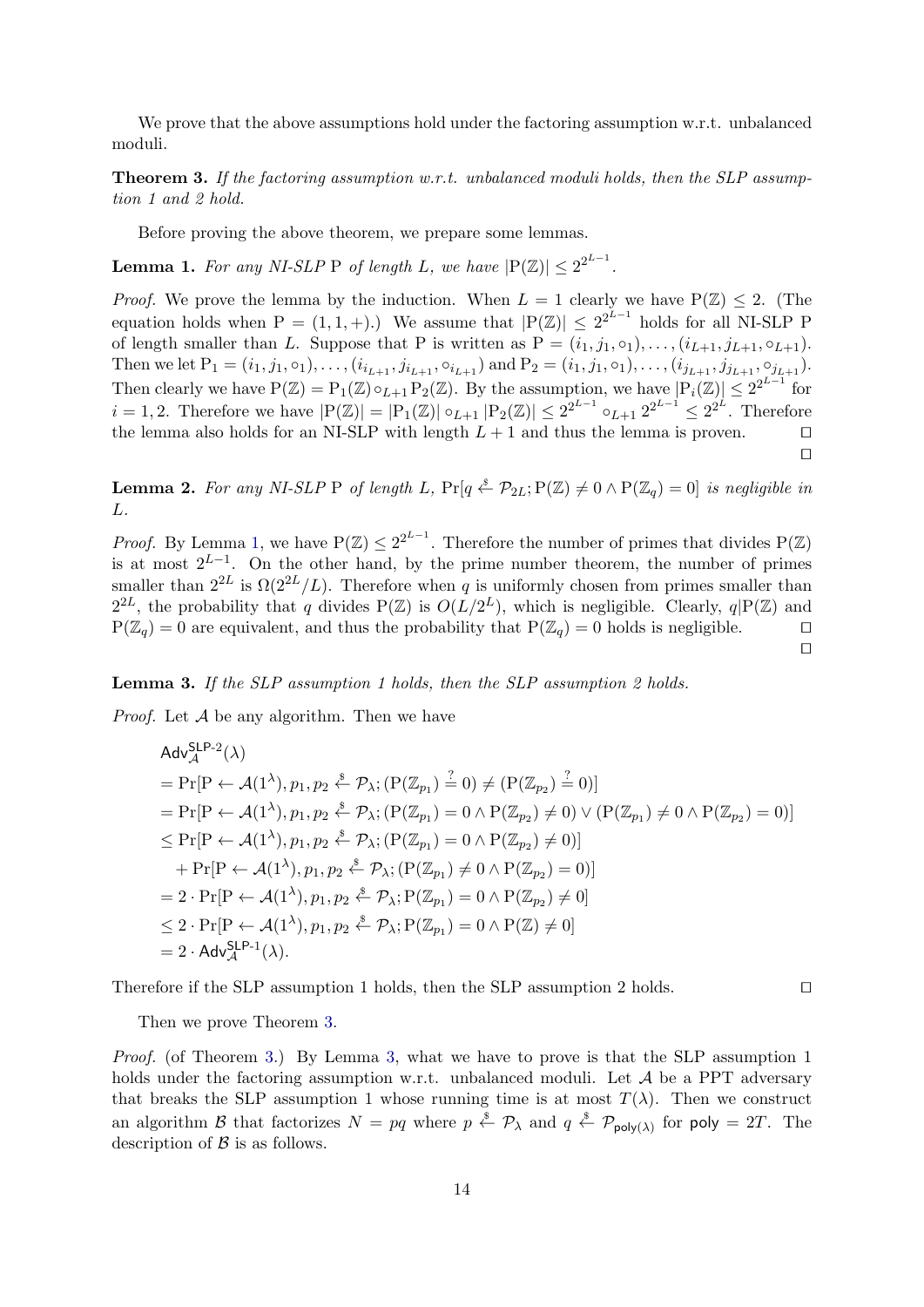We prove that the above assumptions hold under the factoring assumption w.r.t. unbalanced moduli.

**Theorem 3.** *If the factoring assumption w.r.t. unbalanced moduli holds, then the SLP assumption 1 and 2 hold.*

Before proving the above theorem, we prepare some lemmas.

**Lemma 1.** *For any NI-SLP* $\mathrm{P}$ *of length* $L$*, we have* $|\mathrm{P}(\mathbb{Z})| \leq 2^{2^{L-1}}$.

*Proof.* We prove the lemma by the induction. When $L = 1$ clearly we have $\mathrm{P}(\mathbb{Z}) \leq 2$. (The equation holds when $\mathrm{P} = (1, 1, +)$.) We assume that $|\mathrm{P}(\mathbb{Z})| \leq 2^{2^{L-1}}$ holds for all NI-SLP $\mathrm{P}$ of length smaller than $L$. Suppose that $\mathrm{P}$ is written as $\mathrm{P} = (i_1, j_1, \circ_1), \ldots, (i_{L+1}, j_{L+1}, \circ_{L+1})$. Then we let $\mathrm{P}_1 = (i_1, j_1, \circ_1), \ldots, (i_{i_{L+1}}, j_{i_{L+1}}, \circ_{i_{L+1}})$ and $\mathrm{P}_2 = (i_1, j_1, \circ_1), \ldots, (i_{j_{L+1}}, j_{j_{L+1}}, \circ_{j_{L+1}})$. Then clearly we have $\mathrm{P}(\mathbb{Z}) = \mathrm{P}_1(\mathbb{Z}) \circ_{L+1} \mathrm{P}_2(\mathbb{Z})$. By the assumption, we have $|\mathrm{P}_i(\mathbb{Z})| \leq 2^{2^{L-1}}$ for $i = 1, 2$. Therefore we have $|\mathrm{P}(\mathbb{Z})| = |\mathrm{P}_1(\mathbb{Z})| \circ_{L+1} |\mathrm{P}_2(\mathbb{Z})| \leq 2^{2^{L-1}} \circ_{L+1} 2^{2^{L-1}} \leq 2^{2^L}$. Therefore the lemma also holds for an NI-SLP with length $L+1$ and thus the lemma is proven. ◻

◻

**Lemma 2.** *For any NI-SLP* $\mathrm{P}$ *of length* $L$*,* $\Pr[q \xleftarrow{\$} \mathcal{P}_{2L}; \mathrm{P}(\mathbb{Z}) \neq 0 \wedge \mathrm{P}(\mathbb{Z}_q) = 0]$ *is negligible in* $L$*.*

*Proof.* By Lemma 1, we have $\mathrm{P}(\mathbb{Z}) \leq 2^{2^{L-1}}$. Therefore the number of primes that divides $\mathrm{P}(\mathbb{Z})$ is at most $2^{L-1}$. On the other hand, by the prime number theorem, the number of primes smaller than $2^{2L}$ is $\Omega(2^{2L}/L)$. Therefore when $q$ is uniformly chosen from primes smaller than $2^{2L}$, the probability that $q$ divides $\mathrm{P}(\mathbb{Z})$ is $O(L/2^L)$, which is negligible. Clearly, $q|\mathrm{P}(\mathbb{Z})$ and $\mathrm{P}(\mathbb{Z}_q) = 0$ are equivalent, and thus the probability that $\mathrm{P}(\mathbb{Z}_q) = 0$ holds is negligible. ◻

◻

**Lemma 3.** *If the SLP assumption 1 holds, then the SLP assumption 2 holds.*

*Proof.* Let $\mathcal{A}$ be any algorithm. Then we have

$$
\begin{aligned}
&\mathsf{Adv}^{\mathsf{SLP}\text{-}2}_{\mathcal{A}}(\lambda) \\
&= \Pr[\mathrm{P} \leftarrow \mathcal{A}(1^\lambda), p_1, p_2 \xleftarrow{\$} \mathcal{P}_\lambda; (\mathrm{P}(\mathbb{Z}_{p_1}) \stackrel{?}{=} 0) \neq (\mathrm{P}(\mathbb{Z}_{p_2}) \stackrel{?}{=} 0)] \\
&= \Pr[\mathrm{P} \leftarrow \mathcal{A}(1^\lambda), p_1, p_2 \xleftarrow{\$} \mathcal{P}_\lambda; (\mathrm{P}(\mathbb{Z}_{p_1}) = 0 \wedge \mathrm{P}(\mathbb{Z}_{p_2}) \neq 0) \vee (\mathrm{P}(\mathbb{Z}_{p_1}) \neq 0 \wedge \mathrm{P}(\mathbb{Z}_{p_2}) = 0)] \\
&\leq \Pr[\mathrm{P} \leftarrow \mathcal{A}(1^\lambda), p_1, p_2 \xleftarrow{\$} \mathcal{P}_\lambda; (\mathrm{P}(\mathbb{Z}_{p_1}) = 0 \wedge \mathrm{P}(\mathbb{Z}_{p_2}) \neq 0)] \\
&\quad + \Pr[\mathrm{P} \leftarrow \mathcal{A}(1^\lambda), p_1, p_2 \xleftarrow{\$} \mathcal{P}_\lambda; (\mathrm{P}(\mathbb{Z}_{p_1}) \neq 0 \wedge \mathrm{P}(\mathbb{Z}_{p_2}) = 0)] \\
&= 2 \cdot \Pr[\mathrm{P} \leftarrow \mathcal{A}(1^\lambda), p_1, p_2 \xleftarrow{\$} \mathcal{P}_\lambda; \mathrm{P}(\mathbb{Z}_{p_1}) = 0 \wedge \mathrm{P}(\mathbb{Z}_{p_2}) \neq 0] \\
&\leq 2 \cdot \Pr[\mathrm{P} \leftarrow \mathcal{A}(1^\lambda), p_1, p_2 \xleftarrow{\$} \mathcal{P}_\lambda; \mathrm{P}(\mathbb{Z}_{p_1}) = 0 \wedge \mathrm{P}(\mathbb{Z}) \neq 0] \\
&= 2 \cdot \mathsf{Adv}^{\mathsf{SLP}\text{-}1}_{\mathcal{A}}(\lambda).
\end{aligned}
$$

Therefore if the SLP assumption 1 holds, then the SLP assumption 2 holds. ◻

Then we prove Theorem 3.

*Proof.* (of Theorem 3.) By Lemma 3, what we have to prove is that the SLP assumption 1 holds under the factoring assumption w.r.t. unbalanced moduli. Let $\mathcal{A}$ be a PPT adversary that breaks the SLP assumption 1 whose running time is at most $T(\lambda)$. Then we construct an algorithm $\mathcal{B}$ that factorizes $N = pq$ where $p \xleftarrow{\$} \mathcal{P}_\lambda$ and $q \xleftarrow{\$} \mathcal{P}_{\mathsf{poly}(\lambda)}$ for $\mathsf{poly} = 2T$. The description of $\mathcal{B}$ is as follows.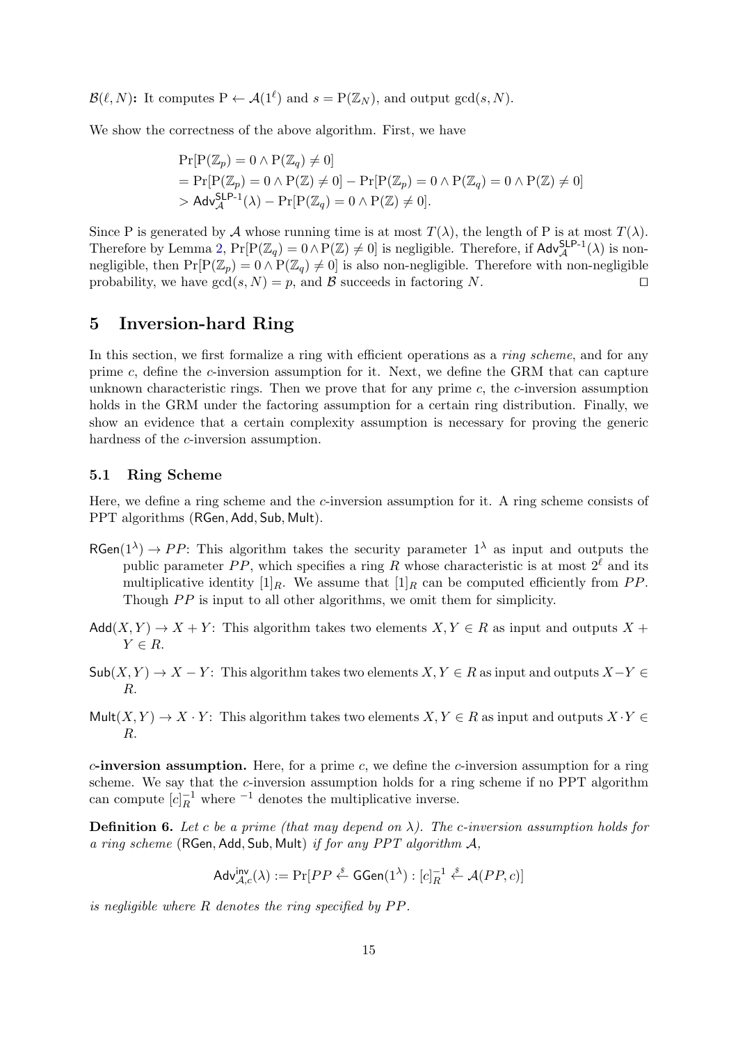$\mathcal{B}(\ell, N)$**:** It computes $\mathrm{P} \leftarrow \mathcal{A}(1^\ell)$ and $s = \mathrm{P}(\mathbb{Z}_N)$, and output $\gcd(s, N)$.

We show the correctness of the above algorithm. First, we have

$$
\begin{aligned}
&\Pr[\mathrm{P}(\mathbb{Z}_p) = 0 \wedge \mathrm{P}(\mathbb{Z}_q) \neq 0] \\
&= \Pr[\mathrm{P}(\mathbb{Z}_p) = 0 \wedge \mathrm{P}(\mathbb{Z}) \neq 0] - \Pr[\mathrm{P}(\mathbb{Z}_p) = 0 \wedge \mathrm{P}(\mathbb{Z}_q) = 0 \wedge \mathrm{P}(\mathbb{Z}) \neq 0] \\
&> \mathsf{Adv}^{\mathsf{SLP\text{-}1}}_{\mathcal{A}}(\lambda) - \Pr[\mathrm{P}(\mathbb{Z}_q) = 0 \wedge \mathrm{P}(\mathbb{Z}) \neq 0].
\end{aligned}
$$

Since P is generated by $\mathcal{A}$ whose running time is at most $T(\lambda)$, the length of P is at most $T(\lambda)$. Therefore by Lemma 2, $\Pr[\mathrm{P}(\mathbb{Z}_q) = 0 \wedge \mathrm{P}(\mathbb{Z}) \neq 0]$ is negligible. Therefore, if $\mathsf{Adv}^{\mathsf{SLP\text{-}1}}_{\mathcal{A}}(\lambda)$ is non-negligible, then $\Pr[\mathrm{P}(\mathbb{Z}_p) = 0 \wedge \mathrm{P}(\mathbb{Z}_q) \neq 0]$ is also non-negligible. Therefore with non-negligible probability, we have $\gcd(s, N) = p$, and $\mathcal{B}$ succeeds in factoring $N$. ◻

## 5 Inversion-hard Ring

In this section, we first formalize a ring with efficient operations as a *ring scheme*, and for any prime $c$, define the $c$-inversion assumption for it. Next, we define the GRM that can capture unknown characteristic rings. Then we prove that for any prime $c$, the $c$-inversion assumption holds in the GRM under the factoring assumption for a certain ring distribution. Finally, we show an evidence that a certain complexity assumption is necessary for proving the generic hardness of the $c$-inversion assumption.

### 5.1 Ring Scheme

Here, we define a ring scheme and the $c$-inversion assumption for it. A ring scheme consists of PPT algorithms ($\mathsf{RGen}, \mathsf{Add}, \mathsf{Sub}, \mathsf{Mult}$).

$\mathsf{RGen}(1^\lambda) \to PP$: This algorithm takes the security parameter $1^\lambda$ as input and outputs the public parameter $PP$, which specifies a ring $R$ whose characteristic is at most $2^\ell$ and its multiplicative identity $[1]_R$. We assume that $[1]_R$ can be computed efficiently from $PP$. Though $PP$ is input to all other algorithms, we omit them for simplicity.

$\mathsf{Add}(X, Y) \to X + Y$: This algorithm takes two elements $X, Y \in R$ as input and outputs $X + Y \in R$.

$\mathsf{Sub}(X, Y) \to X - Y$: This algorithm takes two elements $X, Y \in R$ as input and outputs $X - Y \in R$.

$\mathsf{Mult}(X, Y) \to X \cdot Y$: This algorithm takes two elements $X, Y \in R$ as input and outputs $X \cdot Y \in R$.

**$c$-inversion assumption.** Here, for a prime $c$, we define the $c$-inversion assumption for a ring scheme. We say that the $c$-inversion assumption holds for a ring scheme if no PPT algorithm can compute $[c]_R^{-1}$ where $^{-1}$ denotes the multiplicative inverse.

**Definition 6.** *Let $c$ be a prime (that may depend on $\lambda$). The $c$-inversion assumption holds for a ring scheme* ($\mathsf{RGen}, \mathsf{Add}, \mathsf{Sub}, \mathsf{Mult}$) *if for any PPT algorithm $\mathcal{A}$,*

$$
\mathsf{Adv}^{\mathsf{inv}}_{\mathcal{A},c}(\lambda) := \Pr[PP \xleftarrow{\$} \mathsf{GGen}(1^\lambda) : [c]_R^{-1} \xleftarrow{\$} \mathcal{A}(PP, c)]
$$

*is negligible where $R$ denotes the ring specified by $PP$.*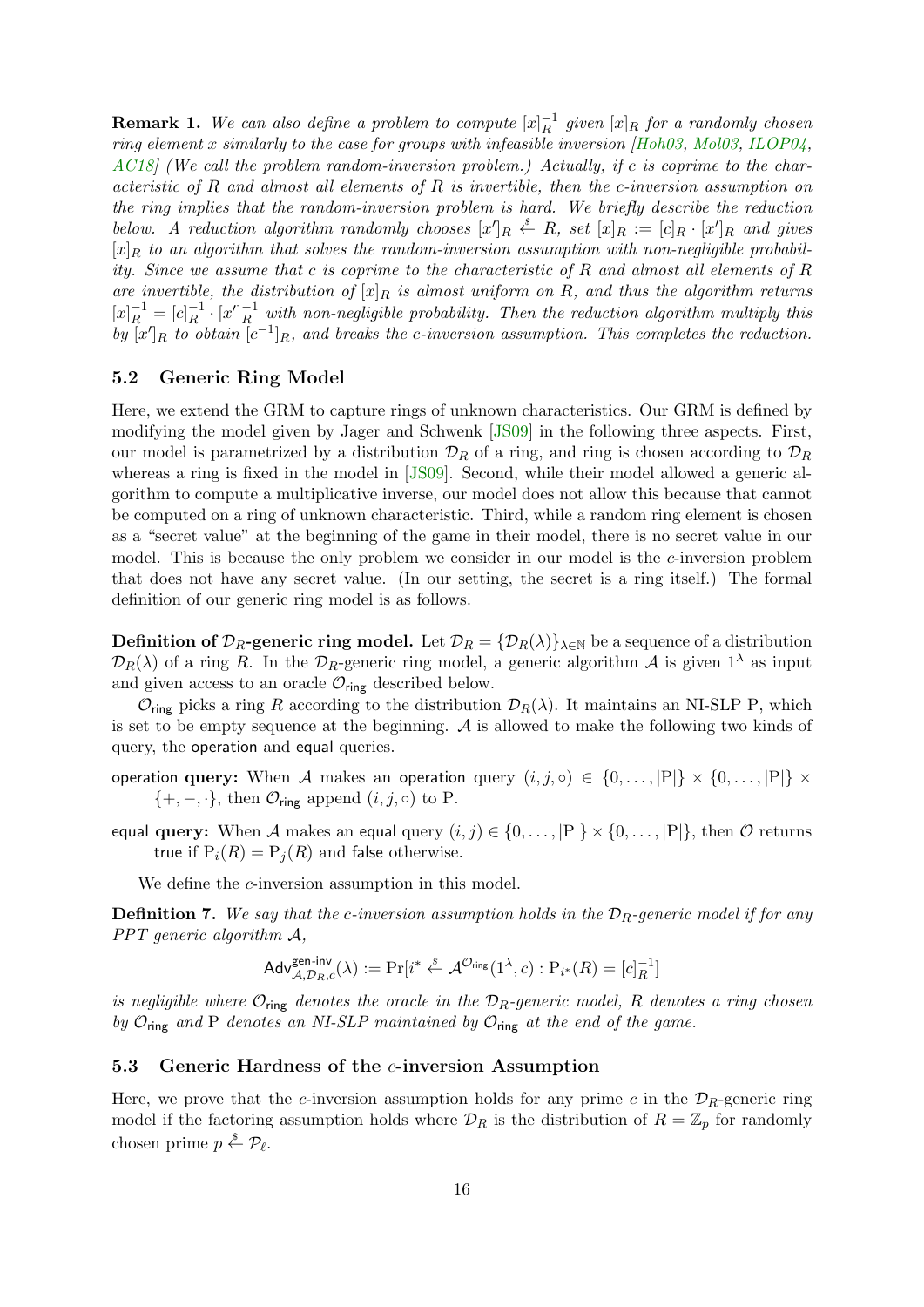**Remark 1.** *We can also define a problem to compute $[x]_R^{-1}$ given $[x]_R$ for a randomly chosen ring element $x$ similarly to the case for groups with infeasible inversion [Hoh03, Mol03, ILOP04, AC18] (We call the problem random-inversion problem.) Actually, if $c$ is coprime to the characteristic of $R$ and almost all elements of $R$ is invertible, then the $c$-inversion assumption on the ring implies that the random-inversion problem is hard. We briefly describe the reduction below. A reduction algorithm randomly chooses $[x']_R \xleftarrow{\$} R$, set $[x]_R := [c]_R \cdot [x']_R$ and gives $[x]_R$ to an algorithm that solves the random-inversion assumption with non-negligible probability. Since we assume that $c$ is coprime to the characteristic of $R$ and almost all elements of $R$ are invertible, the distribution of $[x]_R$ is almost uniform on $R$, and thus the algorithm returns $[x]_R^{-1} = [c]_R^{-1} \cdot [x']_R^{-1}$ with non-negligible probability. Then the reduction algorithm multiply this by $[x']_R$ to obtain $[c^{-1}]_R$, and breaks the $c$-inversion assumption. This completes the reduction.*

## 5.2 Generic Ring Model

Here, we extend the GRM to capture rings of unknown characteristics. Our GRM is defined by modifying the model given by Jager and Schwenk [JS09] in the following three aspects. First, our model is parametrized by a distribution $\mathcal{D}_R$ of a ring, and ring is chosen according to $\mathcal{D}_R$ whereas a ring is fixed in the model in [JS09]. Second, while their model allowed a generic algorithm to compute a multiplicative inverse, our model does not allow this because that cannot be computed on a ring of unknown characteristic. Third, while a random ring element is chosen as a "secret value" at the beginning of the game in their model, there is no secret value in our model. This is because the only problem we consider in our model is the $c$-inversion problem that does not have any secret value. (In our setting, the secret is a ring itself.) The formal definition of our generic ring model is as follows.

**Definition of $\mathcal{D}_R$-generic ring model.** Let $\mathcal{D}_R = \{\mathcal{D}_R(\lambda)\}_{\lambda \in \mathbb{N}}$ be a sequence of a distribution $\mathcal{D}_R(\lambda)$ of a ring $R$. In the $\mathcal{D}_R$-generic ring model, a generic algorithm $\mathcal{A}$ is given $1^\lambda$ as input and given access to an oracle $\mathcal{O}_{\mathsf{ring}}$ described below.

$\mathcal{O}_{\mathsf{ring}}$ picks a ring $R$ according to the distribution $\mathcal{D}_R(\lambda)$. It maintains an NI-SLP P, which is set to be empty sequence at the beginning. $\mathcal{A}$ is allowed to make the following two kinds of query, the $\mathsf{operation}$ and $\mathsf{equal}$ queries.

$\mathsf{operation}$ **query:** When $\mathcal{A}$ makes an $\mathsf{operation}$ query $(i, j, \circ) \in \{0, \ldots, |\mathrm{P}|\} \times \{0, \ldots, |\mathrm{P}|\} \times \{+, -, \cdot\}$, then $\mathcal{O}_{\mathsf{ring}}$ append $(i, j, \circ)$ to P.

$\mathsf{equal}$ **query:** When $\mathcal{A}$ makes an $\mathsf{equal}$ query $(i, j) \in \{0, \ldots, |\mathrm{P}|\} \times \{0, \ldots, |\mathrm{P}|\}$, then $\mathcal{O}$ returns $\mathsf{true}$ if $\mathrm{P}_i(R) = \mathrm{P}_j(R)$ and $\mathsf{false}$ otherwise.

We define the $c$-inversion assumption in this model.

**Definition 7.** *We say that the $c$-inversion assumption holds in the $\mathcal{D}_R$-generic model if for any PPT generic algorithm $\mathcal{A}$,*

$$\mathsf{Adv}^{\mathsf{gen\text{-}inv}}_{\mathcal{A},\mathcal{D}_R,c}(\lambda) := \Pr[i^* \xleftarrow{\$} \mathcal{A}^{\mathcal{O}_{\mathsf{ring}}}(1^\lambda, c) : \mathrm{P}_{i^*}(R) = [c]_R^{-1}]$$

*is negligible where $\mathcal{O}_{\mathsf{ring}}$ denotes the oracle in the $\mathcal{D}_R$-generic model, $R$ denotes a ring chosen by $\mathcal{O}_{\mathsf{ring}}$ and P denotes an NI-SLP maintained by $\mathcal{O}_{\mathsf{ring}}$ at the end of the game.*

## 5.3 Generic Hardness of the $c$-inversion Assumption

Here, we prove that the $c$-inversion assumption holds for any prime $c$ in the $\mathcal{D}_R$-generic ring model if the factoring assumption holds where $\mathcal{D}_R$ is the distribution of $R = \mathbb{Z}_p$ for randomly chosen prime $p \xleftarrow{\$} \mathcal{P}_\ell$.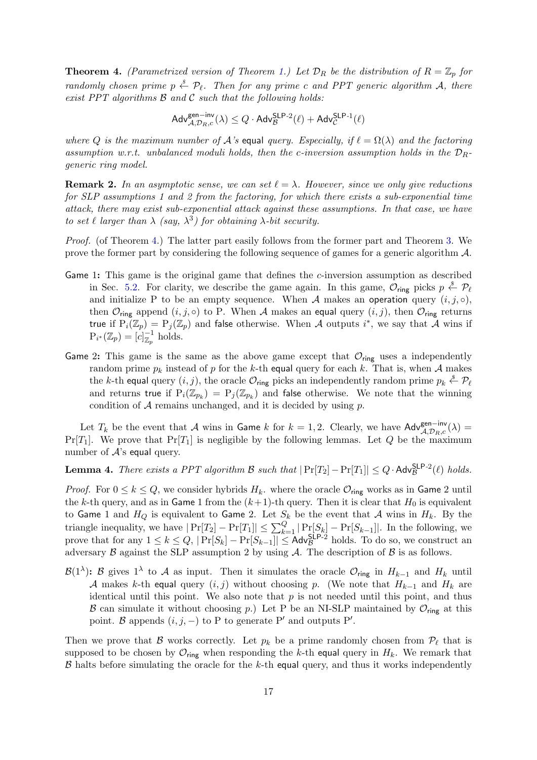**Theorem 4.** *(Parametrized version of Theorem 1.) Let $\mathcal{D}_R$ be the distribution of $R = \mathbb{Z}_p$ for randomly chosen prime $p \xleftarrow{\$} \mathcal{P}_\ell$. Then for any prime $c$ and PPT generic algorithm $\mathcal{A}$, there exist PPT algorithms $\mathcal{B}$ and $\mathcal{C}$ such that the following holds:*

$$\mathsf{Adv}^{\mathsf{gen-inv}}_{\mathcal{A},\mathcal{D}_R,c}(\lambda) \leq Q \cdot \mathsf{Adv}^{\mathsf{SLP\text{-}2}}_{\mathcal{B}}(\ell) + \mathsf{Adv}^{\mathsf{SLP\text{-}1}}_{\mathcal{C}}(\ell)$$

*where $Q$ is the maximum number of $\mathcal{A}$'s* equal *query. Especially, if $\ell = \Omega(\lambda)$ and the factoring assumption w.r.t. unbalanced moduli holds, then the $c$-inversion assumption holds in the $\mathcal{D}_R$-generic ring model.*

**Remark 2.** *In an asymptotic sense, we can set $\ell = \lambda$. However, since we only give reductions for SLP assumptions 1 and 2 from the factoring, for which there exists a sub-exponential time attack, there may exist sub-exponential attack against these assumptions. In that case, we have to set $\ell$ larger than $\lambda$ (say, $\lambda^3$) for obtaining $\lambda$-bit security.*

*Proof.* (of Theorem 4.) The latter part easily follows from the former part and Theorem 3. We prove the former part by considering the following sequence of games for a generic algorithm $\mathcal{A}$.

- Game 1**:** This game is the original game that defines the $c$-inversion assumption as described in Sec. 5.2. For clarity, we describe the game again. In this game, $\mathcal{O}_{\mathsf{ring}}$ picks $p \xleftarrow{\$} \mathcal{P}_\ell$ and initialize P to be an empty sequence. When $\mathcal{A}$ makes an operation query $(i, j, \circ)$, then $\mathcal{O}_{\mathsf{ring}}$ append $(i, j, \circ)$ to P. When $\mathcal{A}$ makes an equal query $(i, j)$, then $\mathcal{O}_{\mathsf{ring}}$ returns true if $\mathrm{P}_i(\mathbb{Z}_p) = \mathrm{P}_j(\mathbb{Z}_p)$ and false otherwise. When $\mathcal{A}$ outputs $i^*$, we say that $\mathcal{A}$ wins if $\mathrm{P}_{i^*}(\mathbb{Z}_p) = [c]^{-1}_{\mathbb{Z}_p}$ holds.
- Game 2**:** This game is the same as the above game except that $\mathcal{O}_{\mathsf{ring}}$ uses a independently random prime $p_k$ instead of $p$ for the $k$-th equal query for each $k$. That is, when $\mathcal{A}$ makes the $k$-th equal query $(i, j)$, the oracle $\mathcal{O}_{\mathsf{ring}}$ picks an independently random prime $p_k \xleftarrow{\$} \mathcal{P}_\ell$ and returns true if $\mathrm{P}_i(\mathbb{Z}_{p_k}) = \mathrm{P}_j(\mathbb{Z}_{p_k})$ and false otherwise. We note that the winning condition of $\mathcal{A}$ remains unchanged, and it is decided by using $p$.

Let $T_k$ be the event that $\mathcal{A}$ wins in Game $k$ for $k = 1, 2$. Clearly, we have $\mathsf{Adv}^{\mathsf{gen-inv}}_{\mathcal{A},\mathcal{D}_R,c}(\lambda) = \Pr[T_1]$. We prove that $\Pr[T_1]$ is negligible by the following lemmas. Let $Q$ be the maximum number of $\mathcal{A}$'s equal query.

**Lemma 4.** *There exists a PPT algorithm $\mathcal{B}$ such that $|\Pr[T_2] - \Pr[T_1]| \leq Q \cdot \mathsf{Adv}^{\mathsf{SLP\text{-}2}}_{\mathcal{B}}(\ell)$ holds.*

*Proof.* For $0 \leq k \leq Q$, we consider hybrids $H_k$. where the oracle $\mathcal{O}_{\mathsf{ring}}$ works as in Game 2 until the $k$-th query, and as in Game 1 from the $(k+1)$-th query. Then it is clear that $H_0$ is equivalent to Game 1 and $H_Q$ is equivalent to Game 2. Let $S_k$ be the event that $\mathcal{A}$ wins in $H_k$. By the triangle inequality, we have $|\Pr[T_2] - \Pr[T_1]| \leq \sum_{k=1}^{Q} |\Pr[S_k] - \Pr[S_{k-1}]|$. In the following, we prove that for any $1 \leq k \leq Q$, $|\Pr[S_k] - \Pr[S_{k-1}]| \leq \mathsf{Adv}^{\mathsf{SLP\text{-}2}}_{\mathcal{B}}$ holds. To do so, we construct an adversary $\mathcal{B}$ against the SLP assumption 2 by using $\mathcal{A}$. The description of $\mathcal{B}$ is as follows.

- $\mathcal{B}(1^\lambda)$**:** $\mathcal{B}$ gives $1^\lambda$ to $\mathcal{A}$ as input. Then it simulates the oracle $\mathcal{O}_{\mathsf{ring}}$ in $H_{k-1}$ and $H_k$ until $\mathcal{A}$ makes $k$-th equal query $(i, j)$ without choosing $p$. (We note that $H_{k-1}$ and $H_k$ are identical until this point. We also note that $p$ is not needed until this point, and thus $\mathcal{B}$ can simulate it without choosing $p$.) Let P be an NI-SLP maintained by $\mathcal{O}_{\mathsf{ring}}$ at this point. $\mathcal{B}$ appends $(i, j, -)$ to P to generate P$'$ and outputs P$'$.

Then we prove that $\mathcal{B}$ works correctly. Let $p_k$ be a prime randomly chosen from $\mathcal{P}_\ell$ that is supposed to be chosen by $\mathcal{O}_{\mathsf{ring}}$ when responding the $k$-th equal query in $H_k$. We remark that $\mathcal{B}$ halts before simulating the oracle for the $k$-th equal query, and thus it works independently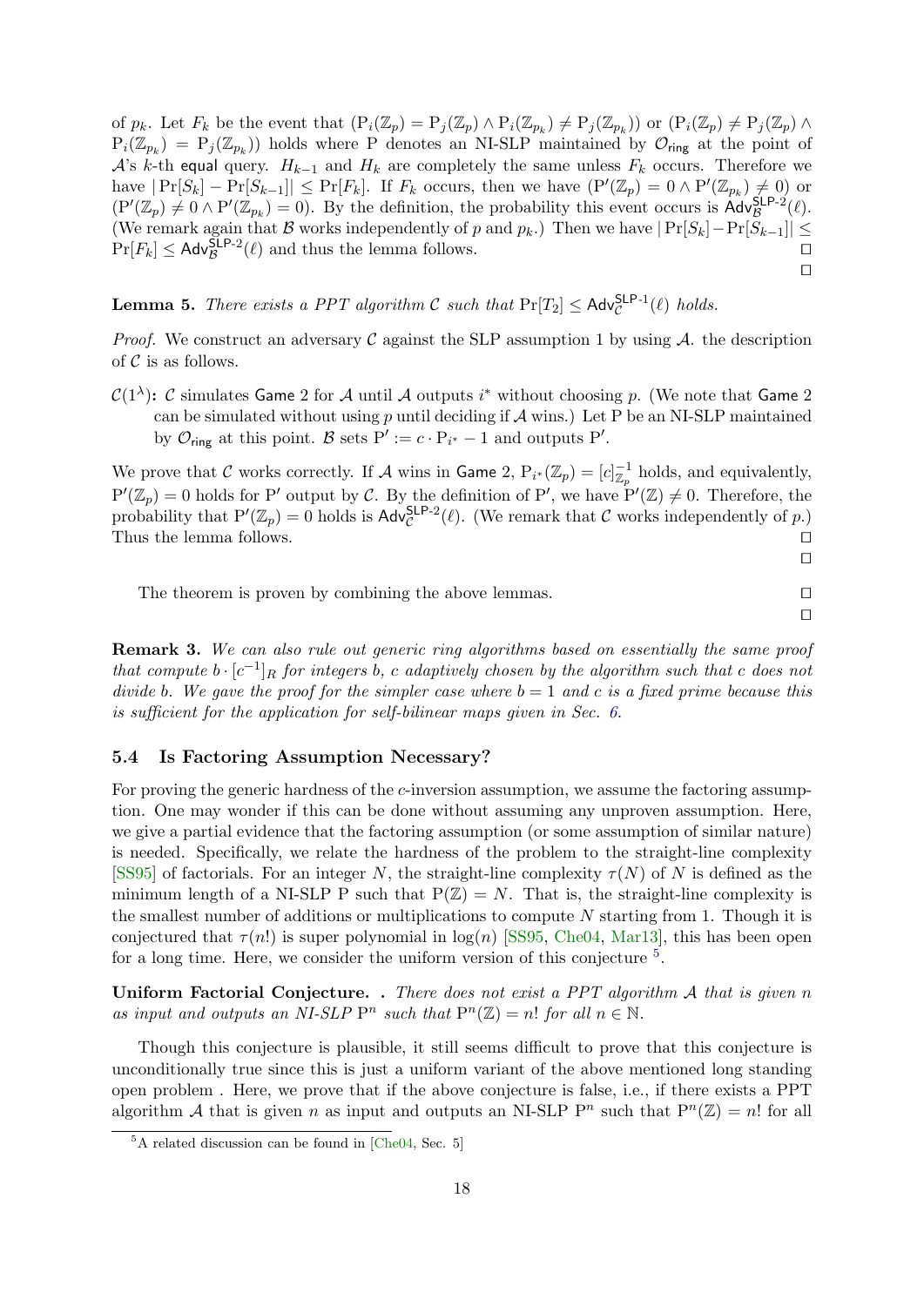of $p_k$. Let $F_k$ be the event that $(\mathrm{P}_i(\mathbb{Z}_p) = \mathrm{P}_j(\mathbb{Z}_p) \wedge \mathrm{P}_i(\mathbb{Z}_{p_k}) \neq \mathrm{P}_j(\mathbb{Z}_{p_k}))$ or $(\mathrm{P}_i(\mathbb{Z}_p) \neq \mathrm{P}_j(\mathbb{Z}_p) \wedge \mathrm{P}_i(\mathbb{Z}_{p_k}) = \mathrm{P}_j(\mathbb{Z}_{p_k}))$ holds where P denotes an NI-SLP maintained by $\mathcal{O}_{\mathsf{ring}}$ at the point of $\mathcal{A}$'s $k$-th equal query. $H_{k-1}$ and $H_k$ are completely the same unless $F_k$ occurs. Therefore we have $|\Pr[S_k] - \Pr[S_{k-1}]| \leq \Pr[F_k]$. If $F_k$ occurs, then we have $(\mathrm{P}'(\mathbb{Z}_p) = 0 \wedge \mathrm{P}'(\mathbb{Z}_{p_k}) \neq 0)$ or $(\mathrm{P}'(\mathbb{Z}_p) \neq 0 \wedge \mathrm{P}'(\mathbb{Z}_{p_k}) = 0)$. By the definition, the probability this event occurs is $\mathsf{Adv}_{\mathcal{B}}^{\mathsf{SLP}\text{-}2}(\ell)$. (We remark again that $\mathcal{B}$ works independently of $p$ and $p_k$.) Then we have $|\Pr[S_k] - \Pr[S_{k-1}]| \leq \Pr[F_k] \leq \mathsf{Adv}_{\mathcal{B}}^{\mathsf{SLP}\text{-}2}(\ell)$ and thus the lemma follows. □

□

**Lemma 5.** *There exists a PPT algorithm $\mathcal{C}$ such that $\Pr[T_2] \leq \mathsf{Adv}_{\mathcal{C}}^{\mathsf{SLP}\text{-}1}(\ell)$ holds.*

*Proof.* We construct an adversary $\mathcal{C}$ against the SLP assumption 1 by using $\mathcal{A}$. the description of $\mathcal{C}$ is as follows.

$\mathcal{C}(1^\lambda)$**:** $\mathcal{C}$ simulates Game 2 for $\mathcal{A}$ until $\mathcal{A}$ outputs $i^*$ without choosing $p$. (We note that Game 2 can be simulated without using $p$ until deciding if $\mathcal{A}$ wins.) Let P be an NI-SLP maintained by $\mathcal{O}_{\mathsf{ring}}$ at this point. $\mathcal{B}$ sets $\mathrm{P}' := c \cdot \mathrm{P}_{i^*} - 1$ and outputs $\mathrm{P}'$.

We prove that $\mathcal{C}$ works correctly. If $\mathcal{A}$ wins in Game 2, $\mathrm{P}_{i^*}(\mathbb{Z}_p) = [c]_{\mathbb{Z}_p}^{-1}$ holds, and equivalently, $\mathrm{P}'(\mathbb{Z}_p) = 0$ holds for $\mathrm{P}'$ output by $\mathcal{C}$. By the definition of $\mathrm{P}'$, we have $\mathrm{P}'(\mathbb{Z}) \neq 0$. Therefore, the probability that $\mathrm{P}'(\mathbb{Z}_p) = 0$ holds is $\mathsf{Adv}_{\mathcal{C}}^{\mathsf{SLP}\text{-}2}(\ell)$. (We remark that $\mathcal{C}$ works independently of $p$.) Thus the lemma follows. □

□

The theorem is proven by combining the above lemmas. □

□

**Remark 3.** *We can also rule out generic ring algorithms based on essentially the same proof that compute $b \cdot [c^{-1}]_R$ for integers $b$, $c$ adaptively chosen by the algorithm such that $c$ does not divide $b$. We gave the proof for the simpler case where $b = 1$ and $c$ is a fixed prime because this is sufficient for the application for self-bilinear maps given in Sec. 6.*

### 5.4 Is Factoring Assumption Necessary?

For proving the generic hardness of the $c$-inversion assumption, we assume the factoring assumption. One may wonder if this can be done without assuming any unproven assumption. Here, we give a partial evidence that the factoring assumption (or some assumption of similar nature) is needed. Specifically, we relate the hardness of the problem to the straight-line complexity [SS95] of factorials. For an integer $N$, the straight-line complexity $\tau(N)$ of $N$ is defined as the minimum length of a NI-SLP P such that $\mathrm{P}(\mathbb{Z}) = N$. That is, the straight-line complexity is the smallest number of additions or multiplications to compute $N$ starting from 1. Though it is conjectured that $\tau(n!)$ is super polynomial in $\log(n)$ [SS95, Che04, Mar13], this has been open for a long time. Here, we consider the uniform version of this conjecture [5].

**Uniform Factorial Conjecture. .** *There does not exist a PPT algorithm $\mathcal{A}$ that is given $n$ as input and outputs an NI-SLP $\mathrm{P}^n$ such that $\mathrm{P}^n(\mathbb{Z}) = n!$ for all $n \in \mathbb{N}$.*

Though this conjecture is plausible, it still seems difficult to prove that this conjecture is unconditionally true since this is just a uniform variant of the above mentioned long standing open problem . Here, we prove that if the above conjecture is false, i.e., if there exists a PPT algorithm $\mathcal{A}$ that is given $n$ as input and outputs an NI-SLP $\mathrm{P}^n$ such that $\mathrm{P}^n(\mathbb{Z}) = n!$ for all

[5] A related discussion can be found in [Che04, Sec. 5]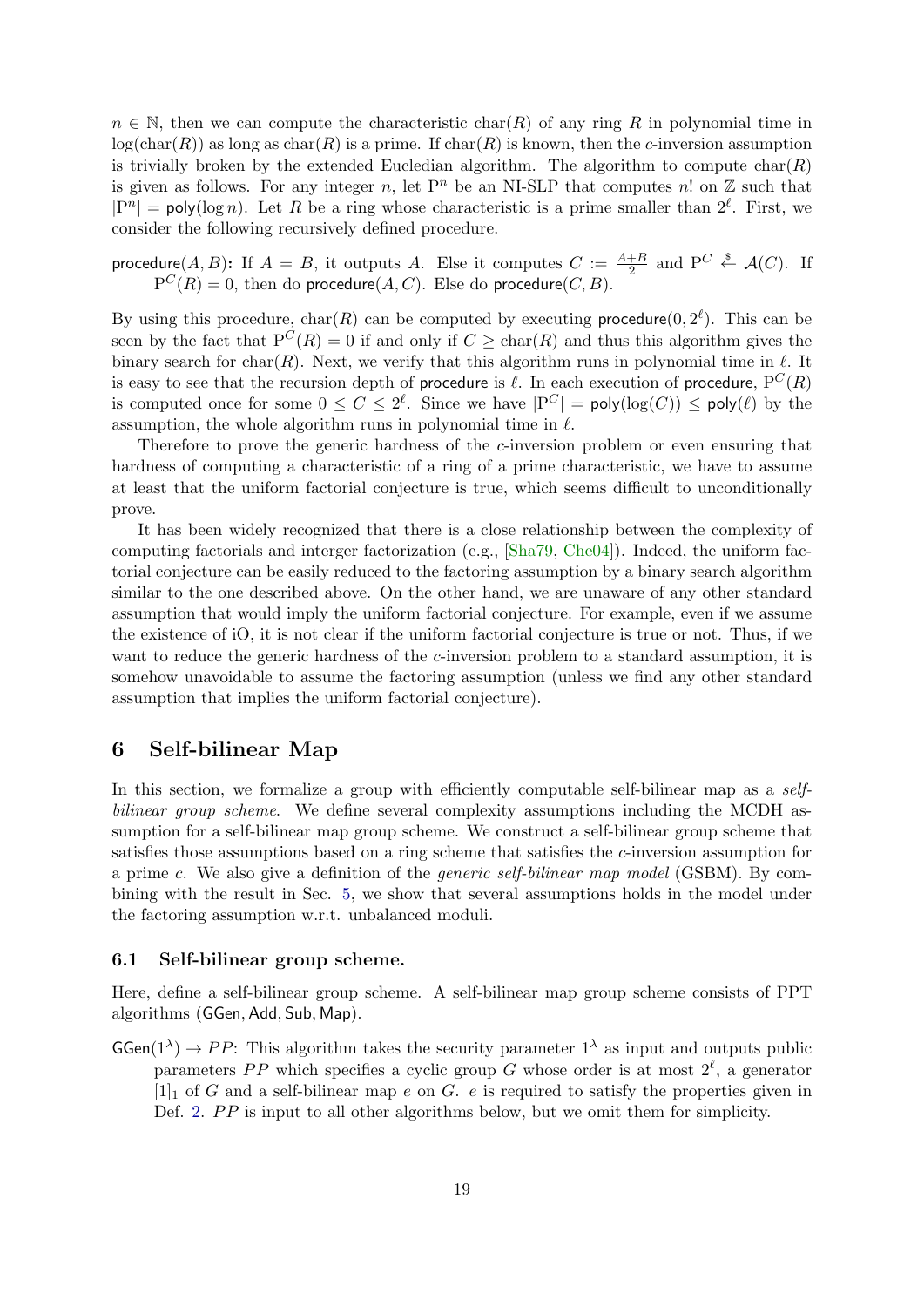$n \in \mathbb{N}$, then we can compute the characteristic $\mathrm{char}(R)$ of any ring $R$ in polynomial time in $\log(\mathrm{char}(R))$ as long as $\mathrm{char}(R)$ is a prime. If $\mathrm{char}(R)$ is known, then the $c$-inversion assumption is trivially broken by the extended Eucledian algorithm. The algorithm to compute $\mathrm{char}(R)$ is given as follows. For any integer $n$, let $\mathrm{P}^n$ be an NI-SLP that computes $n!$ on $\mathbb{Z}$ such that $|\mathrm{P}^n| = \mathsf{poly}(\log n)$. Let $R$ be a ring whose characteristic is a prime smaller than $2^\ell$. First, we consider the following recursively defined procedure.

$\mathsf{procedure}(A, B)$**:** If $A = B$, it outputs $A$. Else it computes $C := \frac{A+B}{2}$ and $\mathrm{P}^C \xleftarrow{\$} \mathcal{A}(C)$. If $\mathrm{P}^C(R) = 0$, then do $\mathsf{procedure}(A, C)$. Else do $\mathsf{procedure}(C, B)$.

By using this procedure, $\mathrm{char}(R)$ can be computed by executing $\mathsf{procedure}(0, 2^\ell)$. This can be seen by the fact that $\mathrm{P}^C(R) = 0$ if and only if $C \geq \mathrm{char}(R)$ and thus this algorithm gives the binary search for $\mathrm{char}(R)$. Next, we verify that this algorithm runs in polynomial time in $\ell$. It is easy to see that the recursion depth of $\mathsf{procedure}$ is $\ell$. In each execution of $\mathsf{procedure}$, $\mathrm{P}^C(R)$ is computed once for some $0 \leq C \leq 2^\ell$. Since we have $|\mathrm{P}^C| = \mathsf{poly}(\log(C)) \leq \mathsf{poly}(\ell)$ by the assumption, the whole algorithm runs in polynomial time in $\ell$.

Therefore to prove the generic hardness of the $c$-inversion problem or even ensuring that hardness of computing a characteristic of a ring of a prime characteristic, we have to assume at least that the uniform factorial conjecture is true, which seems difficult to unconditionally prove.

It has been widely recognized that there is a close relationship between the complexity of computing factorials and interger factorization (e.g., [Sha79, Che04]). Indeed, the uniform factorial conjecture can be easily reduced to the factoring assumption by a binary search algorithm similar to the one described above. On the other hand, we are unaware of any other standard assumption that would imply the uniform factorial conjecture. For example, even if we assume the existence of iO, it is not clear if the uniform factorial conjecture is true or not. Thus, if we want to reduce the generic hardness of the $c$-inversion problem to a standard assumption, it is somehow unavoidable to assume the factoring assumption (unless we find any other standard assumption that implies the uniform factorial conjecture).

## 6 Self-bilinear Map

In this section, we formalize a group with efficiently computable self-bilinear map as a *self-bilinear group scheme*. We define several complexity assumptions including the MCDH assumption for a self-bilinear map group scheme. We construct a self-bilinear group scheme that satisfies those assumptions based on a ring scheme that satisfies the $c$-inversion assumption for a prime $c$. We also give a definition of the *generic self-bilinear map model* (GSBM). By combining with the result in Sec. 5, we show that several assumptions holds in the model under the factoring assumption w.r.t. unbalanced moduli.

### 6.1 Self-bilinear group scheme.

Here, define a self-bilinear group scheme. A self-bilinear map group scheme consists of PPT algorithms $(\mathsf{GGen}, \mathsf{Add}, \mathsf{Sub}, \mathsf{Map})$.

$\mathsf{GGen}(1^\lambda) \to PP$: This algorithm takes the security parameter $1^\lambda$ as input and outputs public parameters $PP$ which specifies a cyclic group $G$ whose order is at most $2^\ell$, a generator $[1]_1$ of $G$ and a self-bilinear map $e$ on $G$. $e$ is required to satisfy the properties given in Def. 2. $PP$ is input to all other algorithms below, but we omit them for simplicity.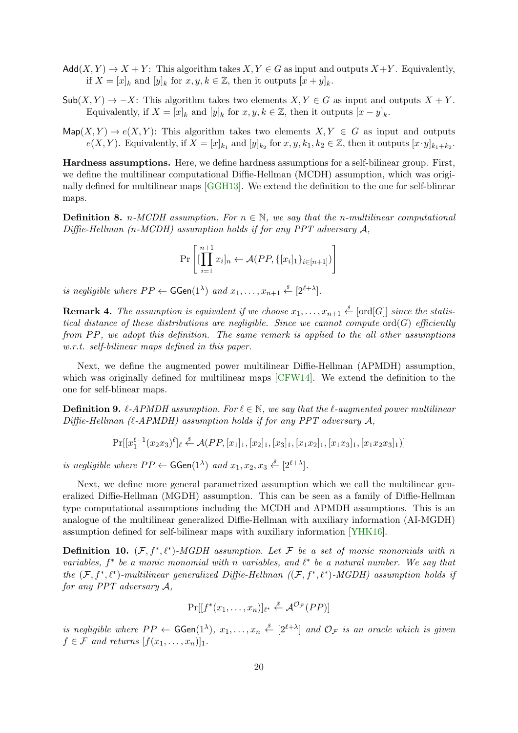$\mathsf{Add}(X, Y) \to X + Y$: This algorithm takes $X, Y \in G$ as input and outputs $X+Y$. Equivalently, if $X = [x]_k$ and $[y]_k$ for $x, y, k \in \mathbb{Z}$, then it outputs $[x + y]_k$.

$\mathsf{Sub}(X, Y) \to -X$: This algorithm takes two elements $X, Y \in G$ as input and outputs $X + Y$. Equivalently, if $X = [x]_k$ and $[y]_k$ for $x, y, k \in \mathbb{Z}$, then it outputs $[x - y]_k$.

$\mathsf{Map}(X, Y) \to e(X, Y)$: This algorithm takes two elements $X, Y \in G$ as input and outputs $e(X, Y)$. Equivalently, if $X = [x]_{k_1}$ and $[y]_{k_2}$ for $x, y, k_1, k_2 \in \mathbb{Z}$, then it outputs $[x \cdot y]_{k_1+k_2}$.

**Hardness assumptions.** Here, we define hardness assumptions for a self-bilinear group. First, we define the multilinear computational Diffie-Hellman (MCDH) assumption, which was originally defined for multilinear maps [GGH13]. We extend the definition to the one for self-blinear maps.

**Definition 8.** *n-MCDH assumption. For $n \in \mathbb{N}$, we say that the n-multilinear computational Diffie-Hellman (n-MCDH) assumption holds if for any PPT adversary $\mathcal{A}$,*

$$\Pr\left[ [\prod_{i=1}^{n+1} x_i]_n \leftarrow \mathcal{A}(PP, \{[x_i]_1\}_{i \in [n+1]}) \right]$$

*is negligible where $PP \leftarrow \mathsf{GGen}(1^\lambda)$ and $x_1, \ldots, x_{n+1} \xleftarrow{\$} [2^{\ell+\lambda}]$.*

**Remark 4.** *The assumption is equivalent if we choose $x_1, \ldots, x_{n+1} \xleftarrow{\$} [\mathrm{ord}[G]]$ since the statistical distance of these distributions are negligible. Since we cannot compute $\mathrm{ord}(G)$ efficiently from PP, we adopt this definition. The same remark is applied to the all other assumptions w.r.t. self-bilinear maps defined in this paper.*

Next, we define the augmented power multilinear Diffie-Hellman (APMDH) assumption, which was originally defined for multilinear maps [CFW14]. We extend the definition to the one for self-blinear maps.

**Definition 9.** *$\ell$-APMDH assumption. For $\ell \in \mathbb{N}$, we say that the $\ell$-augmented power multilinear Diffie-Hellman ($\ell$-APMDH) assumption holds if for any PPT adversary $\mathcal{A}$,*

$$\Pr[[x_1^{\ell-1}(x_2x_3)^\ell]_\ell \xleftarrow{\$} \mathcal{A}(PP, [x_1]_1, [x_2]_1, [x_3]_1, [x_1x_2]_1, [x_1x_3]_1, [x_1x_2x_3]_1)]$$

*is negligible where $PP \leftarrow \mathsf{GGen}(1^\lambda)$ and $x_1, x_2, x_3 \xleftarrow{\$} [2^{\ell+\lambda}]$.*

Next, we define more general parametrized assumption which we call the multilinear generalized Diffie-Hellman (MGDH) assumption. This can be seen as a family of Diffie-Hellman type computational assumptions including the MCDH and APMDH assumptions. This is an analogue of the multilinear generalized Diffie-Hellman with auxiliary information (AI-MGDH) assumption defined for self-bilinear maps with auxiliary information [YHK16].

**Definition 10.** *$(\mathcal{F}, f^*, \ell^*)$-MGDH assumption. Let $\mathcal{F}$ be a set of monic monomials with n variables, $f^*$ be a monic monomial with n variables, and $\ell^*$ be a natural number. We say that the $(\mathcal{F}, f^*, \ell^*)$-multilinear generalized Diffie-Hellman ($(\mathcal{F}, f^*, \ell^*)$-MGDH) assumption holds if for any PPT adversary $\mathcal{A}$,*

$$\Pr[[f^*(x_1, \ldots, x_n)]_{\ell^*} \xleftarrow{\$} \mathcal{A}^{\mathcal{O}_\mathcal{F}}(PP)]$$

*is negligible where $PP \leftarrow \mathsf{GGen}(1^\lambda)$, $x_1, \ldots, x_n \xleftarrow{\$} [2^{\ell+\lambda}]$ and $\mathcal{O}_\mathcal{F}$ is an oracle which is given $f \in \mathcal{F}$ and returns $[f(x_1, \ldots, x_n)]_1$.*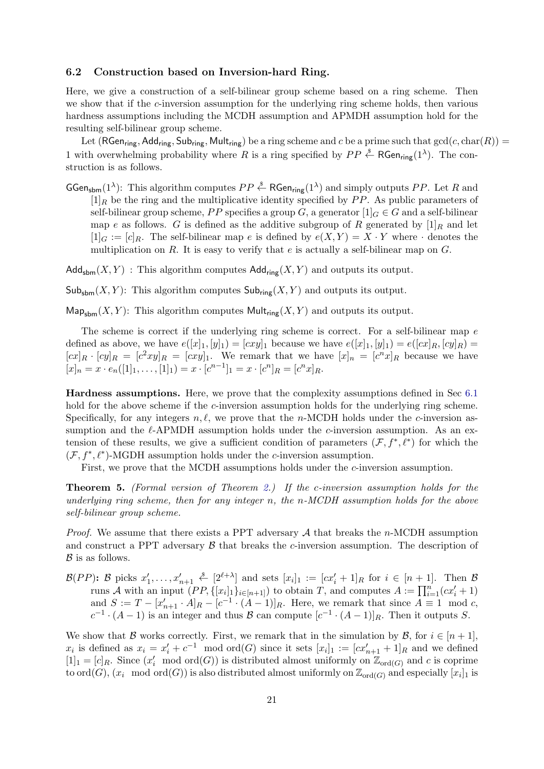### 6.2 Construction based on Inversion-hard Ring.

Here, we give a construction of a self-bilinear group scheme based on a ring scheme. Then we show that if the $c$-inversion assumption for the underlying ring scheme holds, then various hardness assumptions including the MCDH assumption and APMDH assumption hold for the resulting self-bilinear group scheme.

Let $(\mathsf{RGen}_{\mathsf{ring}}, \mathsf{Add}_{\mathsf{ring}}, \mathsf{Sub}_{\mathsf{ring}}, \mathsf{Mult}_{\mathsf{ring}})$ be a ring scheme and $c$ be a prime such that $\gcd(c, \mathrm{char}(R)) = 1$ with overwhelming probability where $R$ is a ring specified by $PP \xleftarrow{\$} \mathsf{RGen}_{\mathsf{ring}}(1^\lambda)$. The construction is as follows.

$\mathsf{GGen}_{\mathsf{sbm}}(1^\lambda)$: This algorithm computes $PP \xleftarrow{\$} \mathsf{RGen}_{\mathsf{ring}}(1^\lambda)$ and simply outputs $PP$. Let $R$ and $[1]_R$ be the ring and the multiplicative identity specified by $PP$. As public parameters of self-bilinear group scheme, $PP$ specifies a group $G$, a generator $[1]_G \in G$ and a self-bilinear map $e$ as follows. $G$ is defined as the additive subgroup of $R$ generated by $[1]_R$ and let $[1]_G := [c]_R$. The self-bilinear map $e$ is defined by $e(X, Y) = X \cdot Y$ where $\cdot$ denotes the multiplication on $R$. It is easy to verify that $e$ is actually a self-bilinear map on $G$.

$\mathsf{Add}_{\mathsf{sbm}}(X, Y)$ : This algorithm computes $\mathsf{Add}_{\mathsf{ring}}(X, Y)$ and outputs its output.

$\mathsf{Sub}_{\mathsf{sbm}}(X, Y)$: This algorithm computes $\mathsf{Sub}_{\mathsf{ring}}(X, Y)$ and outputs its output.

$\mathsf{Map}_{\mathsf{sbm}}(X, Y)$: This algorithm computes $\mathsf{Mult}_{\mathsf{ring}}(X, Y)$ and outputs its output.

The scheme is correct if the underlying ring scheme is correct. For a self-bilinear map $e$ defined as above, we have $e([x]_1, [y]_1) = [cxy]_1$ because we have $e([x]_1, [y]_1) = e([cx]_R, [cy]_R) = [cx]_R \cdot [cy]_R = [c^2xy]_R = [cxy]_1$. We remark that we have $[x]_n = [c^n x]_R$ because we have $[x]_n = x \cdot e_n([1]_1, \ldots, [1]_1) = x \cdot [c^{n-1}]_1 = x \cdot [c^n]_R = [c^n x]_R$.

**Hardness assumptions.** Here, we prove that the complexity assumptions defined in Sec 6.1 hold for the above scheme if the $c$-inversion assumption holds for the underlying ring scheme. Specifically, for any integers $n, \ell$, we prove that the $n$-MCDH holds under the $c$-inversion assumption and the $\ell$-APMDH assumption holds under the $c$-inversion assumption. As an extension of these results, we give a sufficient condition of parameters $(\mathcal{F}, f^*, \ell^*)$ for which the $(\mathcal{F}, f^*, \ell^*)$-MGDH assumption holds under the $c$-inversion assumption.

First, we prove that the MCDH assumptions holds under the $c$-inversion assumption.

**Theorem 5.** *(Formal version of Theorem 2.) If the $c$-inversion assumption holds for the underlying ring scheme, then for any integer $n$, the $n$-MCDH assumption holds for the above self-bilinear group scheme.*

*Proof.* We assume that there exists a PPT adversary $\mathcal{A}$ that breaks the $n$-MCDH assumption and construct a PPT adversary $\mathcal{B}$ that breaks the $c$-inversion assumption. The description of $\mathcal{B}$ is as follows.

$\mathcal{B}(PP)$**:** $\mathcal{B}$ picks $x'_1, \ldots, x'_{n+1} \xleftarrow{\$} [2^{\ell+\lambda}]$ and sets $[x_i]_1 := [cx'_i + 1]_R$ for $i \in [n+1]$. Then $\mathcal{B}$ runs $\mathcal{A}$ with an input $(PP, \{[x_i]_1\}_{i \in [n+1]})$ to obtain $T$, and computes $A := \prod_{i=1}^{n}(cx'_i + 1)$ and $S := T - [x'_{n+1} \cdot A]_R - [c^{-1} \cdot (A-1)]_R$. Here, we remark that since $A \equiv 1 \mod c$, $c^{-1} \cdot (A-1)$ is an integer and thus $\mathcal{B}$ can compute $[c^{-1} \cdot (A-1)]_R$. Then it outputs $S$.

We show that $\mathcal{B}$ works correctly. First, we remark that in the simulation by $\mathcal{B}$, for $i \in [n+1]$, $x_i$ is defined as $x_i = x'_i + c^{-1} \mod \mathrm{ord}(G)$ since it sets $[x_i]_1 := [cx'_{n+1} + 1]_R$ and we defined $[1]_1 = [c]_R$. Since $(x'_i \mod \mathrm{ord}(G))$ is distributed almost uniformly on $\mathbb{Z}_{\mathrm{ord}(G)}$ and $c$ is coprime to $\mathrm{ord}(G)$, $(x_i \mod \mathrm{ord}(G))$ is also distributed almost uniformly on $\mathbb{Z}_{\mathrm{ord}(G)}$ and especially $[x_i]_1$ is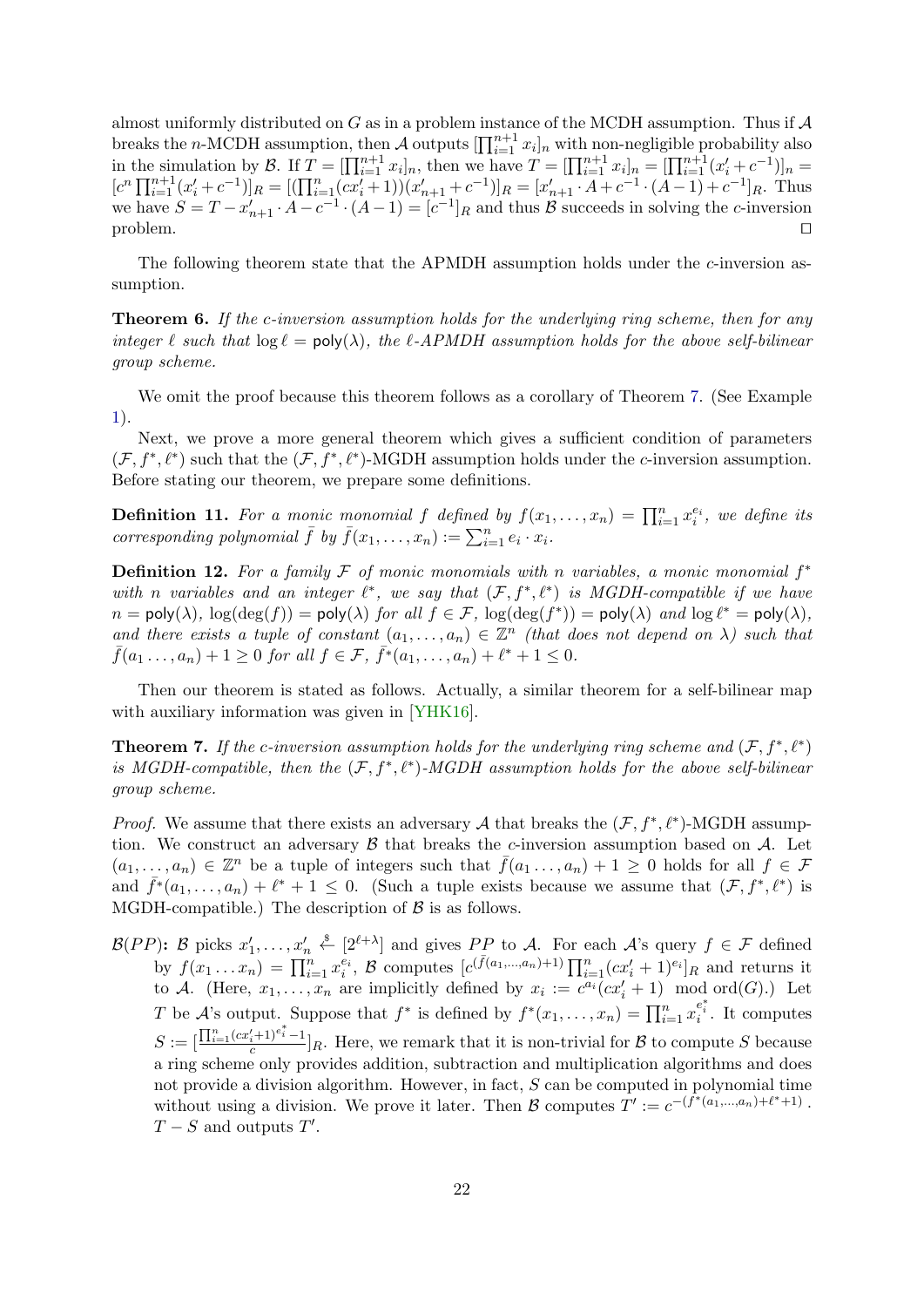almost uniformly distributed on $G$ as in a problem instance of the MCDH assumption. Thus if $\mathcal{A}$ breaks the $n$-MCDH assumption, then $\mathcal{A}$ outputs $[\prod_{i=1}^{n+1} x_i]_n$ with non-negligible probability also in the simulation by $\mathcal{B}$. If $T = [\prod_{i=1}^{n+1} x_i]_n$, then we have $T = [\prod_{i=1}^{n+1} x_i]_n = [\prod_{i=1}^{n+1}(x'_i + c^{-1})]_n = [c^n \prod_{i=1}^{n+1}(x'_i + c^{-1})]_R = [(\prod_{i=1}^{n}(cx'_i + 1))(x'_{n+1} + c^{-1})]_R = [x'_{n+1} \cdot A + c^{-1} \cdot (A-1) + c^{-1}]_R$. Thus we have $S = T - x'_{n+1} \cdot A - c^{-1} \cdot (A-1) = [c^{-1}]_R$ and thus $\mathcal{B}$ succeeds in solving the $c$-inversion problem. □

The following theorem state that the APMDH assumption holds under the $c$-inversion assumption.

**Theorem 6.** *If the $c$-inversion assumption holds for the underlying ring scheme, then for any integer $\ell$ such that $\log \ell = \mathsf{poly}(\lambda)$, the $\ell$-APMDH assumption holds for the above self-bilinear group scheme.*

We omit the proof because this theorem follows as a corollary of Theorem 7. (See Example 1).

Next, we prove a more general theorem which gives a sufficient condition of parameters $(\mathcal{F}, f^*, \ell^*)$ such that the $(\mathcal{F}, f^*, \ell^*)$-MGDH assumption holds under the $c$-inversion assumption. Before stating our theorem, we prepare some definitions.

**Definition 11.** *For a monic monomial $f$ defined by $f(x_1, \ldots, x_n) = \prod_{i=1}^{n} x_i^{e_i}$, we define its corresponding polynomial $\bar{f}$ by $\bar{f}(x_1, \ldots, x_n) := \sum_{i=1}^{n} e_i \cdot x_i$.*

**Definition 12.** *For a family $\mathcal{F}$ of monic monomials with $n$ variables, a monic monomial $f^*$ with $n$ variables and an integer $\ell^*$, we say that $(\mathcal{F}, f^*, \ell^*)$ is MGDH-compatible if we have $n = \mathsf{poly}(\lambda)$, $\log(\deg(f)) = \mathsf{poly}(\lambda)$ for all $f \in \mathcal{F}$, $\log(\deg(f^*)) = \mathsf{poly}(\lambda)$ and $\log \ell^* = \mathsf{poly}(\lambda)$, and there exists a tuple of constant $(a_1, \ldots, a_n) \in \mathbb{Z}^n$ (that does not depend on $\lambda$) such that $\bar{f}(a_1 \ldots, a_n) + 1 \geq 0$ for all $f \in \mathcal{F}$, $\bar{f}^*(a_1, \ldots, a_n) + \ell^* + 1 \leq 0$.*

Then our theorem is stated as follows. Actually, a similar theorem for a self-bilinear map with auxiliary information was given in [YHK16].

**Theorem 7.** *If the $c$-inversion assumption holds for the underlying ring scheme and $(\mathcal{F}, f^*, \ell^*)$ is MGDH-compatible, then the $(\mathcal{F}, f^*, \ell^*)$-MGDH assumption holds for the above self-bilinear group scheme.*

*Proof.* We assume that there exists an adversary $\mathcal{A}$ that breaks the $(\mathcal{F}, f^*, \ell^*)$-MGDH assumption. We construct an adversary $\mathcal{B}$ that breaks the $c$-inversion assumption based on $\mathcal{A}$. Let $(a_1, \ldots, a_n) \in \mathbb{Z}^n$ be a tuple of integers such that $\bar{f}(a_1 \ldots, a_n) + 1 \geq 0$ holds for all $f \in \mathcal{F}$ and $\bar{f}^*(a_1, \ldots, a_n) + \ell^* + 1 \leq 0$. (Such a tuple exists because we assume that $(\mathcal{F}, f^*, \ell^*)$ is MGDH-compatible.) The description of $\mathcal{B}$ is as follows.

**$\mathcal{B}(PP)$:** $\mathcal{B}$ picks $x'_1, \ldots, x'_n \xleftarrow{\$} [2^{\ell+\lambda}]$ and gives $PP$ to $\mathcal{A}$. For each $\mathcal{A}$'s query $f \in \mathcal{F}$ defined by $f(x_1 \ldots x_n) = \prod_{i=1}^{n} x_i^{e_i}$, $\mathcal{B}$ computes $[c^{(\bar{f}(a_1, \ldots, a_n)+1)} \prod_{i=1}^{n}(cx'_i + 1)^{e_i}]_R$ and returns it to $\mathcal{A}$. (Here, $x_1, \ldots, x_n$ are implicitly defined by $x_i := c^{a_i}(cx'_i + 1) \mod \mathrm{ord}(G)$.) Let $T$ be $\mathcal{A}$'s output. Suppose that $f^*$ is defined by $f^*(x_1, \ldots, x_n) = \prod_{i=1}^{n} x_i^{e_i^*}$. It computes $S := [\frac{\prod_{i=1}^{n}(cx'_i+1)^{e_i^*} - 1}{c}]_R$. Here, we remark that it is non-trivial for $\mathcal{B}$ to compute $S$ because a ring scheme only provides addition, subtraction and multiplication algorithms and does not provide a division algorithm. However, in fact, $S$ can be computed in polynomial time without using a division. We prove it later. Then $\mathcal{B}$ computes $T' := c^{-(\bar{f}^*(a_1, \ldots, a_n)+\ell^*+1)} \cdot T - S$ and outputs $T'$.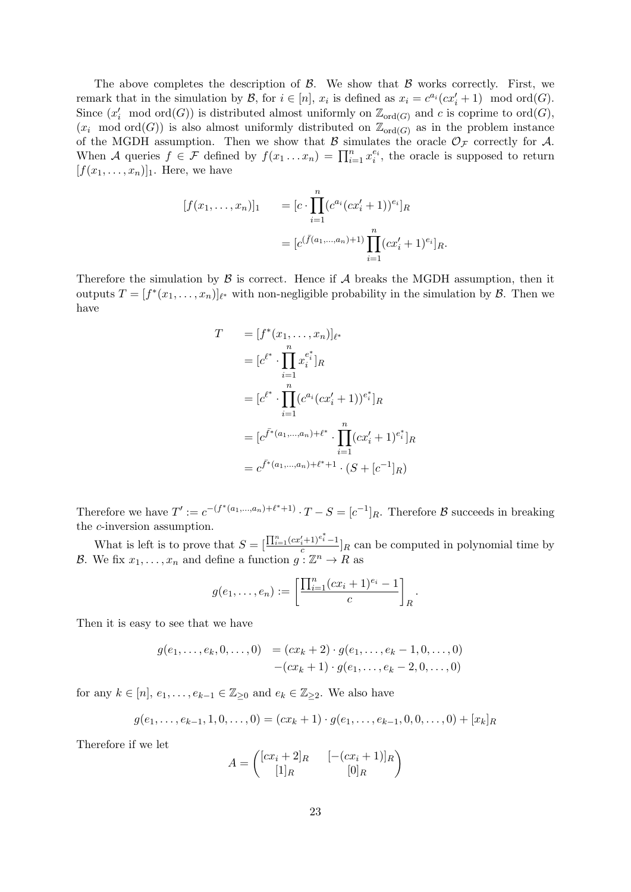The above completes the description of $\mathcal{B}$. We show that $\mathcal{B}$ works correctly. First, we remark that in the simulation by $\mathcal{B}$, for $i \in [n]$, $x_i$ is defined as $x_i = c^{a_i}(cx'_i + 1) \mod \mathrm{ord}(G)$. Since $(x'_i \mod \mathrm{ord}(G))$ is distributed almost uniformly on $\mathbb{Z}_{\mathrm{ord}(G)}$ and $c$ is coprime to $\mathrm{ord}(G)$, $(x_i \mod \mathrm{ord}(G))$ is also almost uniformly distributed on $\mathbb{Z}_{\mathrm{ord}(G)}$ as in the problem instance of the MGDH assumption. Then we show that $\mathcal{B}$ simulates the oracle $\mathcal{O}_{\mathcal{F}}$ correctly for $\mathcal{A}$. When $\mathcal{A}$ queries $f \in \mathcal{F}$ defined by $f(x_1 \dots x_n) = \prod_{i=1}^n x_i^{e_i}$, the oracle is supposed to return $[f(x_1, \dots, x_n)]_1$. Here, we have

$$
\begin{aligned}
[f(x_1, \dots, x_n)]_1 \quad &= [c \cdot \prod_{i=1}^n (c^{a_i}(cx'_i + 1))^{e_i}]_R \\
&= [c^{(\bar{f}(a_1,\dots,a_n)+1)} \prod_{i=1}^n (cx'_i + 1)^{e_i}]_R.
\end{aligned}
$$

Therefore the simulation by $\mathcal{B}$ is correct. Hence if $\mathcal{A}$ breaks the MGDH assumption, then it outputs $T = [f^*(x_1, \dots, x_n)]_{\ell^*}$ with non-negligible probability in the simulation by $\mathcal{B}$. Then we have

$$
\begin{aligned}
T \quad &= [f^*(x_1, \dots, x_n)]_{\ell^*} \\
&= [c^{\ell^*} \cdot \prod_{i=1}^n x_i^{e_i^*}]_R \\
&= [c^{\ell^*} \cdot \prod_{i=1}^n (c^{a_i}(cx'_i + 1))^{e_i^*}]_R \\
&= [c^{\bar{f}^*(a_1,\dots,a_n)+\ell^*} \cdot \prod_{i=1}^n (cx'_i + 1)^{e_i^*}]_R \\
&= c^{\bar{f}^*(a_1,\dots,a_n)+\ell^*+1} \cdot (S + [c^{-1}]_R)
\end{aligned}
$$

Therefore we have $T' := c^{-(f^*(a_1,\dots,a_n)+\ell^*+1)} \cdot T - S = [c^{-1}]_R$. Therefore $\mathcal{B}$ succeeds in breaking the $c$-inversion assumption.

What is left is to prove that $S = [\frac{\prod_{i=1}^n (cx'_i+1)^{e_i^*} - 1}{c}]_R$ can be computed in polynomial time by $\mathcal{B}$. We fix $x_1, \dots, x_n$ and define a function $g : \mathbb{Z}^n \to R$ as

$$
g(e_1, \dots, e_n) := \left[ \frac{\prod_{i=1}^n (cx_i + 1)^{e_i} - 1}{c} \right]_R .
$$

Then it is easy to see that we have

$$
\begin{aligned}
g(e_1, \dots, e_k, 0, \dots, 0) \quad &= (cx_k + 2) \cdot g(e_1, \dots, e_k - 1, 0, \dots, 0) \\
&\quad - (cx_k + 1) \cdot g(e_1, \dots, e_k - 2, 0, \dots, 0)
\end{aligned}
$$

for any $k \in [n]$, $e_1, \dots, e_{k-1} \in \mathbb{Z}_{\geq 0}$ and $e_k \in \mathbb{Z}_{\geq 2}$. We also have

$$
g(e_1, \dots, e_{k-1}, 1, 0, \dots, 0) = (cx_k + 1) \cdot g(e_1, \dots, e_{k-1}, 0, 0, \dots, 0) + [x_k]_R
$$

Therefore if we let

$$
A = \begin{pmatrix} [cx_i + 2]_R & [-(cx_i + 1)]_R \\ [1]_R & [0]_R \end{pmatrix}
$$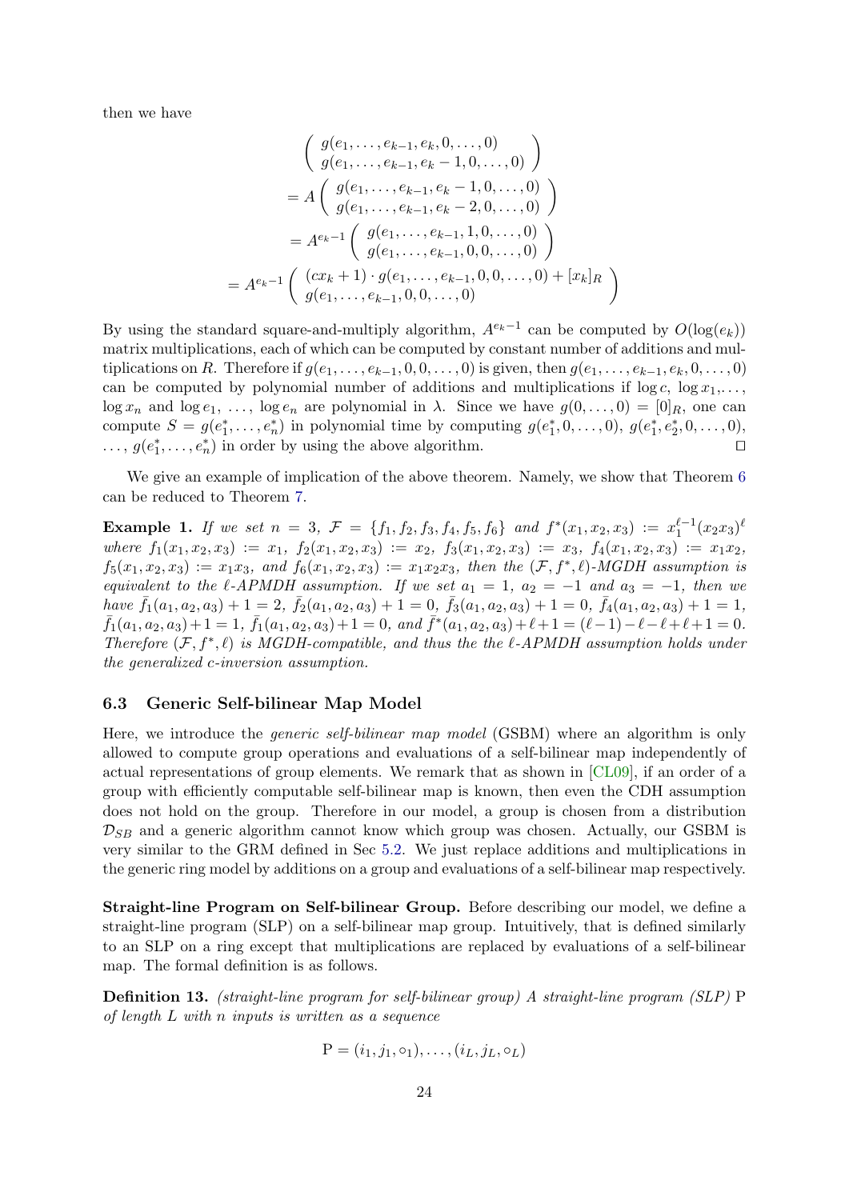then we have

$$
\begin{aligned}
&\begin{pmatrix} g(e_1,\ldots,e_{k-1},e_k,0,\ldots,0) \\ g(e_1,\ldots,e_{k-1},e_k-1,0,\ldots,0) \end{pmatrix} \\
&= A \begin{pmatrix} g(e_1,\ldots,e_{k-1},e_k-1,0,\ldots,0) \\ g(e_1,\ldots,e_{k-1},e_k-2,0,\ldots,0) \end{pmatrix} \\
&= A^{e_k-1} \begin{pmatrix} g(e_1,\ldots,e_{k-1},1,0,\ldots,0) \\ g(e_1,\ldots,e_{k-1},0,0,\ldots,0) \end{pmatrix} \\
&= A^{e_k-1} \begin{pmatrix} (cx_k+1)\cdot g(e_1,\ldots,e_{k-1},0,0,\ldots,0) + [x_k]_R \\ g(e_1,\ldots,e_{k-1},0,0,\ldots,0) \end{pmatrix}
\end{aligned}
$$

By using the standard square-and-multiply algorithm, $A^{e_k-1}$ can be computed by $O(\log(e_k))$ matrix multiplications, each of which can be computed by constant number of additions and multiplications on $R$. Therefore if $g(e_1,\ldots,e_{k-1},0,0,\ldots,0)$ is given, then $g(e_1,\ldots,e_{k-1},e_k,0,\ldots,0)$ can be computed by polynomial number of additions and multiplications if $\log c$, $\log x_1,\ldots,$ $\log x_n$ and $\log e_1, \ldots, \log e_n$ are polynomial in $\lambda$. Since we have $g(0,\ldots,0) = [0]_R$, one can compute $S = g(e_1^*,\ldots,e_n^*)$ in polynomial time by computing $g(e_1^*,0,\ldots,0)$, $g(e_1^*,e_2^*,0,\ldots,0)$, $\ldots$, $g(e_1^*,\ldots,e_n^*)$ in order by using the above algorithm. $\square$

We give an example of implication of the above theorem. Namely, we show that Theorem 6 can be reduced to Theorem 7.

**Example 1.** *If we set $n = 3$, $\mathcal{F} = \{f_1, f_2, f_3, f_4, f_5, f_6\}$ and $f^*(x_1,x_2,x_3) := x_1^{\ell-1}(x_2x_3)^{\ell}$ where $f_1(x_1,x_2,x_3) := x_1$, $f_2(x_1,x_2,x_3) := x_2$, $f_3(x_1,x_2,x_3) := x_3$, $f_4(x_1,x_2,x_3) := x_1x_2$, $f_5(x_1,x_2,x_3) := x_1x_3$, and $f_6(x_1,x_2,x_3) := x_1x_2x_3$, then the $(\mathcal{F}, f^*, \ell)$-MGDH assumption is equivalent to the $\ell$-APMDH assumption. If we set $a_1 = 1$, $a_2 = -1$ and $a_3 = -1$, then we have $\bar{f}_1(a_1,a_2,a_3)+1 = 2$, $\bar{f}_2(a_1,a_2,a_3)+1 = 0$, $\bar{f}_3(a_1,a_2,a_3)+1 = 0$, $\bar{f}_4(a_1,a_2,a_3)+1 = 1$, $\bar{f}_1(a_1,a_2,a_3)+1 = 1$, $\bar{f}_1(a_1,a_2,a_3)+1 = 0$, and $\bar{f}^*(a_1,a_2,a_3)+\ell+1 = (\ell-1)-\ell-\ell+\ell+1 = 0$. Therefore $(\mathcal{F}, f^*, \ell)$ is MGDH-compatible, and thus the the $\ell$-APMDH assumption holds under the generalized $c$-inversion assumption.*

### 6.3 Generic Self-bilinear Map Model

Here, we introduce the *generic self-bilinear map model* (GSBM) where an algorithm is only allowed to compute group operations and evaluations of a self-bilinear map independently of actual representations of group elements. We remark that as shown in [CL09], if an order of a group with efficiently computable self-bilinear map is known, then even the CDH assumption does not hold on the group. Therefore in our model, a group is chosen from a distribution $\mathcal{D}_{SB}$ and a generic algorithm cannot know which group was chosen. Actually, our GSBM is very similar to the GRM defined in Sec 5.2. We just replace additions and multiplications in the generic ring model by additions on a group and evaluations of a self-bilinear map respectively.

**Straight-line Program on Self-bilinear Group.** Before describing our model, we define a straight-line program (SLP) on a self-bilinear map group. Intuitively, that is defined similarly to an SLP on a ring except that multiplications are replaced by evaluations of a self-bilinear map. The formal definition is as follows.

**Definition 13.** *(straight-line program for self-bilinear group) A straight-line program (SLP) P of length $L$ with $n$ inputs is written as a sequence*

$$\mathrm{P} = (i_1, j_1, \circ_1), \ldots, (i_L, j_L, \circ_L)$$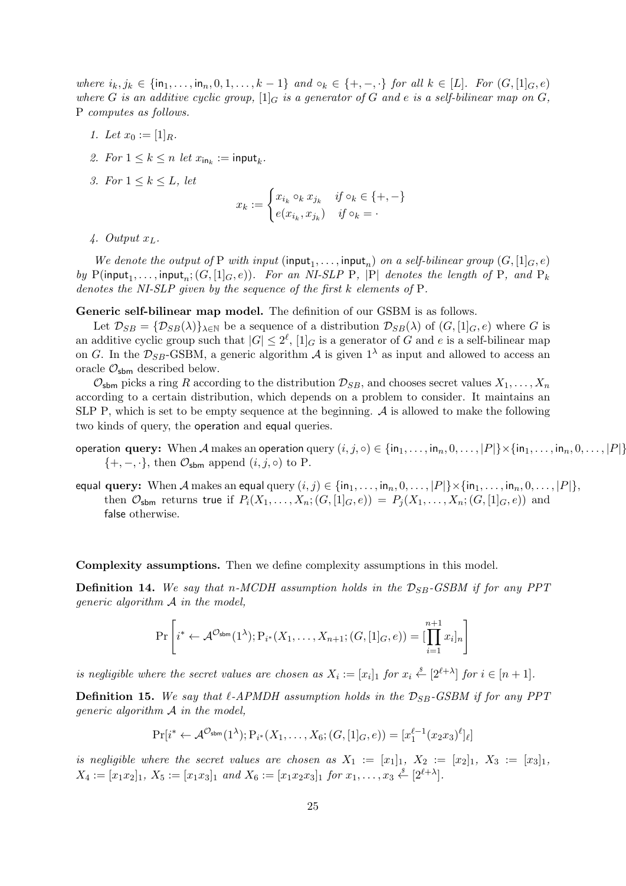*where* $i_k, j_k \in \{\mathsf{in}_1, \dots, \mathsf{in}_n, 0, 1, \dots, k-1\}$ *and* $\circ_k \in \{+, -, \cdot\}$ *for all* $k \in [L]$*. For* $(G, [1]_G, e)$ *where* $G$ *is an additive cyclic group,* $[1]_G$ *is a generator of* $G$ *and* $e$ *is a self-bilinear map on* $G$*,* P *computes as follows.*

1. *Let* $x_0 := [1]_R$*.*
2. *For* $1 \leq k \leq n$ *let* $x_{\mathsf{in}_k} := \mathsf{input}_k$*.*
3. *For* $1 \leq k \leq L$*, let*
$$x_k := \begin{cases} x_{i_k} \circ_k x_{j_k} & \text{if } \circ_k \in \{+, -\} \\ e(x_{i_k}, x_{j_k}) & \text{if } \circ_k = \cdot \end{cases}$$
4. *Output* $x_L$*.*

*We denote the output of* P *with input* $(\mathsf{input}_1, \dots, \mathsf{input}_n)$ *on a self-bilinear group* $(G, [1]_G, e)$ *by* $\mathrm{P}(\mathsf{input}_1, \dots, \mathsf{input}_n; (G, [1]_G, e))$*. For an NI-SLP* P*,* $|\mathrm{P}|$ *denotes the length of* P*, and* $\mathrm{P}_k$ *denotes the NI-SLP given by the sequence of the first* $k$ *elements of* P*.*

**Generic self-bilinear map model.** The definition of our GSBM is as follows.

Let $\mathcal{D}_{SB} = \{\mathcal{D}_{SB}(\lambda)\}_{\lambda \in \mathbb{N}}$ be a sequence of a distribution $\mathcal{D}_{SB}(\lambda)$ of $(G, [1]_G, e)$ where $G$ is an additive cyclic group such that $|G| \leq 2^\ell$, $[1]_G$ is a generator of $G$ and $e$ is a self-bilinear map on $G$. In the $\mathcal{D}_{SB}$-GSBM, a generic algorithm $\mathcal{A}$ is given $1^\lambda$ as input and allowed to access an oracle $\mathcal{O}_{\mathsf{sbm}}$ described below.

$\mathcal{O}_{\mathsf{sbm}}$ picks a ring $R$ according to the distribution $\mathcal{D}_{SB}$, and chooses secret values $X_1, \dots, X_n$ according to a certain distribution, which depends on a problem to consider. It maintains an SLP P, which is set to be empty sequence at the beginning. $\mathcal{A}$ is allowed to make the following two kinds of query, the operation and equal queries.

operation **query:** When $\mathcal{A}$ makes an operation query $(i, j, \circ) \in \{\mathsf{in}_1, \dots, \mathsf{in}_n, 0, \dots, |P|\} \times \{\mathsf{in}_1, \dots, \mathsf{in}_n, 0, \dots, |P|\} \times \{+, -, \cdot\}$, then $\mathcal{O}_{\mathsf{sbm}}$ append $(i, j, \circ)$ to P.

equal **query:** When $\mathcal{A}$ makes an equal query $(i, j) \in \{\mathsf{in}_1, \dots, \mathsf{in}_n, 0, \dots, |P|\} \times \{\mathsf{in}_1, \dots, \mathsf{in}_n, 0, \dots, |P|\}$, then $\mathcal{O}_{\mathsf{sbm}}$ returns true if $P_i(X_1, \dots, X_n; (G, [1]_G, e)) = P_j(X_1, \dots, X_n; (G, [1]_G, e))$ and false otherwise.

**Complexity assumptions.** Then we define complexity assumptions in this model.

**Definition 14.** *We say that* $n$*-MCDH assumption holds in the* $\mathcal{D}_{SB}$*-GSBM if for any PPT generic algorithm* $\mathcal{A}$ *in the model,*

$$\Pr\left[i^* \leftarrow \mathcal{A}^{\mathcal{O}_{\mathsf{sbm}}}(1^\lambda); \mathrm{P}_{i^*}(X_1, \dots, X_{n+1}; (G, [1]_G, e)) = [\prod_{i=1}^{n+1} x_i]_n\right]$$

*is negligible where the secret values are chosen as* $X_i := [x_i]_1$ *for* $x_i \xleftarrow{\$} [2^{\ell+\lambda}]$ *for* $i \in [n+1]$*.*

**Definition 15.** *We say that* $\ell$*-APMDH assumption holds in the* $\mathcal{D}_{SB}$*-GSBM if for any PPT generic algorithm* $\mathcal{A}$ *in the model,*

$$\Pr[i^* \leftarrow \mathcal{A}^{\mathcal{O}_{\mathsf{sbm}}}(1^\lambda); \mathrm{P}_{i^*}(X_1, \dots, X_6; (G, [1]_G, e)) = [x_1^{\ell-1}(x_2 x_3)^\ell]_\ell]$$

*is negligible where the secret values are chosen as* $X_1 := [x_1]_1$*,* $X_2 := [x_2]_1$*,* $X_3 := [x_3]_1$*,* $X_4 := [x_1 x_2]_1$*,* $X_5 := [x_1 x_3]_1$ *and* $X_6 := [x_1 x_2 x_3]_1$ *for* $x_1, \dots, x_3 \xleftarrow{\$} [2^{\ell+\lambda}]$*.*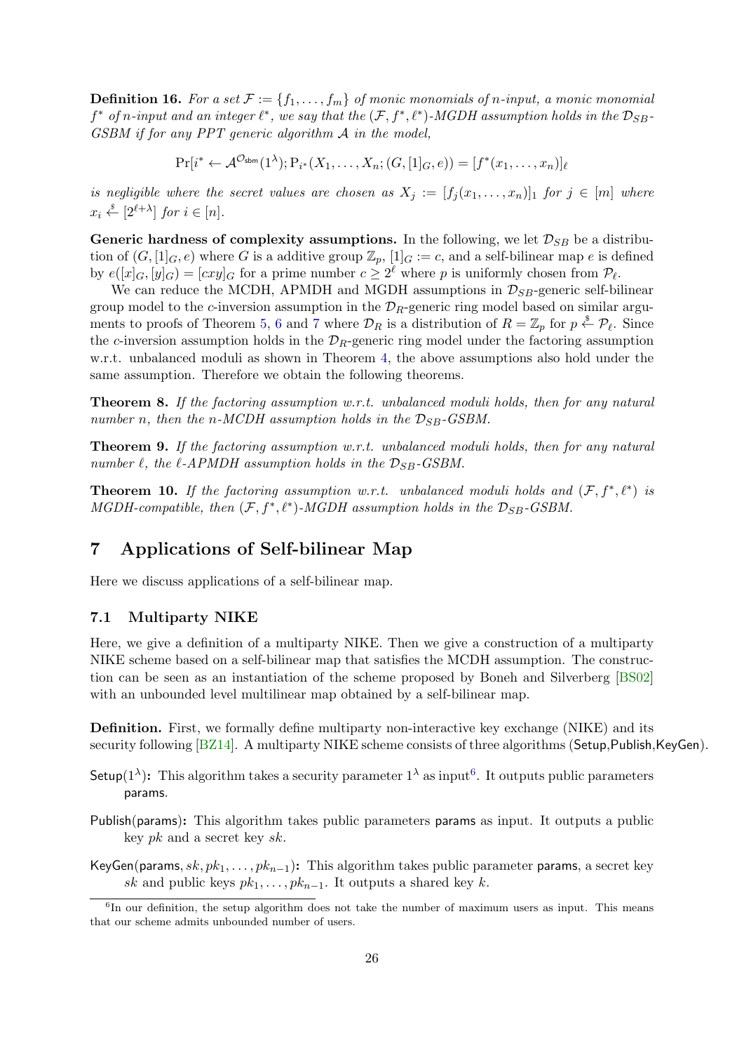**Definition 16.** *For a set $\mathcal{F} := \{f_1, \ldots, f_m\}$ of monic monomials of n-input, a monic monomial $f^*$ of n-input and an integer $\ell^*$, we say that the $(\mathcal{F}, f^*, \ell^*)$-MGDH assumption holds in the $\mathcal{D}_{SB}$-GSBM if for any PPT generic algorithm $\mathcal{A}$ in the model,*

$$\Pr[i^* \leftarrow \mathcal{A}^{\mathcal{O}_{\mathsf{sbm}}}(1^\lambda); \mathrm{P}_{i^*}(X_1, \ldots, X_n; (G, [1]_G, e)) = [f^*(x_1, \ldots, x_n)]_\ell$$

*is negligible where the secret values are chosen as $X_j := [f_j(x_1, \ldots, x_n)]_1$ for $j \in [m]$ where $x_i \xleftarrow{\$} [2^{\ell+\lambda}]$ for $i \in [n]$.*

**Generic hardness of complexity assumptions.** In the following, we let $\mathcal{D}_{SB}$ be a distribution of $(G, [1]_G, e)$ where $G$ is a additive group $\mathbb{Z}_p$, $[1]_G := c$, and a self-bilinear map $e$ is defined by $e([x]_G, [y]_G) = [cxy]_G$ for a prime number $c \geq 2^\ell$ where $p$ is uniformly chosen from $\mathcal{P}_\ell$.

We can reduce the MCDH, APMDH and MGDH assumptions in $\mathcal{D}_{SB}$-generic self-bilinear group model to the $c$-inversion assumption in the $\mathcal{D}_R$-generic ring model based on similar arguments to proofs of Theorem 5, 6 and 7 where $\mathcal{D}_R$ is a distribution of $R = \mathbb{Z}_p$ for $p \xleftarrow{\$} \mathcal{P}_\ell$. Since the $c$-inversion assumption holds in the $\mathcal{D}_R$-generic ring model under the factoring assumption w.r.t. unbalanced moduli as shown in Theorem 4, the above assumptions also hold under the same assumption. Therefore we obtain the following theorems.

**Theorem 8.** *If the factoring assumption w.r.t. unbalanced moduli holds, then for any natural number $n$, then the $n$-MCDH assumption holds in the $\mathcal{D}_{SB}$-GSBM.*

**Theorem 9.** *If the factoring assumption w.r.t. unbalanced moduli holds, then for any natural number $\ell$, the $\ell$-APMDH assumption holds in the $\mathcal{D}_{SB}$-GSBM.*

**Theorem 10.** *If the factoring assumption w.r.t. unbalanced moduli holds and $(\mathcal{F}, f^*, \ell^*)$ is MGDH-compatible, then $(\mathcal{F}, f^*, \ell^*)$-MGDH assumption holds in the $\mathcal{D}_{SB}$-GSBM.*

# 7 Applications of Self-bilinear Map

Here we discuss applications of a self-bilinear map.

## 7.1 Multiparty NIKE

Here, we give a definition of a multiparty NIKE. Then we give a construction of a multiparty NIKE scheme based on a self-bilinear map that satisfies the MCDH assumption. The construction can be seen as an instantiation of the scheme proposed by Boneh and Silverberg [BS02] with an unbounded level multilinear map obtained by a self-bilinear map.

**Definition.** First, we formally define multiparty non-interactive key exchange (NIKE) and its security following [BZ14]. A multiparty NIKE scheme consists of three algorithms (Setup,Publish,KeyGen).

**Setup$(1^\lambda)$:** This algorithm takes a security parameter $1^\lambda$ as input[6]. It outputs public parameters params.

**Publish(params):** This algorithm takes public parameters params as input. It outputs a public key $pk$ and a secret key $sk$.

**KeyGen(params, $sk, pk_1, \ldots, pk_{n-1}$):** This algorithm takes public parameter params, a secret key $sk$ and public keys $pk_1, \ldots, pk_{n-1}$. It outputs a shared key $k$.

[6] In our definition, the setup algorithm does not take the number of maximum users as input. This means that our scheme admits unbounded number of users.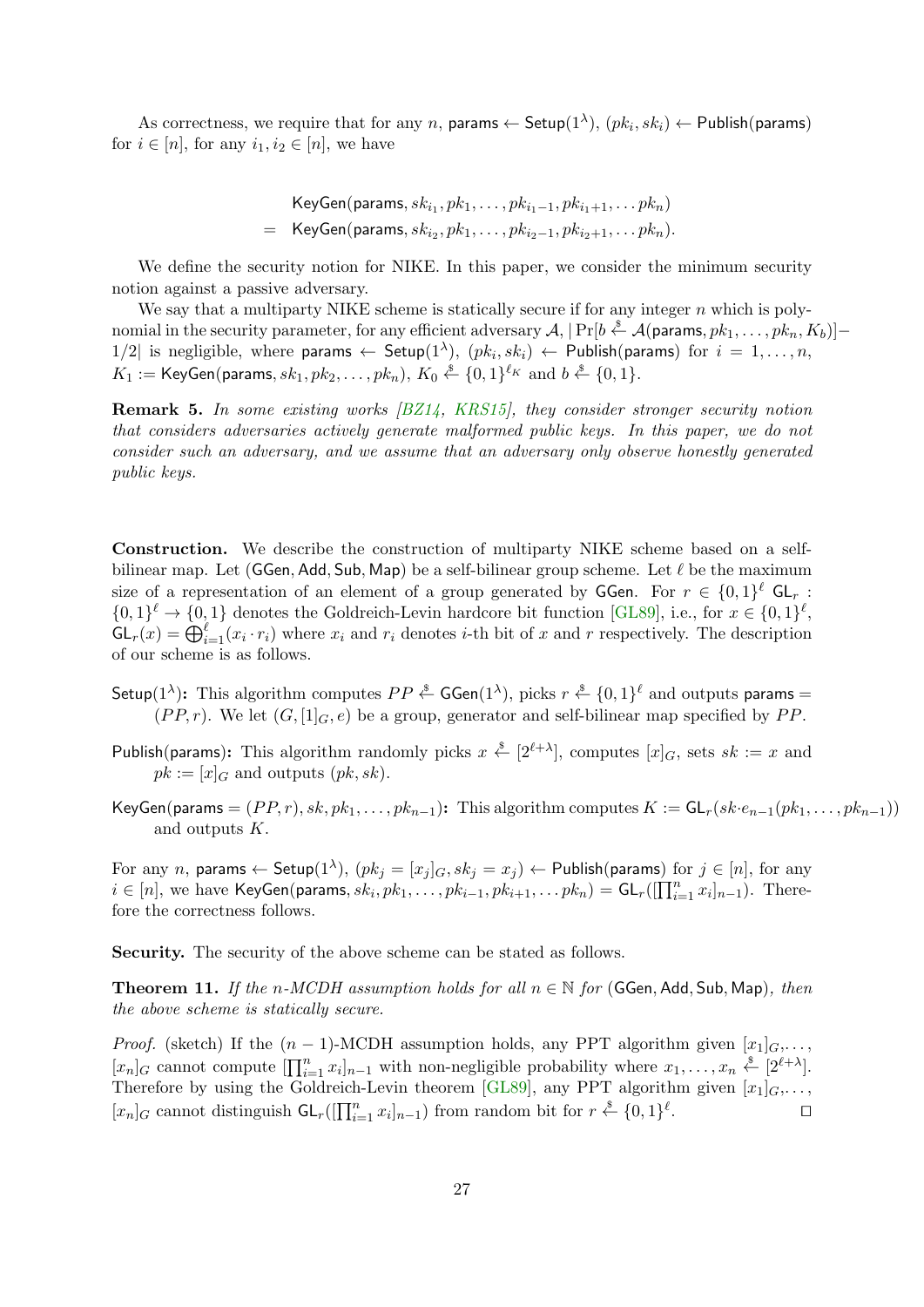As correctness, we require that for any $n$, $\mathsf{params} \leftarrow \mathsf{Setup}(1^\lambda)$, $(pk_i, sk_i) \leftarrow \mathsf{Publish}(\mathsf{params})$ for $i \in [n]$, for any $i_1, i_2 \in [n]$, we have

$$
\begin{aligned}
& \mathsf{KeyGen}(\mathsf{params}, sk_{i_1}, pk_1, \ldots, pk_{i_1-1}, pk_{i_1+1}, \ldots pk_n) \\
= \; & \mathsf{KeyGen}(\mathsf{params}, sk_{i_2}, pk_1, \ldots, pk_{i_2-1}, pk_{i_2+1}, \ldots pk_n).
\end{aligned}
$$

We define the security notion for NIKE. In this paper, we consider the minimum security notion against a passive adversary.

We say that a multiparty NIKE scheme is statically secure if for any integer $n$ which is polynomial in the security parameter, for any efficient adversary $\mathcal{A}$, $|\Pr[b \xleftarrow{\$} \mathcal{A}(\mathsf{params}, pk_1, \ldots, pk_n, K_b)] - 1/2|$ is negligible, where $\mathsf{params} \leftarrow \mathsf{Setup}(1^\lambda)$, $(pk_i, sk_i) \leftarrow \mathsf{Publish}(\mathsf{params})$ for $i = 1, \ldots, n$, $K_1 := \mathsf{KeyGen}(\mathsf{params}, sk_1, pk_2, \ldots, pk_n)$, $K_0 \xleftarrow{\$} \{0,1\}^{\ell_K}$ and $b \xleftarrow{\$} \{0,1\}$.

**Remark 5.** *In some existing works [BZ14, KRS15], they consider stronger security notion that considers adversaries actively generate malformed public keys. In this paper, we do not consider such an adversary, and we assume that an adversary only observe honestly generated public keys.*

**Construction.** We describe the construction of multiparty NIKE scheme based on a self-bilinear map. Let $(\mathsf{GGen}, \mathsf{Add}, \mathsf{Sub}, \mathsf{Map})$ be a self-bilinear group scheme. Let $\ell$ be the maximum size of a representation of an element of a group generated by $\mathsf{GGen}$. For $r \in \{0,1\}^\ell$ $\mathsf{GL}_r : \{0,1\}^\ell \to \{0,1\}$ denotes the Goldreich-Levin hardcore bit function [GL89], i.e., for $x \in \{0,1\}^\ell$, $\mathsf{GL}_r(x) = \bigoplus_{i=1}^{\ell}(x_i \cdot r_i)$ where $x_i$ and $r_i$ denotes $i$-th bit of $x$ and $r$ respectively. The description of our scheme is as follows.

- $\mathsf{Setup}(1^\lambda)$**:** This algorithm computes $PP \xleftarrow{\$} \mathsf{GGen}(1^\lambda)$, picks $r \xleftarrow{\$} \{0,1\}^\ell$ and outputs $\mathsf{params} = (PP, r)$. We let $(G, [1]_G, e)$ be a group, generator and self-bilinear map specified by $PP$.
- $\mathsf{Publish}(\mathsf{params})$**:** This algorithm randomly picks $x \xleftarrow{\$} [2^{\ell+\lambda}]$, computes $[x]_G$, sets $sk := x$ and $pk := [x]_G$ and outputs $(pk, sk)$.
- $\mathsf{KeyGen}(\mathsf{params} = (PP, r), sk, pk_1, \ldots, pk_{n-1})$**:** This algorithm computes $K := \mathsf{GL}_r(sk \cdot e_{n-1}(pk_1, \ldots, pk_{n-1}))$ and outputs $K$.

For any $n$, $\mathsf{params} \leftarrow \mathsf{Setup}(1^\lambda)$, $(pk_j = [x_j]_G, sk_j = x_j) \leftarrow \mathsf{Publish}(\mathsf{params})$ for $j \in [n]$, for any $i \in [n]$, we have $\mathsf{KeyGen}(\mathsf{params}, sk_i, pk_1, \ldots, pk_{i-1}, pk_{i+1}, \ldots pk_n) = \mathsf{GL}_r([\prod_{i=1}^n x_i]_{n-1})$. Therefore the correctness follows.

**Security.** The security of the above scheme can be stated as follows.

**Theorem 11.** *If the $n$-MCDH assumption holds for all $n \in \mathbb{N}$ for $(\mathsf{GGen}, \mathsf{Add}, \mathsf{Sub}, \mathsf{Map})$, then the above scheme is statically secure.*

*Proof.* (sketch) If the $(n-1)$-MCDH assumption holds, any PPT algorithm given $[x_1]_G, \ldots, [x_n]_G$ cannot compute $[\prod_{i=1}^n x_i]_{n-1}$ with non-negligible probability where $x_1, \ldots, x_n \xleftarrow{\$} [2^{\ell+\lambda}]$. Therefore by using the Goldreich-Levin theorem [GL89], any PPT algorithm given $[x_1]_G, \ldots, [x_n]_G$ cannot distinguish $\mathsf{GL}_r([\prod_{i=1}^n x_i]_{n-1})$ from random bit for $r \xleftarrow{\$} \{0,1\}^\ell$. $\square$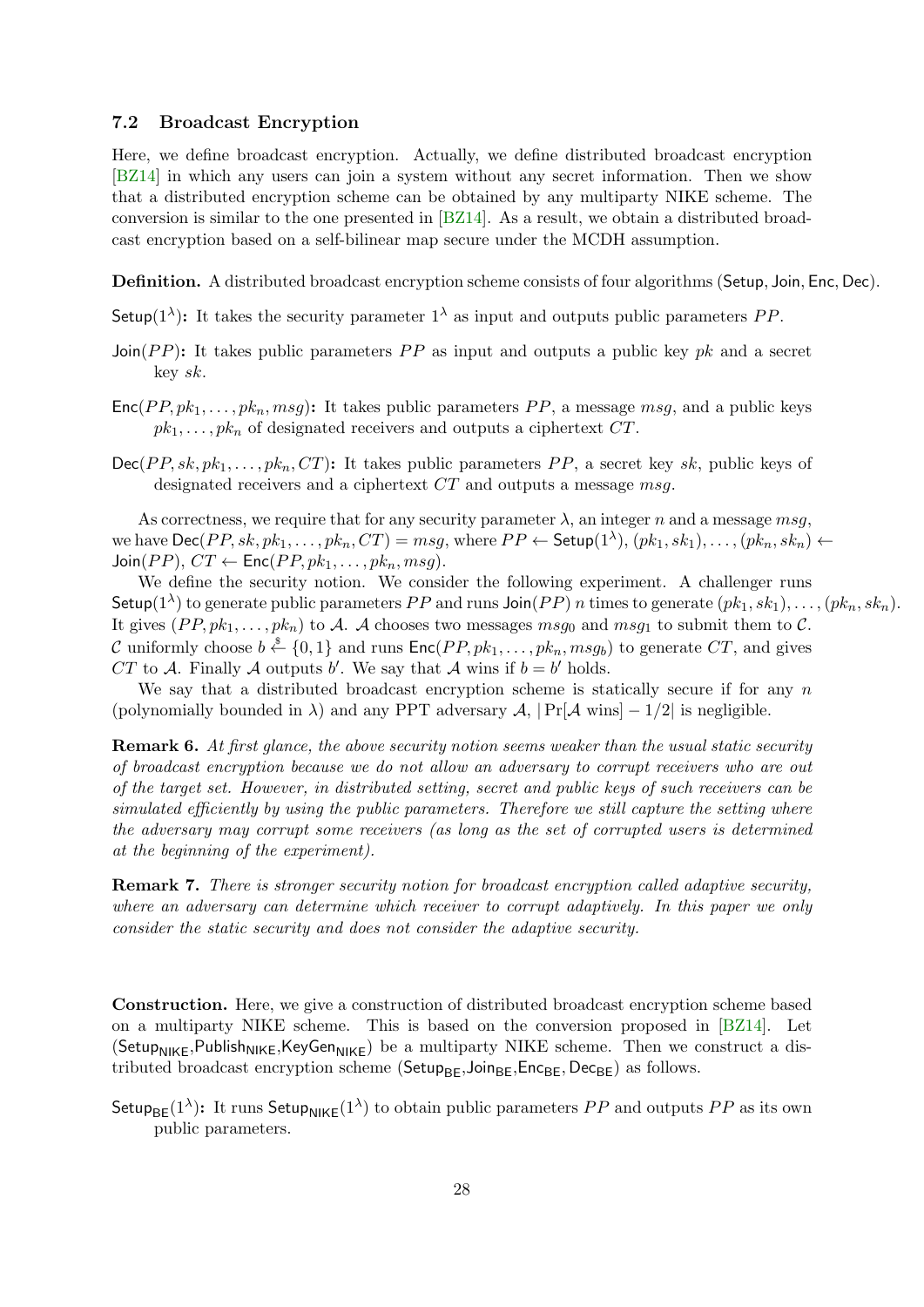### 7.2 Broadcast Encryption

Here, we define broadcast encryption. Actually, we define distributed broadcast encryption [BZ14] in which any users can join a system without any secret information. Then we show that a distributed encryption scheme can be obtained by any multiparty NIKE scheme. The conversion is similar to the one presented in [BZ14]. As a result, we obtain a distributed broadcast encryption based on a self-bilinear map secure under the MCDH assumption.

**Definition.** A distributed broadcast encryption scheme consists of four algorithms ($\mathsf{Setup}, \mathsf{Join}, \mathsf{Enc}, \mathsf{Dec}$).

$\mathsf{Setup}(1^\lambda)$**:** It takes the security parameter $1^\lambda$ as input and outputs public parameters $PP$.

$\mathsf{Join}(PP)$**:** It takes public parameters $PP$ as input and outputs a public key $pk$ and a secret key $sk$.

$\mathsf{Enc}(PP, pk_1, \ldots, pk_n, msg)$**:** It takes public parameters $PP$, a message $msg$, and a public keys $pk_1, \ldots, pk_n$ of designated receivers and outputs a ciphertext $CT$.

$\mathsf{Dec}(PP, sk, pk_1, \ldots, pk_n, CT)$**:** It takes public parameters $PP$, a secret key $sk$, public keys of designated receivers and a ciphertext $CT$ and outputs a message $msg$.

As correctness, we require that for any security parameter $\lambda$, an integer $n$ and a message $msg$, we have $\mathsf{Dec}(PP, sk, pk_1, \ldots, pk_n, CT) = msg$, where $PP \leftarrow \mathsf{Setup}(1^\lambda)$, $(pk_1, sk_1), \ldots, (pk_n, sk_n) \leftarrow \mathsf{Join}(PP)$, $CT \leftarrow \mathsf{Enc}(PP, pk_1, \ldots, pk_n, msg)$.

We define the security notion. We consider the following experiment. A challenger runs $\mathsf{Setup}(1^\lambda)$ to generate public parameters $PP$ and runs $\mathsf{Join}(PP)$ $n$ times to generate $(pk_1, sk_1), \ldots, (pk_n, sk_n)$. It gives $(PP, pk_1, \ldots, pk_n)$ to $\mathcal{A}$. $\mathcal{A}$ chooses two messages $msg_0$ and $msg_1$ to submit them to $\mathcal{C}$. $\mathcal{C}$ uniformly choose $b \xleftarrow{\$} \{0, 1\}$ and runs $\mathsf{Enc}(PP, pk_1, \ldots, pk_n, msg_b)$ to generate $CT$, and gives $CT$ to $\mathcal{A}$. Finally $\mathcal{A}$ outputs $b'$. We say that $\mathcal{A}$ wins if $b = b'$ holds.

We say that a distributed broadcast encryption scheme is statically secure if for any $n$ (polynomially bounded in $\lambda$) and any PPT adversary $\mathcal{A}$, $|\Pr[\mathcal{A} \text{ wins}] - 1/2|$ is negligible.

**Remark 6.** *At first glance, the above security notion seems weaker than the usual static security of broadcast encryption because we do not allow an adversary to corrupt receivers who are out of the target set. However, in distributed setting, secret and public keys of such receivers can be simulated efficiently by using the public parameters. Therefore we still capture the setting where the adversary may corrupt some receivers (as long as the set of corrupted users is determined at the beginning of the experiment).*

**Remark 7.** *There is stronger security notion for broadcast encryption called adaptive security, where an adversary can determine which receiver to corrupt adaptively. In this paper we only consider the static security and does not consider the adaptive security.*

**Construction.** Here, we give a construction of distributed broadcast encryption scheme based on a multiparty NIKE scheme. This is based on the conversion proposed in [BZ14]. Let ($\mathsf{Setup}_{\mathsf{NIKE}}$,$\mathsf{Publish}_{\mathsf{NIKE}}$,$\mathsf{KeyGen}_{\mathsf{NIKE}}$) be a multiparty NIKE scheme. Then we construct a distributed broadcast encryption scheme ($\mathsf{Setup}_{\mathsf{BE}}$,$\mathsf{Join}_{\mathsf{BE}}$,$\mathsf{Enc}_{\mathsf{BE}}$, $\mathsf{Dec}_{\mathsf{BE}}$) as follows.

$\mathsf{Setup}_{\mathsf{BE}}(1^\lambda)$**:** It runs $\mathsf{Setup}_{\mathsf{NIKE}}(1^\lambda)$ to obtain public parameters $PP$ and outputs $PP$ as its own public parameters.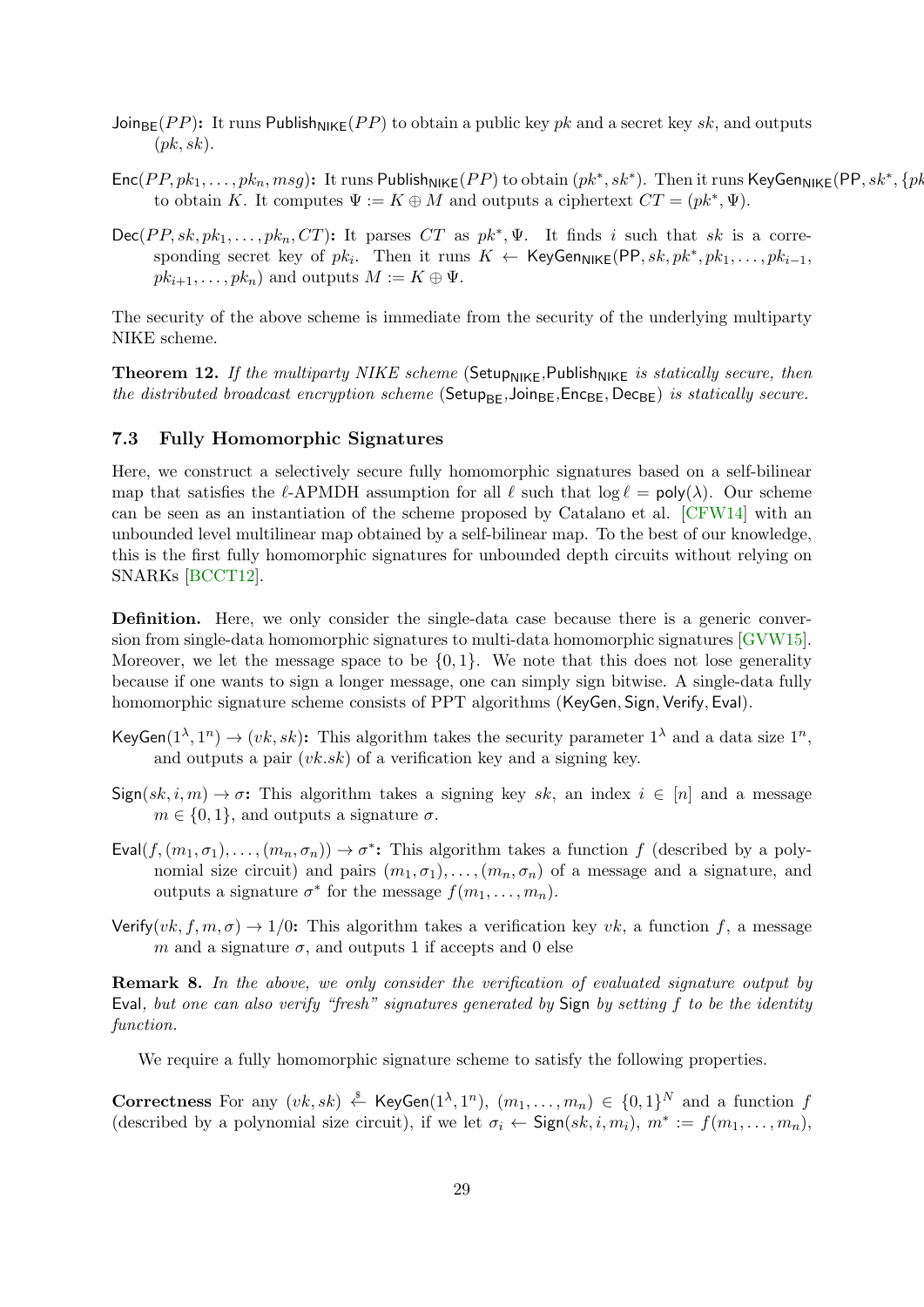$\mathsf{Join}_{\mathsf{BE}}(PP)$**:** It runs $\mathsf{Publish}_{\mathsf{NIKE}}(PP)$ to obtain a public key $pk$ and a secret key $sk$, and outputs $(pk, sk)$.

$\mathsf{Enc}(PP, pk_1, \ldots, pk_n, msg)$**:** It runs $\mathsf{Publish}_{\mathsf{NIKE}}(PP)$ to obtain $(pk^*, sk^*)$. Then it runs $\mathsf{KeyGen}_{\mathsf{NIKE}}(\mathsf{PP}, sk^*, \{pk$ to obtain $K$. It computes $\Psi := K \oplus M$ and outputs a ciphertext $CT = (pk^*, \Psi)$.

$\mathsf{Dec}(PP, sk, pk_1, \ldots, pk_n, CT)$**:** It parses $CT$ as $pk^*, \Psi$. It finds $i$ such that $sk$ is a corresponding secret key of $pk_i$. Then it runs $K \leftarrow \mathsf{KeyGen}_{\mathsf{NIKE}}(\mathsf{PP}, sk, pk^*, pk_1, \ldots, pk_{i-1}, pk_{i+1}, \ldots, pk_n)$ and outputs $M := K \oplus \Psi$.

The security of the above scheme is immediate from the security of the underlying multiparty NIKE scheme.

**Theorem 12.** *If the multiparty NIKE scheme* ($\mathsf{Setup}_{\mathsf{NIKE}}$,$\mathsf{Publish}_{\mathsf{NIKE}}$ *is statically secure, then the distributed broadcast encryption scheme* ($\mathsf{Setup}_{\mathsf{BE}}$,$\mathsf{Join}_{\mathsf{BE}}$,$\mathsf{Enc}_{\mathsf{BE}}$, $\mathsf{Dec}_{\mathsf{BE}}$) *is statically secure.*

### 7.3 Fully Homomorphic Signatures

Here, we construct a selectively secure fully homomorphic signatures based on a self-bilinear map that satisfies the $\ell$-APMDH assumption for all $\ell$ such that $\log \ell = \mathsf{poly}(\lambda)$. Our scheme can be seen as an instantiation of the scheme proposed by Catalano et al. [CFW14] with an unbounded level multilinear map obtained by a self-bilinear map. To the best of our knowledge, this is the first fully homomorphic signatures for unbounded depth circuits without relying on SNARKs [BCCT12].

**Definition.** Here, we only consider the single-data case because there is a generic conversion from single-data homomorphic signatures to multi-data homomorphic signatures [GVW15]. Moreover, we let the message space to be $\{0,1\}$. We note that this does not lose generality because if one wants to sign a longer message, one can simply sign bitwise. A single-data fully homomorphic signature scheme consists of PPT algorithms ($\mathsf{KeyGen}, \mathsf{Sign}, \mathsf{Verify}, \mathsf{Eval}$).

$\mathsf{KeyGen}(1^\lambda, 1^n) \rightarrow (vk, sk)$**:** This algorithm takes the security parameter $1^\lambda$ and a data size $1^n$, and outputs a pair $(vk.sk)$ of a verification key and a signing key.

$\mathsf{Sign}(sk, i, m) \rightarrow \sigma$**:** This algorithm takes a signing key $sk$, an index $i \in [n]$ and a message $m \in \{0,1\}$, and outputs a signature $\sigma$.

$\mathsf{Eval}(f, (m_1, \sigma_1), \ldots, (m_n, \sigma_n)) \rightarrow \sigma^*$**:** This algorithm takes a function $f$ (described by a polynomial size circuit) and pairs $(m_1, \sigma_1), \ldots, (m_n, \sigma_n)$ of a message and a signature, and outputs a signature $\sigma^*$ for the message $f(m_1, \ldots, m_n)$.

$\mathsf{Verify}(vk, f, m, \sigma) \rightarrow 1/0$**:** This algorithm takes a verification key $vk$, a function $f$, a message $m$ and a signature $\sigma$, and outputs 1 if accepts and 0 else

**Remark 8.** *In the above, we only consider the verification of evaluated signature output by* $\mathsf{Eval}$*, but one can also verify "fresh" signatures generated by* $\mathsf{Sign}$ *by setting* $f$ *to be the identity function.*

We require a fully homomorphic signature scheme to satisfy the following properties.

**Correctness** For any $(vk, sk) \xleftarrow{\$} \mathsf{KeyGen}(1^\lambda, 1^n)$, $(m_1, \ldots, m_n) \in \{0,1\}^N$ and a function $f$ (described by a polynomial size circuit), if we let $\sigma_i \leftarrow \mathsf{Sign}(sk, i, m_i)$, $m^* := f(m_1, \ldots, m_n)$,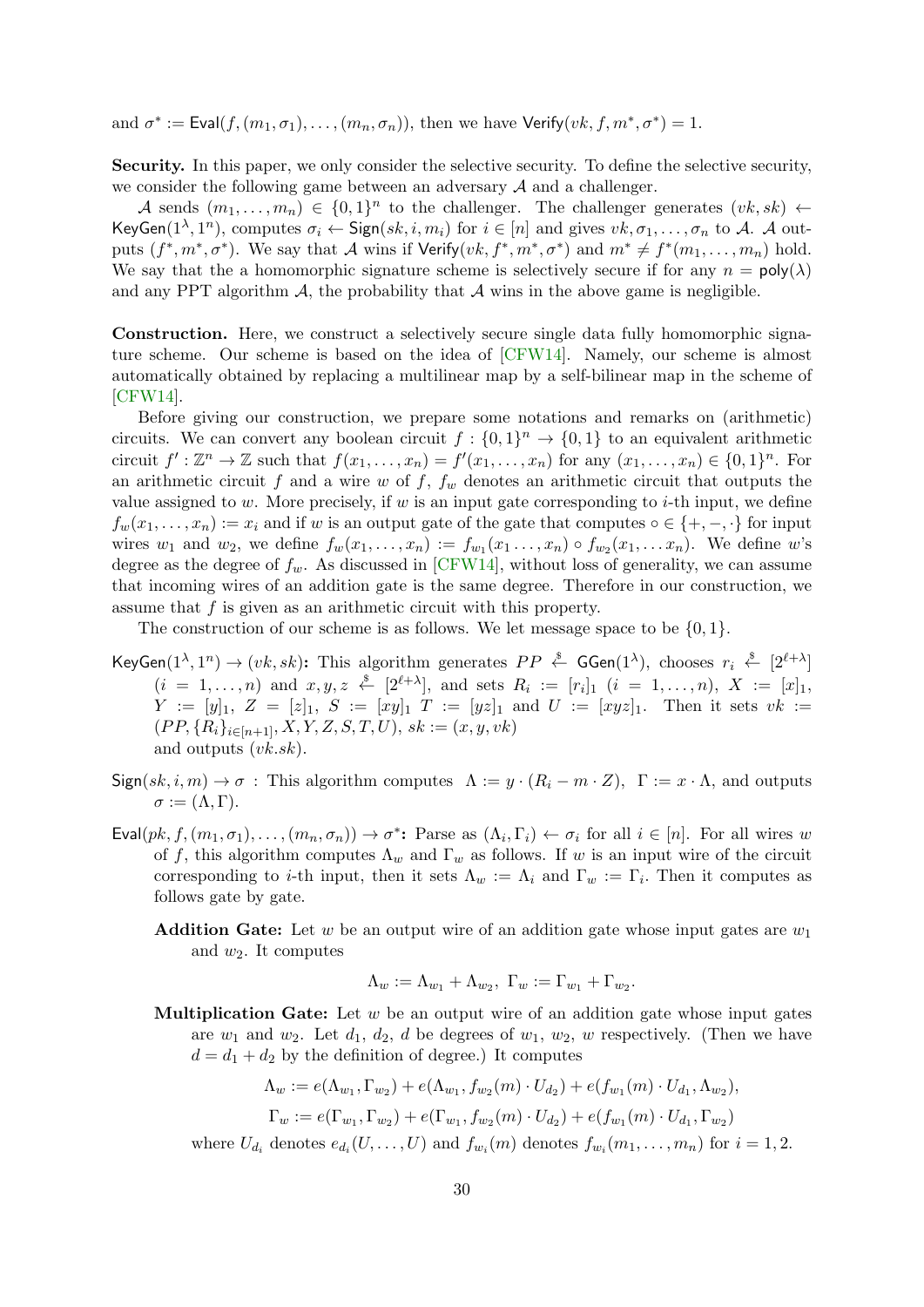and $\sigma^* := \mathsf{Eval}(f, (m_1, \sigma_1), \ldots, (m_n, \sigma_n))$, then we have $\mathsf{Verify}(vk, f, m^*, \sigma^*) = 1$.

**Security.** In this paper, we only consider the selective security. To define the selective security, we consider the following game between an adversary $\mathcal{A}$ and a challenger.

$\mathcal{A}$ sends $(m_1, \ldots, m_n) \in \{0,1\}^n$ to the challenger. The challenger generates $(vk, sk) \leftarrow \mathsf{KeyGen}(1^\lambda, 1^n)$, computes $\sigma_i \leftarrow \mathsf{Sign}(sk, i, m_i)$ for $i \in [n]$ and gives $vk, \sigma_1, \ldots, \sigma_n$ to $\mathcal{A}$. $\mathcal{A}$ outputs $(f^*, m^*, \sigma^*)$. We say that $\mathcal{A}$ wins if $\mathsf{Verify}(vk, f^*, m^*, \sigma^*)$ and $m^* \neq f^*(m_1, \ldots, m_n)$ hold. We say that the a homomorphic signature scheme is selectively secure if for any $n = \mathsf{poly}(\lambda)$ and any PPT algorithm $\mathcal{A}$, the probability that $\mathcal{A}$ wins in the above game is negligible.

**Construction.** Here, we construct a selectively secure single data fully homomorphic signature scheme. Our scheme is based on the idea of [CFW14]. Namely, our scheme is almost automatically obtained by replacing a multilinear map by a self-bilinear map in the scheme of [CFW14].

Before giving our construction, we prepare some notations and remarks on (arithmetic) circuits. We can convert any boolean circuit $f : \{0,1\}^n \to \{0,1\}$ to an equivalent arithmetic circuit $f' : \mathbb{Z}^n \to \mathbb{Z}$ such that $f(x_1, \ldots, x_n) = f'(x_1, \ldots, x_n)$ for any $(x_1, \ldots, x_n) \in \{0,1\}^n$. For an arithmetic circuit $f$ and a wire $w$ of $f$, $f_w$ denotes an arithmetic circuit that outputs the value assigned to $w$. More precisely, if $w$ is an input gate corresponding to $i$-th input, we define $f_w(x_1, \ldots, x_n) := x_i$ and if $w$ is an output gate of the gate that computes $\circ \in \{+, -, \cdot\}$ for input wires $w_1$ and $w_2$, we define $f_w(x_1, \ldots, x_n) := f_{w_1}(x_1 \ldots, x_n) \circ f_{w_2}(x_1, \ldots x_n)$. We define $w$'s degree as the degree of $f_w$. As discussed in [CFW14], without loss of generality, we can assume that incoming wires of an addition gate is the same degree. Therefore in our construction, we assume that $f$ is given as an arithmetic circuit with this property.

The construction of our scheme is as follows. We let message space to be $\{0,1\}$.

$\mathsf{KeyGen}(1^\lambda, 1^n) \to (vk, sk)$**:** This algorithm generates $PP \xleftarrow{\$} \mathsf{GGen}(1^\lambda)$, chooses $r_i \xleftarrow{\$} [2^{\ell+\lambda}]$ $(i = 1, \ldots, n)$ and $x, y, z \xleftarrow{\$} [2^{\ell+\lambda}]$, and sets $R_i := [r_i]_1$ $(i = 1, \ldots, n)$, $X := [x]_1$, $Y := [y]_1$, $Z = [z]_1$, $S := [xy]_1$ $T := [yz]_1$ and $U := [xyz]_1$. Then it sets $vk := (PP, \{R_i\}_{i \in [n+1]}, X, Y, Z, S, T, U)$, $sk := (x, y, vk)$ and outputs $(vk.sk)$.

$\mathsf{Sign}(sk, i, m) \to \sigma$ : This algorithm computes $\Lambda := y \cdot (R_i - m \cdot Z)$, $\Gamma := x \cdot \Lambda$, and outputs $\sigma := (\Lambda, \Gamma)$.

$\mathsf{Eval}(pk, f, (m_1, \sigma_1), \ldots, (m_n, \sigma_n)) \to \sigma^*$**:** Parse as $(\Lambda_i, \Gamma_i) \leftarrow \sigma_i$ for all $i \in [n]$. For all wires $w$ of $f$, this algorithm computes $\Lambda_w$ and $\Gamma_w$ as follows. If $w$ is an input wire of the circuit corresponding to $i$-th input, then it sets $\Lambda_w := \Lambda_i$ and $\Gamma_w := \Gamma_i$. Then it computes as follows gate by gate.

**Addition Gate:** Let $w$ be an output wire of an addition gate whose input gates are $w_1$ and $w_2$. It computes

$$\Lambda_w := \Lambda_{w_1} + \Lambda_{w_2}, \ \Gamma_w := \Gamma_{w_1} + \Gamma_{w_2}.$$

**Multiplication Gate:** Let $w$ be an output wire of an addition gate whose input gates are $w_1$ and $w_2$. Let $d_1$, $d_2$, $d$ be degrees of $w_1$, $w_2$, $w$ respectively. (Then we have $d = d_1 + d_2$ by the definition of degree.) It computes

$$\Lambda_w := e(\Lambda_{w_1}, \Gamma_{w_2}) + e(\Lambda_{w_1}, f_{w_2}(m) \cdot U_{d_2}) + e(f_{w_1}(m) \cdot U_{d_1}, \Lambda_{w_2}),$$

$$\Gamma_w := e(\Gamma_{w_1}, \Gamma_{w_2}) + e(\Gamma_{w_1}, f_{w_2}(m) \cdot U_{d_2}) + e(f_{w_1}(m) \cdot U_{d_1}, \Gamma_{w_2})$$

where $U_{d_i}$ denotes $e_{d_i}(U, \ldots, U)$ and $f_{w_i}(m)$ denotes $f_{w_i}(m_1, \ldots, m_n)$ for $i = 1, 2$.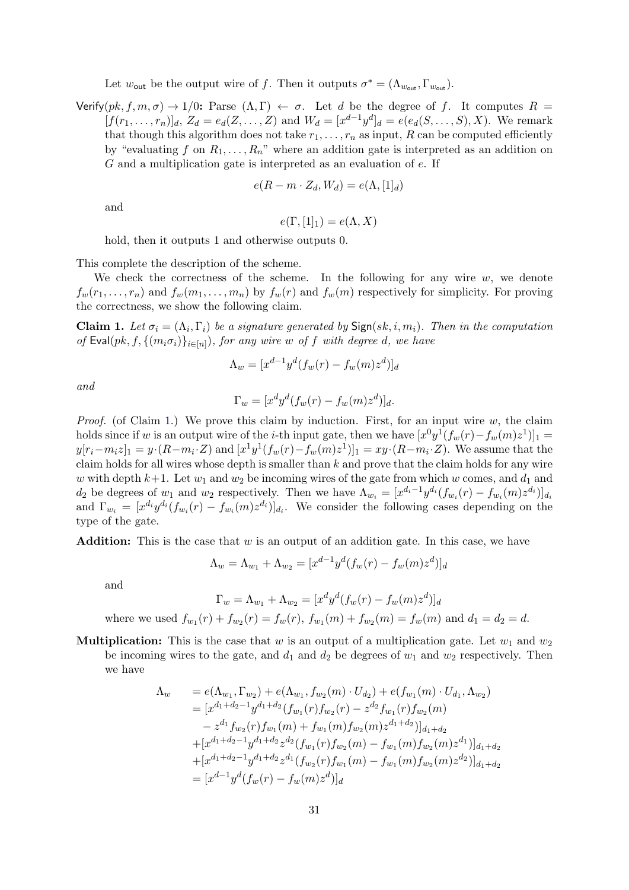Let $w_{\mathsf{out}}$ be the output wire of $f$. Then it outputs $\sigma^* = (\Lambda_{w_{\mathsf{out}}}, \Gamma_{w_{\mathsf{out}}})$.

$\mathsf{Verify}(pk, f, m, \sigma) \to 1/0$**:** Parse $(\Lambda, \Gamma) \leftarrow \sigma$. Let $d$ be the degree of $f$. It computes $R = [f(r_1, \dots, r_n)]_d$, $Z_d = e_d(Z, \dots, Z)$ and $W_d = [x^{d-1}y^d]_d = e(e_d(S, \dots, S), X)$. We remark that though this algorithm does not take $r_1, \dots, r_n$ as input, $R$ can be computed efficiently by "evaluating $f$ on $R_1, \dots, R_n$" where an addition gate is interpreted as an addition on $G$ and a multiplication gate is interpreted as an evaluation of $e$. If

$$e(R - m \cdot Z_d, W_d) = e(\Lambda, [1]_d)$$

and

$$e(\Gamma, [1]_1) = e(\Lambda, X)$$

hold, then it outputs 1 and otherwise outputs 0.

This complete the description of the scheme.

We check the correctness of the scheme. In the following for any wire $w$, we denote $f_w(r_1, \dots, r_n)$ and $f_w(m_1, \dots, m_n)$ by $f_w(r)$ and $f_w(m)$ respectively for simplicity. For proving the correctness, we show the following claim.

**Claim 1.** *Let $\sigma_i = (\Lambda_i, \Gamma_i)$ be a signature generated by $\mathsf{Sign}(sk, i, m_i)$. Then in the computation of $\mathsf{Eval}(pk, f, \{(m_i \sigma_i)\}_{i \in [n]})$, for any wire $w$ of $f$ with degree $d$, we have*

$$\Lambda_w = [x^{d-1}y^d(f_w(r) - f_w(m)z^d)]_d$$

*and*

$$\Gamma_w = [x^d y^d(f_w(r) - f_w(m)z^d)]_d.$$

*Proof.* (of Claim 1.) We prove this claim by induction. First, for an input wire $w$, the claim holds since if $w$ is an output wire of the $i$-th input gate, then we have $[x^0y^1(f_w(r) - f_w(m)z^1)]_1 = y[r_i - m_i z]_1 = y \cdot (R - m_i \cdot Z)$ and $[x^1y^1(f_w(r) - f_w(m)z^1)]_1 = xy \cdot (R - m_i \cdot Z)$. We assume that the claim holds for all wires whose depth is smaller than $k$ and prove that the claim holds for any wire $w$ with depth $k+1$. Let $w_1$ and $w_2$ be incoming wires of the gate from which $w$ comes, and $d_1$ and $d_2$ be degrees of $w_1$ and $w_2$ respectively. Then we have $\Lambda_{w_i} = [x^{d_i-1}y^{d_i}(f_{w_i}(r) - f_{w_i}(m)z^{d_i})]_{d_i}$ and $\Gamma_{w_i} = [x^{d_i}y^{d_i}(f_{w_i}(r) - f_{w_i}(m)z^{d_i})]_{d_i}$. We consider the following cases depending on the type of the gate.

**Addition:** This is the case that $w$ is an output of an addition gate. In this case, we have

$$\Lambda_w = \Lambda_{w_1} + \Lambda_{w_2} = [x^{d-1}y^d(f_w(r) - f_w(m)z^d)]_d$$

and

$$\Gamma_w = \Lambda_{w_1} + \Lambda_{w_2} = [x^d y^d(f_w(r) - f_w(m)z^d)]_d$$

where we used $f_{w_1}(r) + f_{w_2}(r) = f_w(r)$, $f_{w_1}(m) + f_{w_2}(m) = f_w(m)$ and $d_1 = d_2 = d$.

**Multiplication:** This is the case that $w$ is an output of a multiplication gate. Let $w_1$ and $w_2$ be incoming wires to the gate, and $d_1$ and $d_2$ be degrees of $w_1$ and $w_2$ respectively. Then we have

$$\begin{aligned}
\Lambda_w &= e(\Lambda_{w_1}, \Gamma_{w_2}) + e(\Lambda_{w_1}, f_{w_2}(m) \cdot U_{d_2}) + e(f_{w_1}(m) \cdot U_{d_1}, \Lambda_{w_2}) \\
&= [x^{d_1+d_2-1}y^{d_1+d_2}(f_{w_1}(r)f_{w_2}(r) - z^{d_2}f_{w_1}(r)f_{w_2}(m) \\
&\quad - z^{d_1}f_{w_2}(r)f_{w_1}(m) + f_{w_1}(m)f_{w_2}(m)z^{d_1+d_2})]_{d_1+d_2} \\
&\quad + [x^{d_1+d_2-1}y^{d_1+d_2}z^{d_2}(f_{w_1}(r)f_{w_2}(m) - f_{w_1}(m)f_{w_2}(m)z^{d_1})]_{d_1+d_2} \\
&\quad + [x^{d_1+d_2-1}y^{d_1+d_2}z^{d_1}(f_{w_2}(r)f_{w_1}(m) - f_{w_1}(m)f_{w_2}(m)z^{d_2})]_{d_1+d_2} \\
&= [x^{d-1}y^d(f_w(r) - f_w(m)z^d)]_d
\end{aligned}$$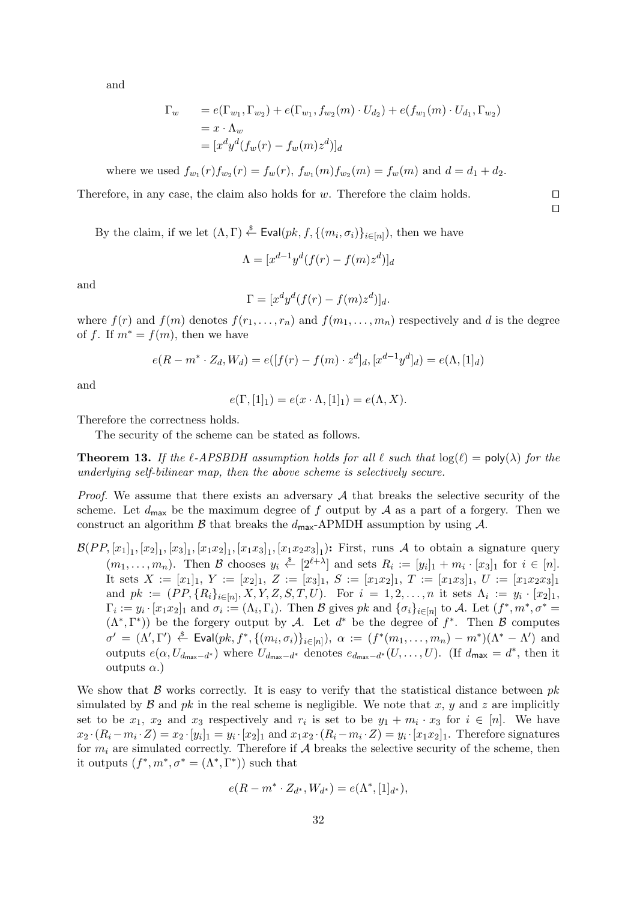and

$$
\begin{aligned}
\Gamma_w \quad &= e(\Gamma_{w_1}, \Gamma_{w_2}) + e(\Gamma_{w_1}, f_{w_2}(m) \cdot U_{d_2}) + e(f_{w_1}(m) \cdot U_{d_1}, \Gamma_{w_2}) \\
&= x \cdot \Lambda_w \\
&= [x^d y^d (f_w(r) - f_w(m) z^d)]_d
\end{aligned}
$$

where we used $f_{w_1}(r) f_{w_2}(r) = f_w(r)$, $f_{w_1}(m) f_{w_2}(m) = f_w(m)$ and $d = d_1 + d_2$.

Therefore, in any case, the claim also holds for $w$. Therefore the claim holds. □

□

By the claim, if we let $(\Lambda, \Gamma) \xleftarrow{\$} \mathsf{Eval}(pk, f, \{(m_i, \sigma_i)\}_{i \in [n]})$, then we have

$$
\Lambda = [x^{d-1} y^d (f(r) - f(m) z^d)]_d
$$

and

$$
\Gamma = [x^d y^d (f(r) - f(m) z^d)]_d.
$$

where $f(r)$ and $f(m)$ denotes $f(r_1, \dots, r_n)$ and $f(m_1, \dots, m_n)$ respectively and $d$ is the degree of $f$. If $m^* = f(m)$, then we have

$$
e(R - m^* \cdot Z_d, W_d) = e([f(r) - f(m) \cdot z^d]_d, [x^{d-1} y^d]_d) = e(\Lambda, [1]_d)
$$

and

$$
e(\Gamma, [1]_1) = e(x \cdot \Lambda, [1]_1) = e(\Lambda, X).
$$

Therefore the correctness holds.

The security of the scheme can be stated as follows.

**Theorem 13.** *If the $\ell$-APSBDH assumption holds for all $\ell$ such that $\log(\ell) = \mathsf{poly}(\lambda)$ for the underlying self-bilinear map, then the above scheme is selectively secure.*

*Proof.* We assume that there exists an adversary $\mathcal{A}$ that breaks the selective security of the scheme. Let $d_{\mathsf{max}}$ be the maximum degree of $f$ output by $\mathcal{A}$ as a part of a forgery. Then we construct an algorithm $\mathcal{B}$ that breaks the $d_{\mathsf{max}}$-APMDH assumption by using $\mathcal{A}$.

$\mathcal{B}(PP, [x_1]_1, [x_2]_1, [x_3]_1, [x_1 x_2]_1, [x_1 x_3]_1, [x_1 x_2 x_3]_1)$**:** First, runs $\mathcal{A}$ to obtain a signature query $(m_1, \dots, m_n)$. Then $\mathcal{B}$ chooses $y_i \xleftarrow{\$} [2^{\ell+\lambda}]$ and sets $R_i := [y_i]_1 + m_i \cdot [x_3]_1$ for $i \in [n]$. It sets $X := [x_1]_1$, $Y := [x_2]_1$, $Z := [x_3]_1$, $S := [x_1 x_2]_1$, $T := [x_1 x_3]_1$, $U := [x_1 x_2 x_3]_1$ and $pk := (PP, \{R_i\}_{i \in [n]}, X, Y, Z, S, T, U)$. For $i = 1, 2, \dots, n$ it sets $\Lambda_i := y_i \cdot [x_2]_1$, $\Gamma_i := y_i \cdot [x_1 x_2]_1$ and $\sigma_i := (\Lambda_i, \Gamma_i)$. Then $\mathcal{B}$ gives $pk$ and $\{\sigma_i\}_{i \in [n]}$ to $\mathcal{A}$. Let $(f^*, m^*, \sigma^* = (\Lambda^*, \Gamma^*))$ be the forgery output by $\mathcal{A}$. Let $d^*$ be the degree of $f^*$. Then $\mathcal{B}$ computes $\sigma' = (\Lambda', \Gamma') \xleftarrow{\$} \mathsf{Eval}(pk, f^*, \{(m_i, \sigma_i)\}_{i \in [n]})$, $\alpha := (f^*(m_1, \dots, m_n) - m^*)(\Lambda^* - \Lambda')$ and outputs $e(\alpha, U_{d_{\mathsf{max}} - d^*})$ where $U_{d_{\mathsf{max}} - d^*}$ denotes $e_{d_{\mathsf{max}} - d^*}(U, \dots, U)$. (If $d_{\mathsf{max}} = d^*$, then it outputs $\alpha$.)

We show that $\mathcal{B}$ works correctly. It is easy to verify that the statistical distance between $pk$ simulated by $\mathcal{B}$ and $pk$ in the real scheme is negligible. We note that $x$, $y$ and $z$ are implicitly set to be $x_1$, $x_2$ and $x_3$ respectively and $r_i$ is set to be $y_1 + m_i \cdot x_3$ for $i \in [n]$. We have $x_2 \cdot (R_i - m_i \cdot Z) = x_2 \cdot [y_i]_1 = y_i \cdot [x_2]_1$ and $x_1 x_2 \cdot (R_i - m_i \cdot Z) = y_i \cdot [x_1 x_2]_1$. Therefore signatures for $m_i$ are simulated correctly. Therefore if $\mathcal{A}$ breaks the selective security of the scheme, then it outputs $(f^*, m^*, \sigma^* = (\Lambda^*, \Gamma^*))$ such that

$$
e(R - m^* \cdot Z_{d^*}, W_{d^*}) = e(\Lambda^*, [1]_{d^*}),
$$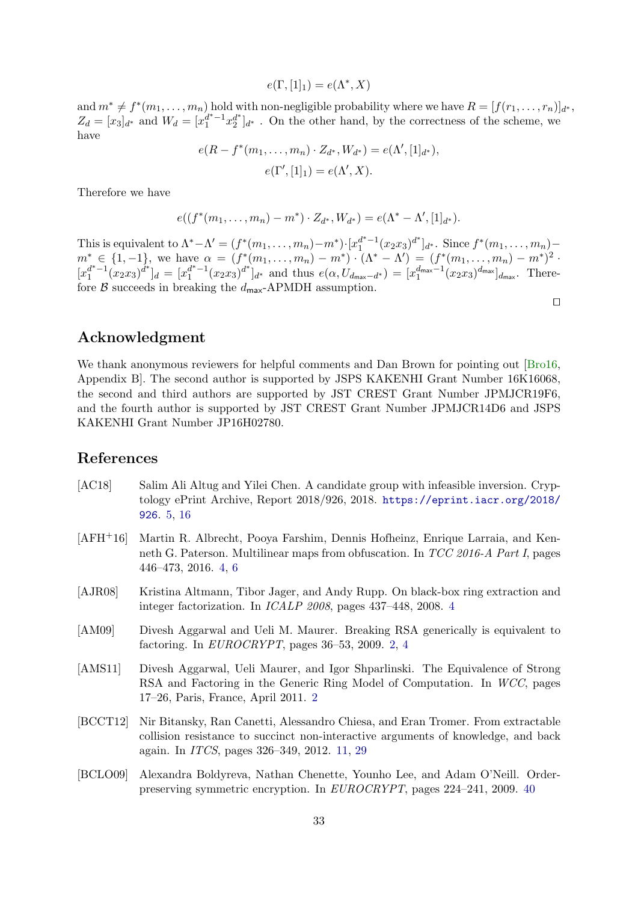$$e(\Gamma, [1]_1) = e(\Lambda^*, X)$$

and $m^* \neq f^*(m_1, \ldots, m_n)$ hold with non-negligible probability where we have $R = [f(r_1, \ldots, r_n)]_{d^*}$, $Z_d = [x_3]_{d^*}$ and $W_d = [x_1^{d^*-1} x_2^{d^*}]_{d^*}$ . On the other hand, by the correctness of the scheme, we have

$$e(R - f^*(m_1, \ldots, m_n) \cdot Z_{d^*}, W_{d^*}) = e(\Lambda', [1]_{d^*}),$$
$$e(\Gamma', [1]_1) = e(\Lambda', X).$$

Therefore we have

$$e((f^*(m_1, \ldots, m_n) - m^*) \cdot Z_{d^*}, W_{d^*}) = e(\Lambda^* - \Lambda', [1]_{d^*}).$$

This is equivalent to $\Lambda^* - \Lambda' = (f^*(m_1, \ldots, m_n) - m^*) \cdot [x_1^{d^*-1}(x_2 x_3)^{d^*}]_{d^*}$. Since $f^*(m_1, \ldots, m_n) - m^* \in \{1, -1\}$, we have $\alpha = (f^*(m_1, \ldots, m_n) - m^*) \cdot (\Lambda^* - \Lambda') = (f^*(m_1, \ldots, m_n) - m^*)^2 \cdot [x_1^{d^*-1}(x_2 x_3)^{d^*}]_d = [x_1^{d^*-1}(x_2 x_3)^{d^*}]_{d^*}$ and thus $e(\alpha, U_{d_{\max}-d^*}) = [x_1^{d_{\max}-1}(x_2 x_3)^{d_{\max}}]_{d_{\max}}$. Therefore $\mathcal{B}$ succeeds in breaking the $d_{\max}$-APMDH assumption.

□

## Acknowledgment

We thank anonymous reviewers for helpful comments and Dan Brown for pointing out [Bro16, Appendix B]. The second author is supported by JSPS KAKENHI Grant Number 16K16068, the second and third authors are supported by JST CREST Grant Number JPMJCR19F6, and the fourth author is supported by JST CREST Grant Number JPMJCR14D6 and JSPS KAKENHI Grant Number JP16H02780.

## References

[AC18] Salim Ali Altug and Yilei Chen. A candidate group with infeasible inversion. Cryptology ePrint Archive, Report 2018/926, 2018. https://eprint.iacr.org/2018/926. 5, 16

[AFH+16] Martin R. Albrecht, Pooya Farshim, Dennis Hofheinz, Enrique Larraia, and Kenneth G. Paterson. Multilinear maps from obfuscation. In *TCC 2016-A Part I*, pages 446–473, 2016. 4, 6

[AJR08] Kristina Altmann, Tibor Jager, and Andy Rupp. On black-box ring extraction and integer factorization. In *ICALP 2008*, pages 437–448, 2008. 4

[AM09] Divesh Aggarwal and Ueli M. Maurer. Breaking RSA generically is equivalent to factoring. In *EUROCRYPT*, pages 36–53, 2009. 2, 4

[AMS11] Divesh Aggarwal, Ueli Maurer, and Igor Shparlinski. The Equivalence of Strong RSA and Factoring in the Generic Ring Model of Computation. In *WCC*, pages 17–26, Paris, France, April 2011. 2

[BCCT12] Nir Bitansky, Ran Canetti, Alessandro Chiesa, and Eran Tromer. From extractable collision resistance to succinct non-interactive arguments of knowledge, and back again. In *ITCS*, pages 326–349, 2012. 11, 29

[BCLO09] Alexandra Boldyreva, Nathan Chenette, Younho Lee, and Adam O'Neill. Order-preserving symmetric encryption. In *EUROCRYPT*, pages 224–241, 2009. 40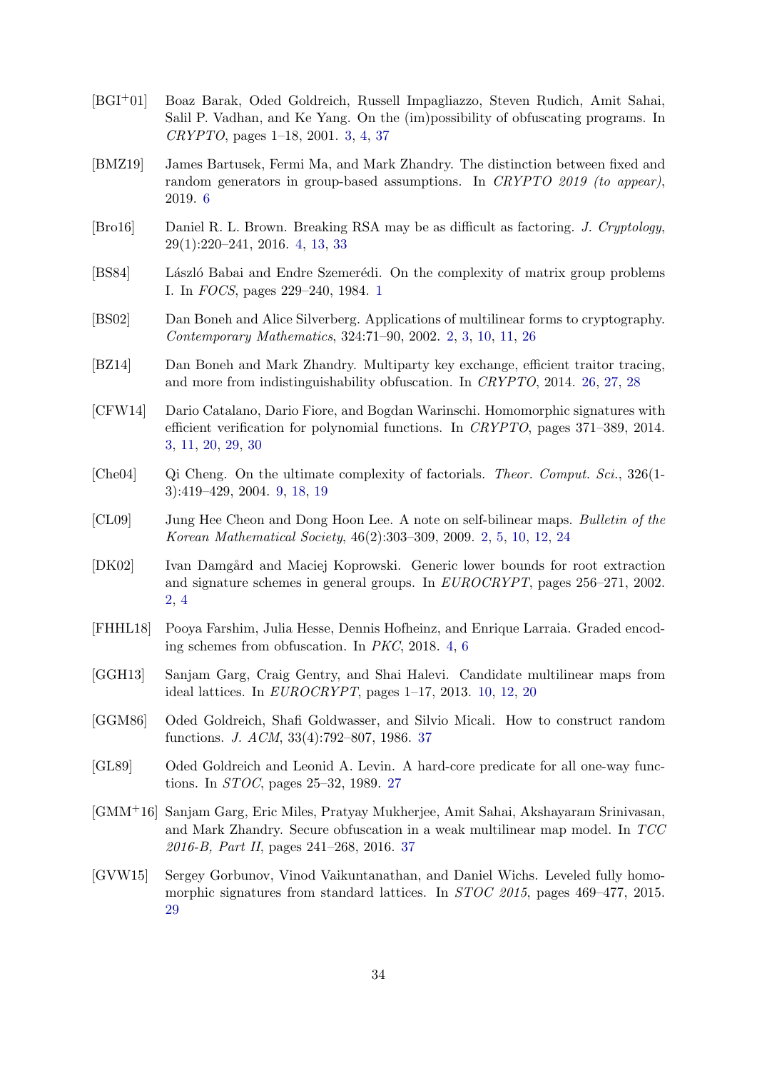[BGI+01] Boaz Barak, Oded Goldreich, Russell Impagliazzo, Steven Rudich, Amit Sahai, Salil P. Vadhan, and Ke Yang. On the (im)possibility of obfuscating programs. In *CRYPTO*, pages 1–18, 2001. 3, 4, 37

[BMZ19] James Bartusek, Fermi Ma, and Mark Zhandry. The distinction between fixed and random generators in group-based assumptions. In *CRYPTO 2019 (to appear)*, 2019. 6

[Bro16] Daniel R. L. Brown. Breaking RSA may be as difficult as factoring. *J. Cryptology*, 29(1):220–241, 2016. 4, 13, 33

[BS84] László Babai and Endre Szemerédi. On the complexity of matrix group problems I. In *FOCS*, pages 229–240, 1984. 1

[BS02] Dan Boneh and Alice Silverberg. Applications of multilinear forms to cryptography. *Contemporary Mathematics*, 324:71–90, 2002. 2, 3, 10, 11, 26

[BZ14] Dan Boneh and Mark Zhandry. Multiparty key exchange, efficient traitor tracing, and more from indistinguishability obfuscation. In *CRYPTO*, 2014. 26, 27, 28

[CFW14] Dario Catalano, Dario Fiore, and Bogdan Warinschi. Homomorphic signatures with efficient verification for polynomial functions. In *CRYPTO*, pages 371–389, 2014. 3, 11, 20, 29, 30

[Che04] Qi Cheng. On the ultimate complexity of factorials. *Theor. Comput. Sci.*, 326(1-3):419–429, 2004. 9, 18, 19

[CL09] Jung Hee Cheon and Dong Hoon Lee. A note on self-bilinear maps. *Bulletin of the Korean Mathematical Society*, 46(2):303–309, 2009. 2, 5, 10, 12, 24

[DK02] Ivan Damgård and Maciej Koprowski. Generic lower bounds for root extraction and signature schemes in general groups. In *EUROCRYPT*, pages 256–271, 2002. 2, 4

[FHHL18] Pooya Farshim, Julia Hesse, Dennis Hofheinz, and Enrique Larraia. Graded encoding schemes from obfuscation. In *PKC*, 2018. 4, 6

[GGH13] Sanjam Garg, Craig Gentry, and Shai Halevi. Candidate multilinear maps from ideal lattices. In *EUROCRYPT*, pages 1–17, 2013. 10, 12, 20

[GGM86] Oded Goldreich, Shafi Goldwasser, and Silvio Micali. How to construct random functions. *J. ACM*, 33(4):792–807, 1986. 37

[GL89] Oded Goldreich and Leonid A. Levin. A hard-core predicate for all one-way functions. In *STOC*, pages 25–32, 1989. 27

[GMM+16] Sanjam Garg, Eric Miles, Pratyay Mukherjee, Amit Sahai, Akshayaram Srinivasan, and Mark Zhandry. Secure obfuscation in a weak multilinear map model. In *TCC 2016-B, Part II*, pages 241–268, 2016. 37

[GVW15] Sergey Gorbunov, Vinod Vaikuntanathan, and Daniel Wichs. Leveled fully homomorphic signatures from standard lattices. In *STOC 2015*, pages 469–477, 2015. 29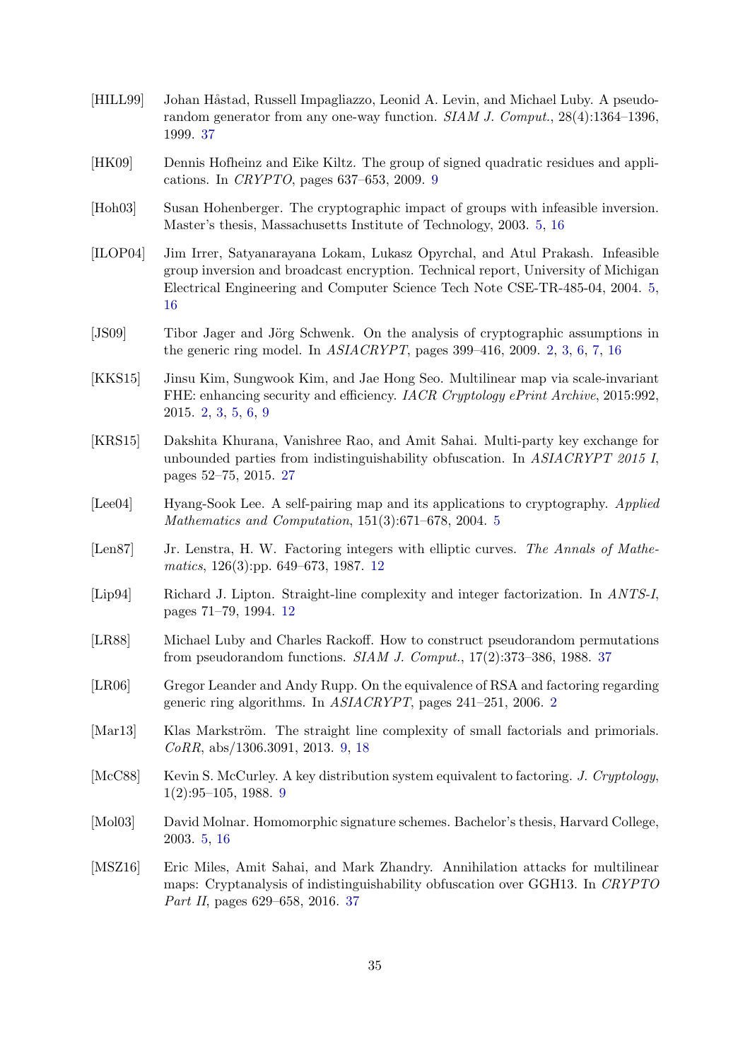[HILL99] Johan Håstad, Russell Impagliazzo, Leonid A. Levin, and Michael Luby. A pseudorandom generator from any one-way function. *SIAM J. Comput.*, 28(4):1364–1396, 1999. 37

[HK09] Dennis Hofheinz and Eike Kiltz. The group of signed quadratic residues and applications. In *CRYPTO*, pages 637–653, 2009. 9

[Hoh03] Susan Hohenberger. The cryptographic impact of groups with infeasible inversion. Master's thesis, Massachusetts Institute of Technology, 2003. 5, 16

[ILOP04] Jim Irrer, Satyanarayana Lokam, Lukasz Opyrchal, and Atul Prakash. Infeasible group inversion and broadcast encryption. Technical report, University of Michigan Electrical Engineering and Computer Science Tech Note CSE-TR-485-04, 2004. 5, 16

[JS09] Tibor Jager and Jörg Schwenk. On the analysis of cryptographic assumptions in the generic ring model. In *ASIACRYPT*, pages 399–416, 2009. 2, 3, 6, 7, 16

[KKS15] Jinsu Kim, Sungwook Kim, and Jae Hong Seo. Multilinear map via scale-invariant FHE: enhancing security and efficiency. *IACR Cryptology ePrint Archive*, 2015:992, 2015. 2, 3, 5, 6, 9

[KRS15] Dakshita Khurana, Vanishree Rao, and Amit Sahai. Multi-party key exchange for unbounded parties from indistinguishability obfuscation. In *ASIACRYPT 2015 I*, pages 52–75, 2015. 27

[Lee04] Hyang-Sook Lee. A self-pairing map and its applications to cryptography. *Applied Mathematics and Computation*, 151(3):671–678, 2004. 5

[Len87] Jr. Lenstra, H. W. Factoring integers with elliptic curves. *The Annals of Mathematics*, 126(3):pp. 649–673, 1987. 12

[Lip94] Richard J. Lipton. Straight-line complexity and integer factorization. In *ANTS-I*, pages 71–79, 1994. 12

[LR88] Michael Luby and Charles Rackoff. How to construct pseudorandom permutations from pseudorandom functions. *SIAM J. Comput.*, 17(2):373–386, 1988. 37

[LR06] Gregor Leander and Andy Rupp. On the equivalence of RSA and factoring regarding generic ring algorithms. In *ASIACRYPT*, pages 241–251, 2006. 2

[Mar13] Klas Markström. The straight line complexity of small factorials and primorials. *CoRR*, abs/1306.3091, 2013. 9, 18

[McC88] Kevin S. McCurley. A key distribution system equivalent to factoring. *J. Cryptology*, 1(2):95–105, 1988. 9

[Mol03] David Molnar. Homomorphic signature schemes. Bachelor's thesis, Harvard College, 2003. 5, 16

[MSZ16] Eric Miles, Amit Sahai, and Mark Zhandry. Annihilation attacks for multilinear maps: Cryptanalysis of indistinguishability obfuscation over GGH13. In *CRYPTO Part II*, pages 629–658, 2016. 37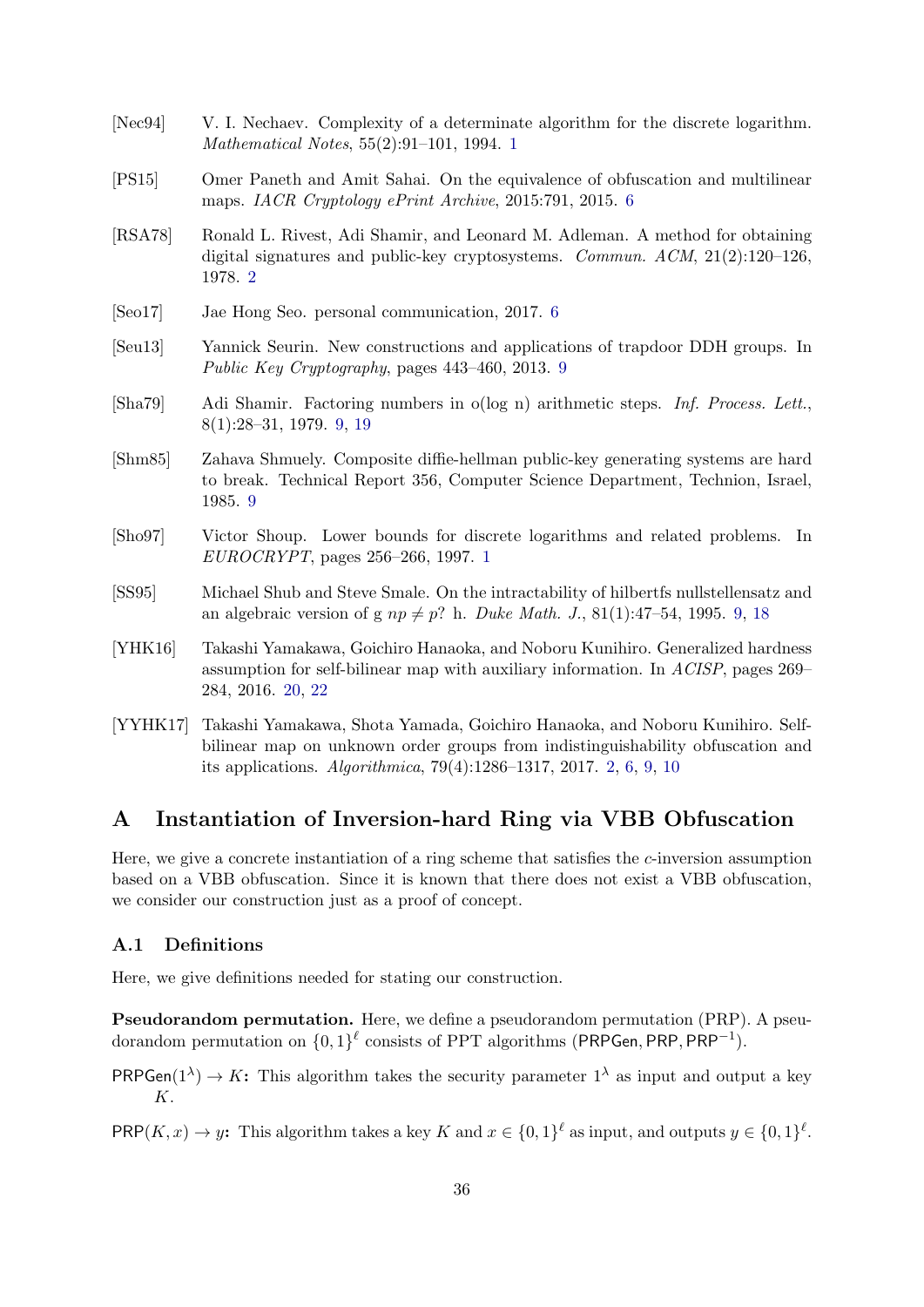[Nec94] V. I. Nechaev. Complexity of a determinate algorithm for the discrete logarithm. *Mathematical Notes*, 55(2):91–101, 1994. 1

[PS15] Omer Paneth and Amit Sahai. On the equivalence of obfuscation and multilinear maps. *IACR Cryptology ePrint Archive*, 2015:791, 2015. 6

[RSA78] Ronald L. Rivest, Adi Shamir, and Leonard M. Adleman. A method for obtaining digital signatures and public-key cryptosystems. *Commun. ACM*, 21(2):120–126, 1978. 2

[Seo17] Jae Hong Seo. personal communication, 2017. 6

[Seu13] Yannick Seurin. New constructions and applications of trapdoor DDH groups. In *Public Key Cryptography*, pages 443–460, 2013. 9

[Sha79] Adi Shamir. Factoring numbers in o(log n) arithmetic steps. *Inf. Process. Lett.*, 8(1):28–31, 1979. 9, 19

[Shm85] Zahava Shmuely. Composite diffie-hellman public-key generating systems are hard to break. Technical Report 356, Computer Science Department, Technion, Israel, 1985. 9

[Sho97] Victor Shoup. Lower bounds for discrete logarithms and related problems. In *EUROCRYPT*, pages 256–266, 1997. 1

[SS95] Michael Shub and Steve Smale. On the intractability of hilbertfs nullstellensatz and an algebraic version of g $np \neq p$? h. *Duke Math. J.*, 81(1):47–54, 1995. 9, 18

[YHK16] Takashi Yamakawa, Goichiro Hanaoka, and Noboru Kunihiro. Generalized hardness assumption for self-bilinear map with auxiliary information. In *ACISP*, pages 269–284, 2016. 20, 22

[YYHK17] Takashi Yamakawa, Shota Yamada, Goichiro Hanaoka, and Noboru Kunihiro. Self-bilinear map on unknown order groups from indistinguishability obfuscation and its applications. *Algorithmica*, 79(4):1286–1317, 2017. 2, 6, 9, 10

## A Instantiation of Inversion-hard Ring via VBB Obfuscation

Here, we give a concrete instantiation of a ring scheme that satisfies the $c$-inversion assumption based on a VBB obfuscation. Since it is known that there does not exist a VBB obfuscation, we consider our construction just as a proof of concept.

### A.1 Definitions

Here, we give definitions needed for stating our construction.

**Pseudorandom permutation.** Here, we define a pseudorandom permutation (PRP). A pseudorandom permutation on $\{0,1\}^\ell$ consists of PPT algorithms $(\mathsf{PRPGen}, \mathsf{PRP}, \mathsf{PRP}^{-1})$.

**$\mathsf{PRPGen}(1^\lambda) \to K$:** This algorithm takes the security parameter $1^\lambda$ as input and output a key $K$.

**$\mathsf{PRP}(K, x) \to y$:** This algorithm takes a key $K$ and $x \in \{0,1\}^\ell$ as input, and outputs $y \in \{0,1\}^\ell$.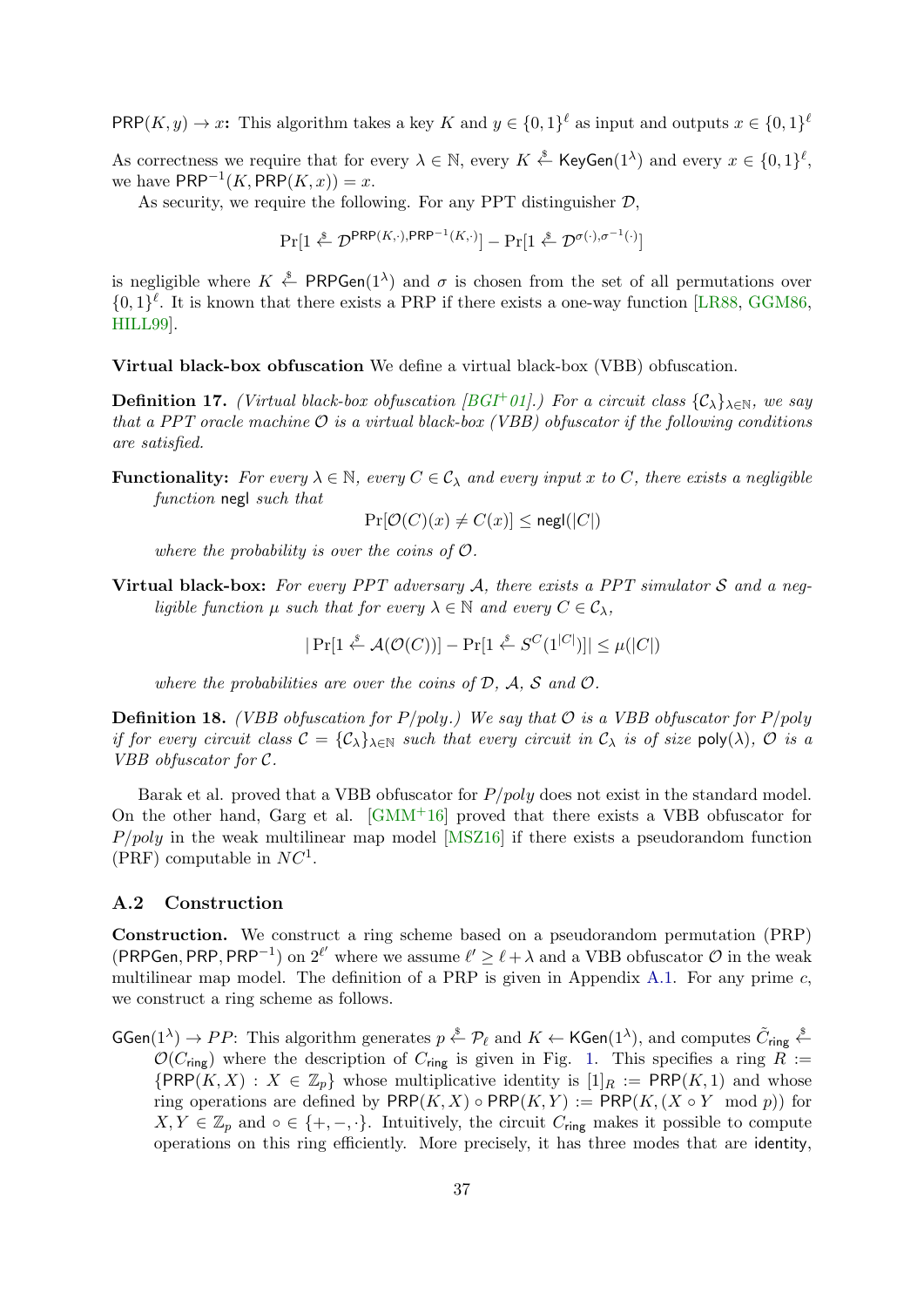$\mathsf{PRP}(K, y) \to x$**:** This algorithm takes a key $K$ and $y \in \{0,1\}^\ell$ as input and outputs $x \in \{0,1\}^\ell$

As correctness we require that for every $\lambda \in \mathbb{N}$, every $K \xleftarrow{\$} \mathsf{KeyGen}(1^\lambda)$ and every $x \in \{0,1\}^\ell$, we have $\mathsf{PRP}^{-1}(K, \mathsf{PRP}(K, x)) = x$.

As security, we require the following. For any PPT distinguisher $\mathcal{D}$,

$$\Pr[1 \xleftarrow{\$} \mathcal{D}^{\mathsf{PRP}(K,\cdot),\mathsf{PRP}^{-1}(K,\cdot)}] - \Pr[1 \xleftarrow{\$} \mathcal{D}^{\sigma(\cdot),\sigma^{-1}(\cdot)}]$$

is negligible where $K \xleftarrow{\$} \mathsf{PRPGen}(1^\lambda)$ and $\sigma$ is chosen from the set of all permutations over $\{0,1\}^\ell$. It is known that there exists a PRP if there exists a one-way function [LR88, GGM86, HILL99].

**Virtual black-box obfuscation** We define a virtual black-box (VBB) obfuscation.

**Definition 17.** *(Virtual black-box obfuscation [BGI+01].) For a circuit class $\{\mathcal{C}_\lambda\}_{\lambda \in \mathbb{N}}$, we say that a PPT oracle machine $\mathcal{O}$ is a virtual black-box (VBB) obfuscator if the following conditions are satisfied.*

**Functionality:** *For every $\lambda \in \mathbb{N}$, every $C \in \mathcal{C}_\lambda$ and every input $x$ to $C$, there exists a negligible function* $\mathsf{negl}$ *such that*

$$\Pr[\mathcal{O}(C)(x) \neq C(x)] \leq \mathsf{negl}(|C|)$$

*where the probability is over the coins of $\mathcal{O}$.*

**Virtual black-box:** *For every PPT adversary $\mathcal{A}$, there exists a PPT simulator $\mathcal{S}$ and a negligible function $\mu$ such that for every $\lambda \in \mathbb{N}$ and every $C \in \mathcal{C}_\lambda$,*

$$|\Pr[1 \xleftarrow{\$} \mathcal{A}(\mathcal{O}(C))] - \Pr[1 \xleftarrow{\$} S^C(1^{|C|})]| \leq \mu(|C|)$$

*where the probabilities are over the coins of $\mathcal{D}$, $\mathcal{A}$, $\mathcal{S}$ and $\mathcal{O}$.*

**Definition 18.** *(VBB obfuscation for P/poly.) We say that $\mathcal{O}$ is a VBB obfuscator for P/poly if for every circuit class $\mathcal{C} = \{\mathcal{C}_\lambda\}_{\lambda \in \mathbb{N}}$ such that every circuit in $\mathcal{C}_\lambda$ is of size* $\mathsf{poly}(\lambda)$*, $\mathcal{O}$ is a VBB obfuscator for $\mathcal{C}$.*

Barak et al. proved that a VBB obfuscator for $P/poly$ does not exist in the standard model. On the other hand, Garg et al. [GMM+16] proved that there exists a VBB obfuscator for $P/poly$ in the weak multilinear map model [MSZ16] if there exists a pseudorandom function (PRF) computable in $NC^1$.

## A.2 Construction

**Construction.** We construct a ring scheme based on a pseudorandom permutation (PRP) $(\mathsf{PRPGen}, \mathsf{PRP}, \mathsf{PRP}^{-1})$ on $2^{\ell'}$ where we assume $\ell' \geq \ell + \lambda$ and a VBB obfuscator $\mathcal{O}$ in the weak multilinear map model. The definition of a PRP is given in Appendix A.1. For any prime $c$, we construct a ring scheme as follows.

$\mathsf{GGen}(1^\lambda) \to PP$: This algorithm generates $p \xleftarrow{\$} \mathcal{P}_\ell$ and $K \leftarrow \mathsf{KGen}(1^\lambda)$, and computes $\tilde{C}_{\mathsf{ring}} \xleftarrow{\$} \mathcal{O}(C_{\mathsf{ring}})$ where the description of $C_{\mathsf{ring}}$ is given in Fig. 1. This specifies a ring $R := \{\mathsf{PRP}(K, X) : X \in \mathbb{Z}_p\}$ whose multiplicative identity is $[1]_R := \mathsf{PRP}(K, 1)$ and whose ring operations are defined by $\mathsf{PRP}(K, X) \circ \mathsf{PRP}(K, Y) := \mathsf{PRP}(K, (X \circ Y \mod p))$ for $X, Y \in \mathbb{Z}_p$ and $\circ \in \{+, -, \cdot\}$. Intuitively, the circuit $C_{\mathsf{ring}}$ makes it possible to compute operations on this ring efficiently. More precisely, it has three modes that are $\mathsf{identity}$,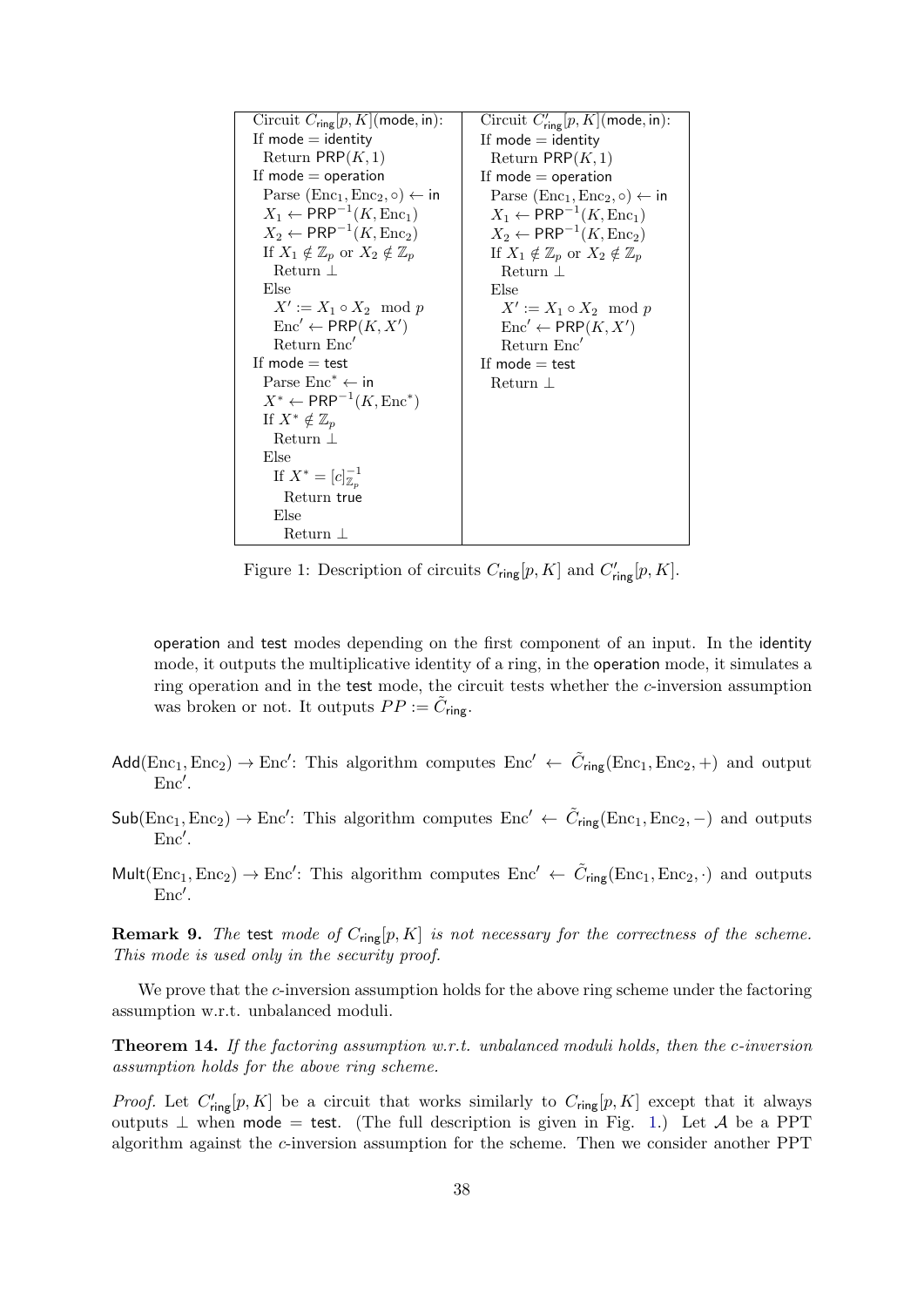| Circuit $C_{\mathsf{ring}}[p, K](\mathsf{mode}, \mathsf{in})$: | Circuit $C'_{\mathsf{ring}}[p, K](\mathsf{mode}, \mathsf{in})$: |
|---|---|
| If $\mathsf{mode} = \mathsf{identity}$ | If $\mathsf{mode} = \mathsf{identity}$ |
| Return $\mathsf{PRP}(K, 1)$ | Return $\mathsf{PRP}(K, 1)$ |
| If $\mathsf{mode} = \mathsf{operation}$ | If $\mathsf{mode} = \mathsf{operation}$ |
| Parse $(\mathrm{Enc}_1, \mathrm{Enc}_2, \circ) \leftarrow \mathsf{in}$ | Parse $(\mathrm{Enc}_1, \mathrm{Enc}_2, \circ) \leftarrow \mathsf{in}$ |
| $X_1 \leftarrow \mathsf{PRP}^{-1}(K, \mathrm{Enc}_1)$ | $X_1 \leftarrow \mathsf{PRP}^{-1}(K, \mathrm{Enc}_1)$ |
| $X_2 \leftarrow \mathsf{PRP}^{-1}(K, \mathrm{Enc}_2)$ | $X_2 \leftarrow \mathsf{PRP}^{-1}(K, \mathrm{Enc}_2)$ |
| If $X_1 \notin \mathbb{Z}_p$ or $X_2 \notin \mathbb{Z}_p$ | If $X_1 \notin \mathbb{Z}_p$ or $X_2 \notin \mathbb{Z}_p$ |
| Return $\perp$ | Return $\perp$ |
| Else | Else |
| $X' := X_1 \circ X_2 \mod p$ | $X' := X_1 \circ X_2 \mod p$ |
| $\mathrm{Enc}' \leftarrow \mathsf{PRP}(K, X')$ | $\mathrm{Enc}' \leftarrow \mathsf{PRP}(K, X')$ |
| Return $\mathrm{Enc}'$ | Return $\mathrm{Enc}'$ |
| If $\mathsf{mode} = \mathsf{test}$ | If $\mathsf{mode} = \mathsf{test}$ |
| Parse $\mathrm{Enc}^* \leftarrow \mathsf{in}$ | Return $\perp$ |
| $X^* \leftarrow \mathsf{PRP}^{-1}(K, \mathrm{Enc}^*)$ | |
| If $X^* \notin \mathbb{Z}_p$ | |
| Return $\perp$ | |
| Else | |
| If $X^* = [c]_{\mathbb{Z}_p}^{-1}$ | |
| Return $\mathsf{true}$ | |
| Else | |
| Return $\perp$ | |

Figure 1: Description of circuits $C_{\mathsf{ring}}[p, K]$ and $C'_{\mathsf{ring}}[p, K]$.

operation and test modes depending on the first component of an input. In the identity mode, it outputs the multiplicative identity of a ring, in the operation mode, it simulates a ring operation and in the test mode, the circuit tests whether the $c$-inversion assumption was broken or not. It outputs $PP := \tilde{C}_{\mathsf{ring}}$.

$\mathsf{Add}(\mathrm{Enc}_1, \mathrm{Enc}_2) \rightarrow \mathrm{Enc}'$: This algorithm computes $\mathrm{Enc}' \leftarrow \tilde{C}_{\mathsf{ring}}(\mathrm{Enc}_1, \mathrm{Enc}_2, +)$ and output $\mathrm{Enc}'$.

$\mathsf{Sub}(\mathrm{Enc}_1, \mathrm{Enc}_2) \rightarrow \mathrm{Enc}'$: This algorithm computes $\mathrm{Enc}' \leftarrow \tilde{C}_{\mathsf{ring}}(\mathrm{Enc}_1, \mathrm{Enc}_2, -)$ and outputs $\mathrm{Enc}'$.

$\mathsf{Mult}(\mathrm{Enc}_1, \mathrm{Enc}_2) \rightarrow \mathrm{Enc}'$: This algorithm computes $\mathrm{Enc}' \leftarrow \tilde{C}_{\mathsf{ring}}(\mathrm{Enc}_1, \mathrm{Enc}_2, \cdot)$ and outputs $\mathrm{Enc}'$.

**Remark 9.** *The* test *mode of $C_{\mathsf{ring}}[p, K]$ is not necessary for the correctness of the scheme. This mode is used only in the security proof.*

We prove that the $c$-inversion assumption holds for the above ring scheme under the factoring assumption w.r.t. unbalanced moduli.

**Theorem 14.** *If the factoring assumption w.r.t. unbalanced moduli holds, then the $c$-inversion assumption holds for the above ring scheme.*

*Proof.* Let $C'_{\mathsf{ring}}[p, K]$ be a circuit that works similarly to $C_{\mathsf{ring}}[p, K]$ except that it always outputs $\perp$ when $\mathsf{mode} = \mathsf{test}$. (The full description is given in Fig. 1.) Let $\mathcal{A}$ be a PPT algorithm against the $c$-inversion assumption for the scheme. Then we consider another PPT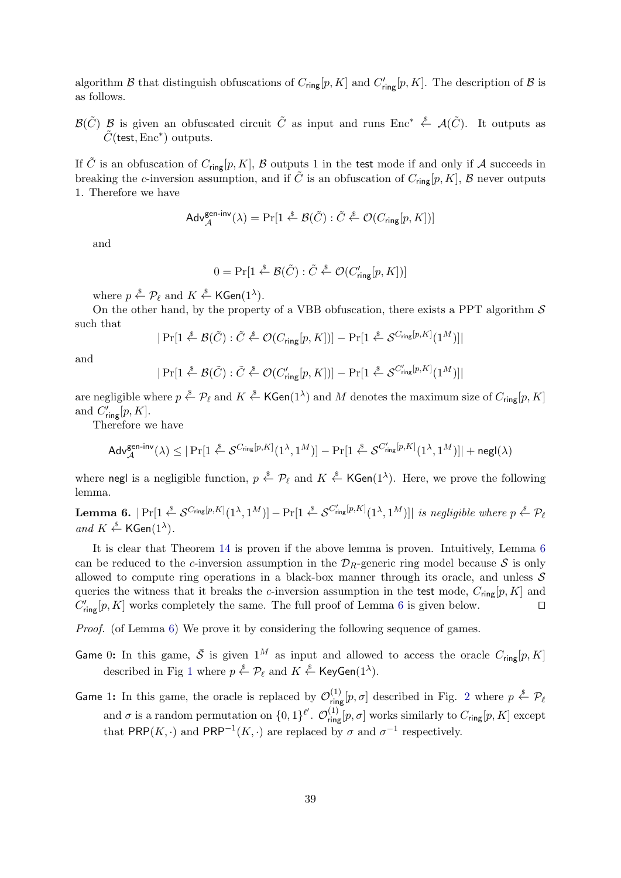algorithm $\mathcal{B}$ that distinguish obfuscations of $C_{\mathsf{ring}}[p, K]$ and $C'_{\mathsf{ring}}[p, K]$. The description of $\mathcal{B}$ is as follows.

$\mathcal{B}(\tilde{C})$ $\mathcal{B}$ is given an obfuscated circuit $\tilde{C}$ as input and runs $\text{Enc}^* \xleftarrow{\$} \mathcal{A}(\tilde{C})$. It outputs as $\tilde{C}(\mathsf{test}, \text{Enc}^*)$ outputs.

If $\tilde{C}$ is an obfuscation of $C_{\mathsf{ring}}[p, K]$, $\mathcal{B}$ outputs 1 in the $\mathsf{test}$ mode if and only if $\mathcal{A}$ succeeds in breaking the $c$-inversion assumption, and if $\tilde{C}$ is an obfuscation of $C_{\mathsf{ring}}[p, K]$, $\mathcal{B}$ never outputs 1. Therefore we have

$$\mathsf{Adv}^{\mathsf{gen\text{-}inv}}_{\mathcal{A}}(\lambda) = \Pr[1 \xleftarrow{\$} \mathcal{B}(\tilde{C}) : \tilde{C} \xleftarrow{\$} \mathcal{O}(C_{\mathsf{ring}}[p, K])]$$

and

$$0 = \Pr[1 \xleftarrow{\$} \mathcal{B}(\tilde{C}) : \tilde{C} \xleftarrow{\$} \mathcal{O}(C'_{\mathsf{ring}}[p, K])]$$

where $p \xleftarrow{\$} \mathcal{P}_\ell$ and $K \xleftarrow{\$} \mathsf{KGen}(1^\lambda)$.

On the other hand, by the property of a VBB obfuscation, there exists a PPT algorithm $\mathcal{S}$ such that

$$|\Pr[1 \xleftarrow{\$} \mathcal{B}(\tilde{C}) : \tilde{C} \xleftarrow{\$} \mathcal{O}(C_{\mathsf{ring}}[p, K])] - \Pr[1 \xleftarrow{\$} \mathcal{S}^{C_{\mathsf{ring}}[p,K]}(1^M)]|$$

and

$$|\Pr[1 \xleftarrow{\$} \mathcal{B}(\tilde{C}) : \tilde{C} \xleftarrow{\$} \mathcal{O}(C'_{\mathsf{ring}}[p, K])] - \Pr[1 \xleftarrow{\$} \mathcal{S}^{C'_{\mathsf{ring}}[p,K]}(1^M)]|$$

are negligible where $p \xleftarrow{\$} \mathcal{P}_\ell$ and $K \xleftarrow{\$} \mathsf{KGen}(1^\lambda)$ and $M$ denotes the maximum size of $C_{\mathsf{ring}}[p, K]$ and $C'_{\mathsf{ring}}[p, K]$.

Therefore we have

$$\mathsf{Adv}^{\mathsf{gen\text{-}inv}}_{\mathcal{A}}(\lambda) \le |\Pr[1 \xleftarrow{\$} \mathcal{S}^{C_{\mathsf{ring}}[p,K]}(1^\lambda, 1^M)] - \Pr[1 \xleftarrow{\$} \mathcal{S}^{C'_{\mathsf{ring}}[p,K]}(1^\lambda, 1^M)]| + \mathsf{negl}(\lambda)$$

where $\mathsf{negl}$ is a negligible function, $p \xleftarrow{\$} \mathcal{P}_\ell$ and $K \xleftarrow{\$} \mathsf{KGen}(1^\lambda)$. Here, we prove the following lemma.

**Lemma 6.** $|\Pr[1 \xleftarrow{\$} \mathcal{S}^{C_{\mathsf{ring}}[p,K]}(1^\lambda, 1^M)] - \Pr[1 \xleftarrow{\$} \mathcal{S}^{C'_{\mathsf{ring}}[p,K]}(1^\lambda, 1^M)]|$ *is negligible where* $p \xleftarrow{\$} \mathcal{P}_\ell$ *and* $K \xleftarrow{\$} \mathsf{KGen}(1^\lambda)$.

It is clear that Theorem 14 is proven if the above lemma is proven. Intuitively, Lemma 6 can be reduced to the $c$-inversion assumption in the $\mathcal{D}_R$-generic ring model because $\mathcal{S}$ is only allowed to compute ring operations in a black-box manner through its oracle, and unless $\mathcal{S}$ queries the witness that it breaks the $c$-inversion assumption in the $\mathsf{test}$ mode, $C_{\mathsf{ring}}[p, K]$ and $C'_{\mathsf{ring}}[p, K]$ works completely the same. The full proof of Lemma 6 is given below. ◻

*Proof.* (of Lemma 6) We prove it by considering the following sequence of games.

Game 0: In this game, $\bar{\mathcal{S}}$ is given $1^M$ as input and allowed to access the oracle $C_{\mathsf{ring}}[p, K]$ described in Fig 1 where $p \xleftarrow{\$} \mathcal{P}_\ell$ and $K \xleftarrow{\$} \mathsf{KeyGen}(1^\lambda)$.

Game 1: In this game, the oracle is replaced by $\mathcal{O}^{(1)}_{\mathsf{ring}}[p, \sigma]$ described in Fig. 2 where $p \xleftarrow{\$} \mathcal{P}_\ell$ and $\sigma$ is a random permutation on $\{0, 1\}^{\ell'}$. $\mathcal{O}^{(1)}_{\mathsf{ring}}[p, \sigma]$ works similarly to $C_{\mathsf{ring}}[p, K]$ except that $\mathsf{PRP}(K, \cdot)$ and $\mathsf{PRP}^{-1}(K, \cdot)$ are replaced by $\sigma$ and $\sigma^{-1}$ respectively.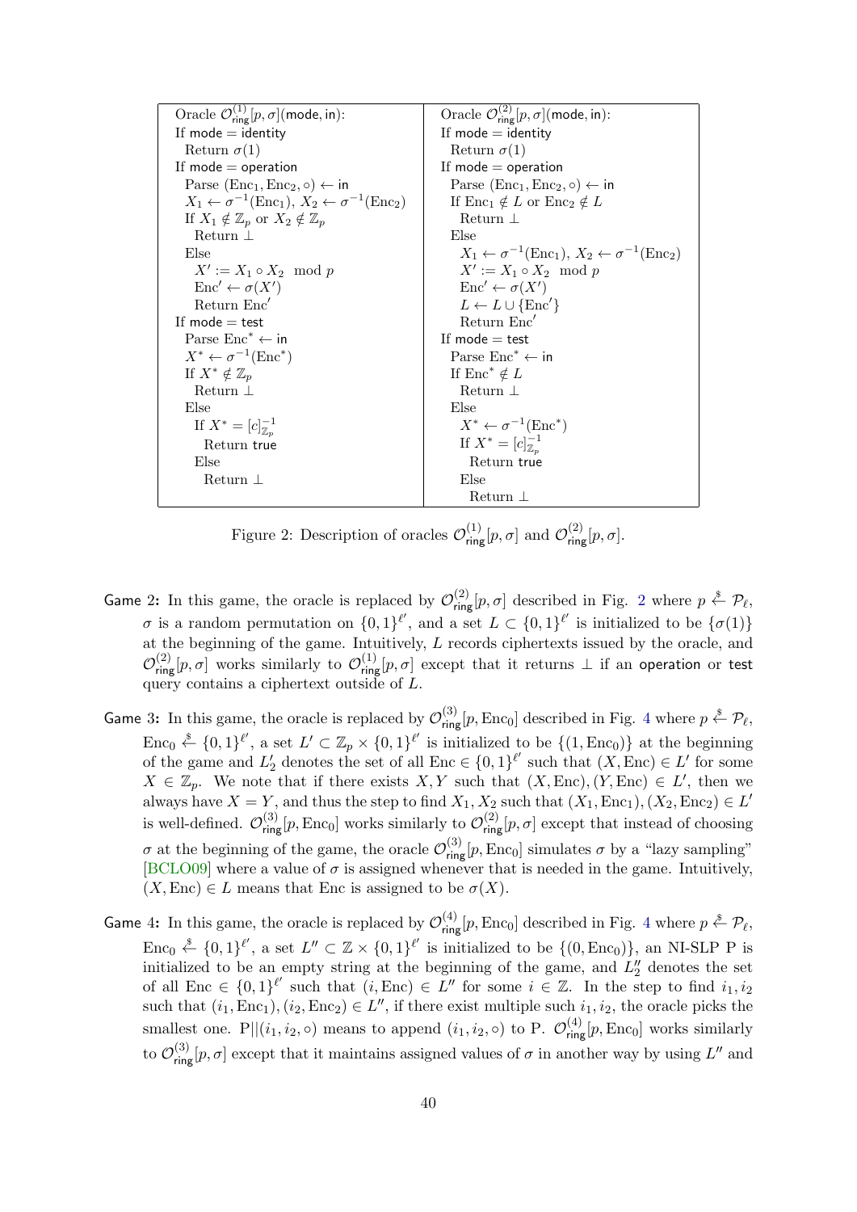| Oracle $\mathcal{O}^{(1)}_{\mathsf{ring}}[p,\sigma](\mathsf{mode},\mathsf{in})$: | Oracle $\mathcal{O}^{(2)}_{\mathsf{ring}}[p,\sigma](\mathsf{mode},\mathsf{in})$: |
|---|---|
| If $\mathsf{mode} = \mathsf{identity}$ | If $\mathsf{mode} = \mathsf{identity}$ |
| &nbsp;&nbsp;Return $\sigma(1)$ | &nbsp;&nbsp;Return $\sigma(1)$ |
| If $\mathsf{mode} = \mathsf{operation}$ | If $\mathsf{mode} = \mathsf{operation}$ |
| &nbsp;&nbsp;Parse $(\mathrm{Enc}_1, \mathrm{Enc}_2, \circ) \leftarrow \mathsf{in}$ | &nbsp;&nbsp;Parse $(\mathrm{Enc}_1, \mathrm{Enc}_2, \circ) \leftarrow \mathsf{in}$ |
| &nbsp;&nbsp;$X_1 \leftarrow \sigma^{-1}(\mathrm{Enc}_1)$, $X_2 \leftarrow \sigma^{-1}(\mathrm{Enc}_2)$ | &nbsp;&nbsp;If $\mathrm{Enc}_1 \notin L$ or $\mathrm{Enc}_2 \notin L$ |
| &nbsp;&nbsp;If $X_1 \notin \mathbb{Z}_p$ or $X_2 \notin \mathbb{Z}_p$ | &nbsp;&nbsp;&nbsp;&nbsp;Return $\perp$ |
| &nbsp;&nbsp;&nbsp;&nbsp;Return $\perp$ | &nbsp;&nbsp;Else |
| &nbsp;&nbsp;Else | &nbsp;&nbsp;&nbsp;&nbsp;$X_1 \leftarrow \sigma^{-1}(\mathrm{Enc}_1)$, $X_2 \leftarrow \sigma^{-1}(\mathrm{Enc}_2)$ |
| &nbsp;&nbsp;&nbsp;&nbsp;$X' := X_1 \circ X_2 \mod p$ | &nbsp;&nbsp;&nbsp;&nbsp;$X' := X_1 \circ X_2 \mod p$ |
| &nbsp;&nbsp;&nbsp;&nbsp;$\mathrm{Enc}' \leftarrow \sigma(X')$ | &nbsp;&nbsp;&nbsp;&nbsp;$\mathrm{Enc}' \leftarrow \sigma(X')$ |
| &nbsp;&nbsp;&nbsp;&nbsp;Return $\mathrm{Enc}'$ | &nbsp;&nbsp;&nbsp;&nbsp;$L \leftarrow L \cup \{\mathrm{Enc}'\}$ |
| If $\mathsf{mode} = \mathsf{test}$ | &nbsp;&nbsp;&nbsp;&nbsp;Return $\mathrm{Enc}'$ |
| &nbsp;&nbsp;Parse $\mathrm{Enc}^* \leftarrow \mathsf{in}$ | If $\mathsf{mode} = \mathsf{test}$ |
| &nbsp;&nbsp;$X^* \leftarrow \sigma^{-1}(\mathrm{Enc}^*)$ | &nbsp;&nbsp;Parse $\mathrm{Enc}^* \leftarrow \mathsf{in}$ |
| &nbsp;&nbsp;If $X^* \notin \mathbb{Z}_p$ | &nbsp;&nbsp;If $\mathrm{Enc}^* \notin L$ |
| &nbsp;&nbsp;&nbsp;&nbsp;Return $\perp$ | &nbsp;&nbsp;&nbsp;&nbsp;Return $\perp$ |
| &nbsp;&nbsp;Else | &nbsp;&nbsp;Else |
| &nbsp;&nbsp;&nbsp;&nbsp;If $X^* = [c]^{-1}_{\mathbb{Z}_p}$ | &nbsp;&nbsp;&nbsp;&nbsp;$X^* \leftarrow \sigma^{-1}(\mathrm{Enc}^*)$ |
| &nbsp;&nbsp;&nbsp;&nbsp;&nbsp;&nbsp;Return true | &nbsp;&nbsp;&nbsp;&nbsp;If $X^* = [c]^{-1}_{\mathbb{Z}_p}$ |
| &nbsp;&nbsp;&nbsp;&nbsp;Else | &nbsp;&nbsp;&nbsp;&nbsp;&nbsp;&nbsp;Return true |
| &nbsp;&nbsp;&nbsp;&nbsp;&nbsp;&nbsp;Return $\perp$ | &nbsp;&nbsp;&nbsp;&nbsp;Else |
| | &nbsp;&nbsp;&nbsp;&nbsp;&nbsp;&nbsp;Return $\perp$ |

Figure 2: Description of oracles $\mathcal{O}^{(1)}_{\mathsf{ring}}[p,\sigma]$ and $\mathcal{O}^{(2)}_{\mathsf{ring}}[p,\sigma]$.

**Game 2:** In this game, the oracle is replaced by $\mathcal{O}^{(2)}_{\mathsf{ring}}[p,\sigma]$ described in Fig. 2 where $p \xleftarrow{\$} \mathcal{P}_\ell$, $\sigma$ is a random permutation on $\{0,1\}^{\ell'}$, and a set $L \subset \{0,1\}^{\ell'}$ is initialized to be $\{\sigma(1)\}$ at the beginning of the game. Intuitively, $L$ records ciphertexts issued by the oracle, and $\mathcal{O}^{(2)}_{\mathsf{ring}}[p,\sigma]$ works similarly to $\mathcal{O}^{(1)}_{\mathsf{ring}}[p,\sigma]$ except that it returns $\perp$ if an $\mathsf{operation}$ or $\mathsf{test}$ query contains a ciphertext outside of $L$.

**Game 3:** In this game, the oracle is replaced by $\mathcal{O}^{(3)}_{\mathsf{ring}}[p,\mathrm{Enc}_0]$ described in Fig. 4 where $p \xleftarrow{\$} \mathcal{P}_\ell$, $\mathrm{Enc}_0 \xleftarrow{\$} \{0,1\}^{\ell'}$, a set $L' \subset \mathbb{Z}_p \times \{0,1\}^{\ell'}$ is initialized to be $\{(1,\mathrm{Enc}_0)\}$ at the beginning of the game and $L'_2$ denotes the set of all $\mathrm{Enc} \in \{0,1\}^{\ell'}$ such that $(X,\mathrm{Enc}) \in L'$ for some $X \in \mathbb{Z}_p$. We note that if there exists $X, Y$ such that $(X,\mathrm{Enc}), (Y,\mathrm{Enc}) \in L'$, then we always have $X = Y$, and thus the step to find $X_1, X_2$ such that $(X_1,\mathrm{Enc}_1), (X_2,\mathrm{Enc}_2) \in L'$ is well-defined. $\mathcal{O}^{(3)}_{\mathsf{ring}}[p,\mathrm{Enc}_0]$ works similarly to $\mathcal{O}^{(2)}_{\mathsf{ring}}[p,\sigma]$ except that instead of choosing $\sigma$ at the beginning of the game, the oracle $\mathcal{O}^{(3)}_{\mathsf{ring}}[p,\mathrm{Enc}_0]$ simulates $\sigma$ by a "lazy sampling" [BCLO09] where a value of $\sigma$ is assigned whenever that is needed in the game. Intuitively, $(X,\mathrm{Enc}) \in L$ means that Enc is assigned to be $\sigma(X)$.

**Game 4:** In this game, the oracle is replaced by $\mathcal{O}^{(4)}_{\mathsf{ring}}[p,\mathrm{Enc}_0]$ described in Fig. 4 where $p \xleftarrow{\$} \mathcal{P}_\ell$, $\mathrm{Enc}_0 \xleftarrow{\$} \{0,1\}^{\ell'}$, a set $L'' \subset \mathbb{Z} \times \{0,1\}^{\ell'}$ is initialized to be $\{(0,\mathrm{Enc}_0)\}$, an NI-SLP P is initialized to be an empty string at the beginning of the game, and $L''_2$ denotes the set of all $\mathrm{Enc} \in \{0,1\}^{\ell'}$ such that $(i,\mathrm{Enc}) \in L''$ for some $i \in \mathbb{Z}$. In the step to find $i_1, i_2$ such that $(i_1,\mathrm{Enc}_1), (i_2,\mathrm{Enc}_2) \in L''$, if there exist multiple such $i_1, i_2$, the oracle picks the smallest one. $\mathrm{P}||(i_1,i_2,\circ)$ means to append $(i_1,i_2,\circ)$ to P. $\mathcal{O}^{(4)}_{\mathsf{ring}}[p,\mathrm{Enc}_0]$ works similarly to $\mathcal{O}^{(3)}_{\mathsf{ring}}[p,\sigma]$ except that it maintains assigned values of $\sigma$ in another way by using $L''$ and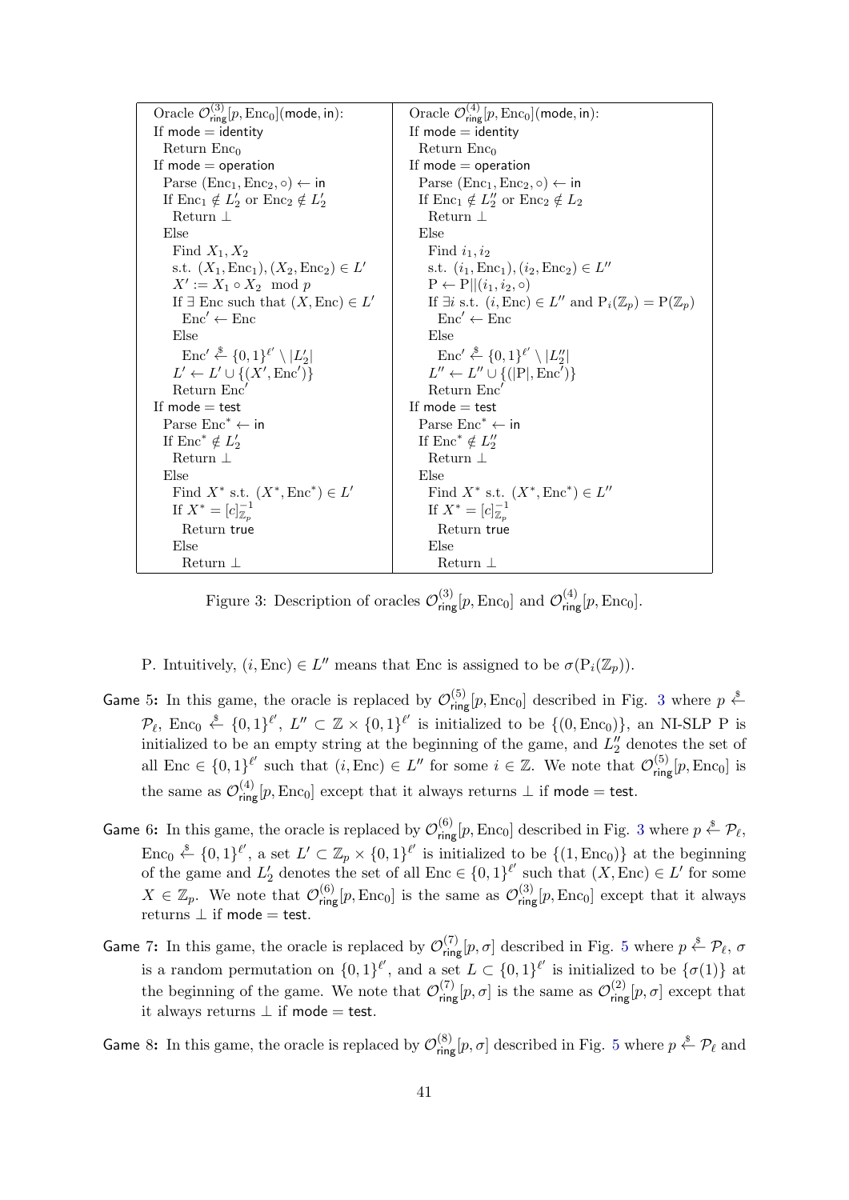| Oracle $\mathcal{O}^{(3)}_{\mathsf{ring}}[p, \mathrm{Enc}_0](\mathsf{mode}, \mathsf{in})$: | Oracle $\mathcal{O}^{(4)}_{\mathsf{ring}}[p, \mathrm{Enc}_0](\mathsf{mode}, \mathsf{in})$: |
|---|---|
| If $\mathsf{mode} = \mathsf{identity}$ | If $\mathsf{mode} = \mathsf{identity}$ |
| Return $\mathrm{Enc}_0$ | Return $\mathrm{Enc}_0$ |
| If $\mathsf{mode} = \mathsf{operation}$ | If $\mathsf{mode} = \mathsf{operation}$ |
| Parse $(\mathrm{Enc}_1, \mathrm{Enc}_2, \circ) \leftarrow \mathsf{in}$ | Parse $(\mathrm{Enc}_1, \mathrm{Enc}_2, \circ) \leftarrow \mathsf{in}$ |
| If $\mathrm{Enc}_1 \notin L'_2$ or $\mathrm{Enc}_2 \notin L'_2$ | If $\mathrm{Enc}_1 \notin L''_2$ or $\mathrm{Enc}_2 \notin L_2$ |
| Return $\perp$ | Return $\perp$ |
| Else | Else |
| Find $X_1, X_2$ | Find $i_1, i_2$ |
| s.t. $(X_1, \mathrm{Enc}_1), (X_2, \mathrm{Enc}_2) \in L'$ | s.t. $(i_1, \mathrm{Enc}_1), (i_2, \mathrm{Enc}_2) \in L''$ |
| $X' := X_1 \circ X_2 \mod p$ | $\mathrm{P} \leftarrow \mathrm{P} \Vert (i_1, i_2, \circ)$ |
| If $\exists$ Enc such that $(X, \mathrm{Enc}) \in L'$ | If $\exists i$ s.t. $(i, \mathrm{Enc}) \in L''$ and $\mathrm{P}_i(\mathbb{Z}_p) = \mathrm{P}(\mathbb{Z}_p)$ |
| $\mathrm{Enc}' \leftarrow \mathrm{Enc}$ | $\mathrm{Enc}' \leftarrow \mathrm{Enc}$ |
| Else | Else |
| $\mathrm{Enc}' \xleftarrow{\$} \{0,1\}^{\ell'} \setminus \lvert L'_2 \rvert$ | $\mathrm{Enc}' \xleftarrow{\$} \{0,1\}^{\ell'} \setminus \lvert L''_2 \rvert$ |
| $L' \leftarrow L' \cup \{(X', \mathrm{Enc}')\}$ | $L'' \leftarrow L'' \cup \{(\lvert \mathrm{P} \rvert, \mathrm{Enc}')\}$ |
| Return $\mathrm{Enc}'$ | Return $\mathrm{Enc}'$ |
| If $\mathsf{mode} = \mathsf{test}$ | If $\mathsf{mode} = \mathsf{test}$ |
| Parse $\mathrm{Enc}^* \leftarrow \mathsf{in}$ | Parse $\mathrm{Enc}^* \leftarrow \mathsf{in}$ |
| If $\mathrm{Enc}^* \notin L'_2$ | If $\mathrm{Enc}^* \notin L''_2$ |
| Return $\perp$ | Return $\perp$ |
| Else | Else |
| Find $X^*$ s.t. $(X^*, \mathrm{Enc}^*) \in L'$ | Find $X^*$ s.t. $(X^*, \mathrm{Enc}^*) \in L''$ |
| If $X^* = [c]^{-1}_{\mathbb{Z}_p}$ | If $X^* = [c]^{-1}_{\mathbb{Z}_p}$ |
| Return true | Return true |
| Else | Else |
| Return $\perp$ | Return $\perp$ |

Figure 3: Description of oracles $\mathcal{O}^{(3)}_{\mathsf{ring}}[p, \mathrm{Enc}_0]$ and $\mathcal{O}^{(4)}_{\mathsf{ring}}[p, \mathrm{Enc}_0]$.

P. Intuitively, $(i, \mathrm{Enc}) \in L''$ means that Enc is assigned to be $\sigma(\mathrm{P}_i(\mathbb{Z}_p))$.

**Game 5:** In this game, the oracle is replaced by $\mathcal{O}^{(5)}_{\mathsf{ring}}[p, \mathrm{Enc}_0]$ described in Fig. 3 where $p \xleftarrow{\$} \mathcal{P}_\ell$, $\mathrm{Enc}_0 \xleftarrow{\$} \{0,1\}^{\ell'}$, $L'' \subset \mathbb{Z} \times \{0,1\}^{\ell'}$ is initialized to be $\{(0, \mathrm{Enc}_0)\}$, an NI-SLP P is initialized to be an empty string at the beginning of the game, and $L''_2$ denotes the set of all $\mathrm{Enc} \in \{0,1\}^{\ell'}$ such that $(i, \mathrm{Enc}) \in L''$ for some $i \in \mathbb{Z}$. We note that $\mathcal{O}^{(5)}_{\mathsf{ring}}[p, \mathrm{Enc}_0]$ is the same as $\mathcal{O}^{(4)}_{\mathsf{ring}}[p, \mathrm{Enc}_0]$ except that it always returns $\perp$ if $\mathsf{mode} = \mathsf{test}$.

**Game 6:** In this game, the oracle is replaced by $\mathcal{O}^{(6)}_{\mathsf{ring}}[p, \mathrm{Enc}_0]$ described in Fig. 3 where $p \xleftarrow{\$} \mathcal{P}_\ell$, $\mathrm{Enc}_0 \xleftarrow{\$} \{0,1\}^{\ell'}$, a set $L' \subset \mathbb{Z}_p \times \{0,1\}^{\ell'}$ is initialized to be $\{(1, \mathrm{Enc}_0)\}$ at the beginning of the game and $L'_2$ denotes the set of all $\mathrm{Enc} \in \{0,1\}^{\ell'}$ such that $(X, \mathrm{Enc}) \in L'$ for some $X \in \mathbb{Z}_p$. We note that $\mathcal{O}^{(6)}_{\mathsf{ring}}[p, \mathrm{Enc}_0]$ is the same as $\mathcal{O}^{(3)}_{\mathsf{ring}}[p, \mathrm{Enc}_0]$ except that it always returns $\perp$ if $\mathsf{mode} = \mathsf{test}$.

**Game 7:** In this game, the oracle is replaced by $\mathcal{O}^{(7)}_{\mathsf{ring}}[p, \sigma]$ described in Fig. 5 where $p \xleftarrow{\$} \mathcal{P}_\ell$, $\sigma$ is a random permutation on $\{0,1\}^{\ell'}$, and a set $L \subset \{0,1\}^{\ell'}$ is initialized to be $\{\sigma(1)\}$ at the beginning of the game. We note that $\mathcal{O}^{(7)}_{\mathsf{ring}}[p, \sigma]$ is the same as $\mathcal{O}^{(2)}_{\mathsf{ring}}[p, \sigma]$ except that it always returns $\perp$ if $\mathsf{mode} = \mathsf{test}$.

**Game 8:** In this game, the oracle is replaced by $\mathcal{O}^{(8)}_{\mathsf{ring}}[p, \sigma]$ described in Fig. 5 where $p \xleftarrow{\$} \mathcal{P}_\ell$ and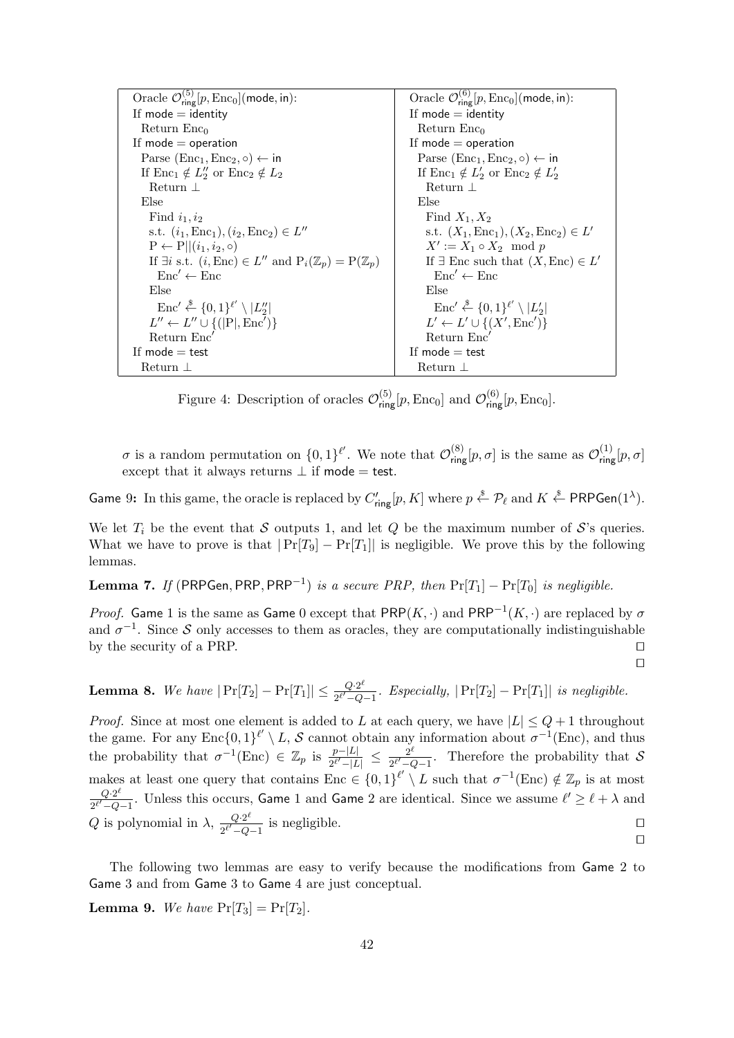| Oracle $\mathcal{O}^{(5)}_{\mathsf{ring}}[p, \mathrm{Enc}_0](\mathsf{mode}, \mathsf{in})$: | Oracle $\mathcal{O}^{(6)}_{\mathsf{ring}}[p, \mathrm{Enc}_0](\mathsf{mode}, \mathsf{in})$: |
|---|---|
| If $\mathsf{mode} = \mathsf{identity}$ | If $\mathsf{mode} = \mathsf{identity}$ |
| Return $\mathrm{Enc}_0$ | Return $\mathrm{Enc}_0$ |
| If $\mathsf{mode} = \mathsf{operation}$ | If $\mathsf{mode} = \mathsf{operation}$ |
| Parse $(\mathrm{Enc}_1, \mathrm{Enc}_2, \circ) \leftarrow \mathsf{in}$ | Parse $(\mathrm{Enc}_1, \mathrm{Enc}_2, \circ) \leftarrow \mathsf{in}$ |
| If $\mathrm{Enc}_1 \notin L''_2$ or $\mathrm{Enc}_2 \notin L_2$ | If $\mathrm{Enc}_1 \notin L'_2$ or $\mathrm{Enc}_2 \notin L'_2$ |
| Return $\bot$ | Return $\bot$ |
| Else | Else |
| Find $i_1, i_2$ | Find $X_1, X_2$ |
| s.t. $(i_1, \mathrm{Enc}_1), (i_2, \mathrm{Enc}_2) \in L''$ | s.t. $(X_1, \mathrm{Enc}_1), (X_2, \mathrm{Enc}_2) \in L'$ |
| $\mathrm{P} \leftarrow \mathrm{P} \| (i_1, i_2, \circ)$ | $X' := X_1 \circ X_2 \mod p$ |
| If $\exists i$ s.t. $(i, \mathrm{Enc}) \in L''$ and $\mathrm{P}_i(\mathbb{Z}_p) = \mathrm{P}(\mathbb{Z}_p)$ | If $\exists$ Enc such that $(X, \mathrm{Enc}) \in L'$ |
| $\mathrm{Enc}' \leftarrow \mathrm{Enc}$ | $\mathrm{Enc}' \leftarrow \mathrm{Enc}$ |
| Else | Else |
| $\mathrm{Enc}' \xleftarrow{\$} \{0,1\}^{\ell'} \setminus \lvert L''_2 \rvert$ | $\mathrm{Enc}' \xleftarrow{\$} \{0,1\}^{\ell'} \setminus \lvert L'_2 \rvert$ |
| $L'' \leftarrow L'' \cup \{(\lvert \mathrm{P} \rvert, \mathrm{Enc}')\}$ | $L' \leftarrow L' \cup \{(X', \mathrm{Enc}')\}$ |
| Return $\mathrm{Enc}'$ | Return $\mathrm{Enc}'$ |
| If $\mathsf{mode} = \mathsf{test}$ | If $\mathsf{mode} = \mathsf{test}$ |
| Return $\bot$ | Return $\bot$ |

Figure 4: Description of oracles $\mathcal{O}^{(5)}_{\mathsf{ring}}[p, \mathrm{Enc}_0]$ and $\mathcal{O}^{(6)}_{\mathsf{ring}}[p, \mathrm{Enc}_0]$.

$\sigma$ is a random permutation on $\{0,1\}^{\ell'}$. We note that $\mathcal{O}^{(8)}_{\mathsf{ring}}[p, \sigma]$ is the same as $\mathcal{O}^{(1)}_{\mathsf{ring}}[p, \sigma]$ except that it always returns $\bot$ if $\mathsf{mode} = \mathsf{test}$.

**Game 9:** In this game, the oracle is replaced by $C'_{\mathsf{ring}}[p, K]$ where $p \xleftarrow{\$} \mathcal{P}_\ell$ and $K \xleftarrow{\$} \mathsf{PRPGen}(1^\lambda)$.

We let $T_i$ be the event that $\mathcal{S}$ outputs 1, and let $Q$ be the maximum number of $\mathcal{S}$'s queries. What we have to prove is that $|\Pr[T_9] - \Pr[T_1]|$ is negligible. We prove this by the following lemmas.

**Lemma 7.** *If* $(\mathsf{PRPGen}, \mathsf{PRP}, \mathsf{PRP}^{-1})$ *is a secure PRP, then* $\Pr[T_1] - \Pr[T_0]$ *is negligible.*

*Proof.* Game 1 is the same as Game 0 except that $\mathsf{PRP}(K, \cdot)$ and $\mathsf{PRP}^{-1}(K, \cdot)$ are replaced by $\sigma$ and $\sigma^{-1}$. Since $\mathcal{S}$ only accesses to them as oracles, they are computationally indistinguishable by the security of a PRP. □

□

**Lemma 8.** *We have* $|\Pr[T_2] - \Pr[T_1]| \leq \frac{Q \cdot 2^\ell}{2^{\ell'} - Q - 1}$. *Especially,* $|\Pr[T_2] - \Pr[T_1]|$ *is negligible.*

*Proof.* Since at most one element is added to $L$ at each query, we have $|L| \leq Q + 1$ throughout the game. For any $\mathrm{Enc}\{0,1\}^{\ell'} \setminus L$, $\mathcal{S}$ cannot obtain any information about $\sigma^{-1}(\mathrm{Enc})$, and thus the probability that $\sigma^{-1}(\mathrm{Enc}) \in \mathbb{Z}_p$ is $\frac{p - |L|}{2^{\ell'} - |L|} \leq \frac{2^\ell}{2^{\ell'} - Q - 1}$. Therefore the probability that $\mathcal{S}$ makes at least one query that contains $\mathrm{Enc} \in \{0,1\}^{\ell'} \setminus L$ such that $\sigma^{-1}(\mathrm{Enc}) \notin \mathbb{Z}_p$ is at most $\frac{Q \cdot 2^\ell}{2^{\ell'} - Q - 1}$. Unless this occurs, Game 1 and Game 2 are identical. Since we assume $\ell' \geq \ell + \lambda$ and $Q$ is polynomial in $\lambda$, $\frac{Q \cdot 2^\ell}{2^{\ell'} - Q - 1}$ is negligible. □

□

The following two lemmas are easy to verify because the modifications from Game 2 to Game 3 and from Game 3 to Game 4 are just conceptual.

**Lemma 9.** *We have* $\Pr[T_3] = \Pr[T_2]$.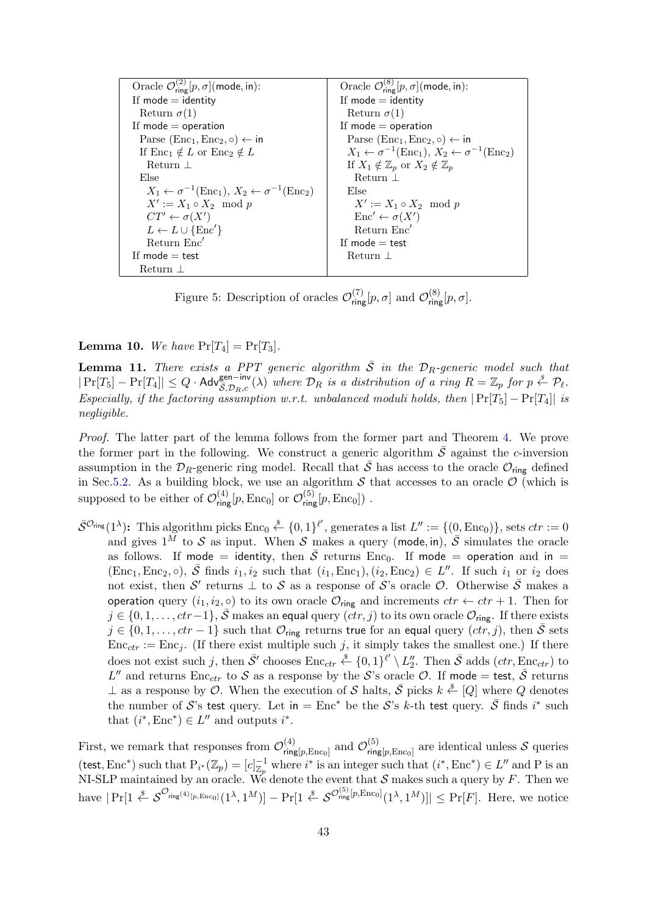| Oracle $\mathcal{O}^{(2)}_{\mathsf{ring}}[p, \sigma](\mathsf{mode}, \mathsf{in})$: | Oracle $\mathcal{O}^{(8)}_{\mathsf{ring}}[p, \sigma](\mathsf{mode}, \mathsf{in})$: |
|---|---|
| If $\mathsf{mode} = \mathsf{identity}$ | If $\mathsf{mode} = \mathsf{identity}$ |
| Return $\sigma(1)$ | Return $\sigma(1)$ |
| If $\mathsf{mode} = \mathsf{operation}$ | If $\mathsf{mode} = \mathsf{operation}$ |
| Parse $(\mathrm{Enc}_1, \mathrm{Enc}_2, \circ) \leftarrow \mathsf{in}$ | Parse $(\mathrm{Enc}_1, \mathrm{Enc}_2, \circ) \leftarrow \mathsf{in}$ |
| If $\mathrm{Enc}_1 \notin L$ or $\mathrm{Enc}_2 \notin L$ | $X_1 \leftarrow \sigma^{-1}(\mathrm{Enc}_1)$, $X_2 \leftarrow \sigma^{-1}(\mathrm{Enc}_2)$ |
| Return $\perp$ | If $X_1 \notin \mathbb{Z}_p$ or $X_2 \notin \mathbb{Z}_p$ |
| Else | Return $\perp$ |
| $X_1 \leftarrow \sigma^{-1}(\mathrm{Enc}_1)$, $X_2 \leftarrow \sigma^{-1}(\mathrm{Enc}_2)$ | Else |
| $X' := X_1 \circ X_2 \mod p$ | $X' := X_1 \circ X_2 \mod p$ |
| $CT' \leftarrow \sigma(X')$ | $\mathrm{Enc}' \leftarrow \sigma(X')$ |
| $L \leftarrow L \cup \{\mathrm{Enc}'\}$ | Return $\mathrm{Enc}'$ |
| Return $\mathrm{Enc}'$ | If $\mathsf{mode} = \mathsf{test}$ |
| If $\mathsf{mode} = \mathsf{test}$ | Return $\perp$ |
| Return $\perp$ | |

Figure 5: Description of oracles $\mathcal{O}^{(7)}_{\mathsf{ring}}[p, \sigma]$ and $\mathcal{O}^{(8)}_{\mathsf{ring}}[p, \sigma]$.

**Lemma 10.** *We have* $\Pr[T_4] = \Pr[T_3]$.

**Lemma 11.** *There exists a PPT generic algorithm* $\bar{\mathcal{S}}$ *in the* $\mathcal{D}_R$*-generic model such that* $|\Pr[T_5] - \Pr[T_4]| \leq Q \cdot \mathsf{Adv}^{\mathsf{gen-inv}}_{\bar{\mathcal{S}}, \mathcal{D}_R, c}(\lambda)$ *where* $\mathcal{D}_R$ *is a distribution of a ring* $R = \mathbb{Z}_p$ *for* $p \xleftarrow{\$} \mathcal{P}_\ell$*. Especially, if the factoring assumption w.r.t. unbalanced moduli holds, then* $|\Pr[T_5] - \Pr[T_4]|$ *is negligible.*

*Proof.* The latter part of the lemma follows from the former part and Theorem 4. We prove the former part in the following. We construct a generic algorithm $\bar{\mathcal{S}}$ against the $c$-inversion assumption in the $\mathcal{D}_R$-generic ring model. Recall that $\bar{\mathcal{S}}$ has access to the oracle $\mathcal{O}_{\mathsf{ring}}$ defined in Sec.5.2. As a building block, we use an algorithm $\mathcal{S}$ that accesses to an oracle $\mathcal{O}$ (which is supposed to be either of $\mathcal{O}^{(4)}_{\mathsf{ring}}[p, \mathrm{Enc}_0]$ or $\mathcal{O}^{(5)}_{\mathsf{ring}}[p, \mathrm{Enc}_0]$) .

$\bar{\mathcal{S}}^{\mathcal{O}_{\mathsf{ring}}}(1^\lambda)$**:** This algorithm picks $\mathrm{Enc}_0 \xleftarrow{\$} \{0,1\}^{\ell'}$, generates a list $L'' := \{(0, \mathrm{Enc}_0)\}$, sets $ctr := 0$ and gives $1^M$ to $\mathcal{S}$ as input. When $\mathcal{S}$ makes a query $(\mathsf{mode}, \mathsf{in})$, $\bar{\mathcal{S}}$ simulates the oracle as follows. If $\mathsf{mode} = \mathsf{identity}$, then $\bar{\mathcal{S}}$ returns $\mathrm{Enc}_0$. If $\mathsf{mode} = \mathsf{operation}$ and $\mathsf{in} = (\mathrm{Enc}_1, \mathrm{Enc}_2, \circ)$, $\bar{\mathcal{S}}$ finds $i_1, i_2$ such that $(i_1, \mathrm{Enc}_1), (i_2, \mathrm{Enc}_2) \in L''$. If such $i_1$ or $i_2$ does not exist, then $\mathcal{S}'$ returns $\perp$ to $\mathcal{S}$ as a response of $\mathcal{S}$'s oracle $\mathcal{O}$. Otherwise $\bar{\mathcal{S}}$ makes a $\mathsf{operation}$ query $(i_1, i_2, \circ)$ to its own oracle $\mathcal{O}_{\mathsf{ring}}$ and increments $ctr \leftarrow ctr + 1$. Then for $j \in \{0, 1, \ldots, ctr-1\}$, $\bar{\mathcal{S}}$ makes an $\mathsf{equal}$ query $(ctr, j)$ to its own oracle $\mathcal{O}_{\mathsf{ring}}$. If there exists $j \in \{0, 1, \ldots, ctr-1\}$ such that $\mathcal{O}_{\mathsf{ring}}$ returns $\mathsf{true}$ for an $\mathsf{equal}$ query $(ctr, j)$, then $\bar{\mathcal{S}}$ sets $\mathrm{Enc}_{ctr} := \mathrm{Enc}_j$. (If there exist multiple such $j$, it simply takes the smallest one.) If there does not exist such $j$, then $\bar{\mathcal{S}}'$ chooses $\mathrm{Enc}_{ctr} \xleftarrow{\$} \{0,1\}^{\ell'} \setminus L''_2$. Then $\bar{\mathcal{S}}$ adds $(ctr, \mathrm{Enc}_{ctr})$ to $L''$ and returns $\mathrm{Enc}_{ctr}$ to $\mathcal{S}$ as a response by the $\mathcal{S}$'s oracle $\mathcal{O}$. If $\mathsf{mode} = \mathsf{test}$, $\bar{\mathcal{S}}$ returns $\perp$ as a response by $\mathcal{O}$. When the execution of $\mathcal{S}$ halts, $\bar{\mathcal{S}}$ picks $k \xleftarrow{\$} [Q]$ where $Q$ denotes the number of $\mathcal{S}$'s $\mathsf{test}$ query. Let $\mathsf{in} = \mathrm{Enc}^*$ be the $\mathcal{S}$'s $k$-th $\mathsf{test}$ query. $\bar{\mathcal{S}}$ finds $i^*$ such that $(i^*, \mathrm{Enc}^*) \in L''$ and outputs $i^*$.

First, we remark that responses from $\mathcal{O}^{(4)}_{\mathsf{ring}[p,\mathrm{Enc}_0]}$ and $\mathcal{O}^{(5)}_{\mathsf{ring}[p,\mathrm{Enc}_0]}$ are identical unless $\mathcal{S}$ queries $(\mathsf{test}, \mathrm{Enc}^*)$ such that $\mathrm{P}_{i^*}(\mathbb{Z}_p) = [c]^{-1}_{\mathbb{Z}_p}$ where $i^*$ is an integer such that $(i^*, \mathrm{Enc}^*) \in L''$ and P is an NI-SLP maintained by an oracle. We denote the event that $\mathcal{S}$ makes such a query by $F$. Then we have $|\Pr[1 \xleftarrow{\$} \mathcal{S}^{\mathcal{O}_{\mathsf{ring}}(4)[p,\mathrm{Enc}_0]}(1^\lambda, 1^M)] - \Pr[1 \xleftarrow{\$} \mathcal{S}^{\mathcal{O}^{(5)}_{\mathsf{ring}}[p,\mathrm{Enc}_0]}(1^\lambda, 1^M)]| \leq \Pr[F]$. Here, we notice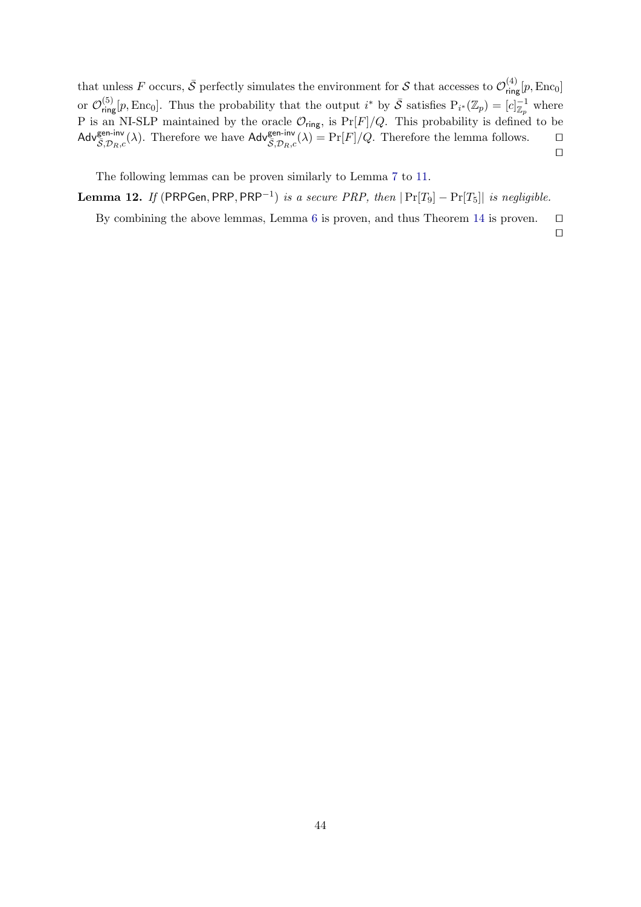that unless $F$ occurs, $\bar{\mathcal{S}}$ perfectly simulates the environment for $\mathcal{S}$ that accesses to $\mathcal{O}^{(4)}_{\mathsf{ring}}[p, \mathrm{Enc}_0]$ or $\mathcal{O}^{(5)}_{\mathsf{ring}}[p, \mathrm{Enc}_0]$. Thus the probability that the output $i^*$ by $\bar{\mathcal{S}}$ satisfies $\mathrm{P}_{i^*}(\mathbb{Z}_p) = [c]^{-1}_{\mathbb{Z}_p}$ where P is an NI-SLP maintained by the oracle $\mathcal{O}_{\mathsf{ring}}$, is $\Pr[F]/Q$. This probability is defined to be $\mathsf{Adv}^{\mathsf{gen\text{-}inv}}_{\bar{\mathcal{S}},\mathcal{D}_R,c}(\lambda)$. Therefore we have $\mathsf{Adv}^{\mathsf{gen\text{-}inv}}_{\bar{\mathcal{S}},\mathcal{D}_R,c}(\lambda) = \Pr[F]/Q$. Therefore the lemma follows. □

□

The following lemmas can be proven similarly to Lemma 7 to 11.

**Lemma 12.** *If* $(\mathsf{PRPGen}, \mathsf{PRP}, \mathsf{PRP}^{-1})$ *is a secure PRP, then* $|\Pr[T_9] - \Pr[T_5]|$ *is negligible.*

By combining the above lemmas, Lemma 6 is proven, and thus Theorem 14 is proven. □

□